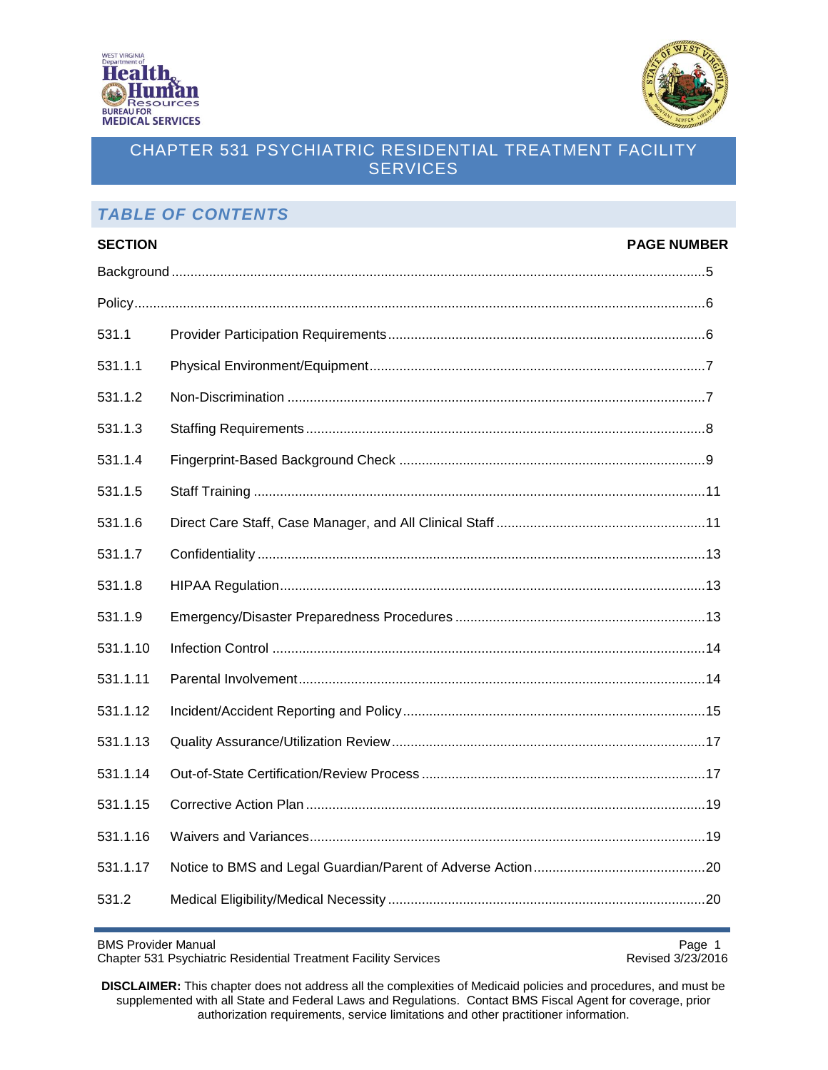# CHAPTER 531 PSYCHIATRIC RESIDENTIAL TREATMENT FACILITY SERVICES

## *TABLE OF CONTENTS*

| SECTION | | PAGE NUMBER |
|---|---|---|
| Background | | 5 |
| Policy | | 6 |
| 531.1 | Provider Participation Requirements | 6 |
| 531.1.1 | Physical Environment/Equipment | 7 |
| 531.1.2 | Non-Discrimination | 7 |
| 531.1.3 | Staffing Requirements | 8 |
| 531.1.4 | Fingerprint-Based Background Check | 9 |
| 531.1.5 | Staff Training | 11 |
| 531.1.6 | Direct Care Staff, Case Manager, and All Clinical Staff | 11 |
| 531.1.7 | Confidentiality | 13 |
| 531.1.8 | HIPAA Regulation | 13 |
| 531.1.9 | Emergency/Disaster Preparedness Procedures | 13 |
| 531.1.10 | Infection Control | 14 |
| 531.1.11 | Parental Involvement | 14 |
| 531.1.12 | Incident/Accident Reporting and Policy | 15 |
| 531.1.13 | Quality Assurance/Utilization Review | 17 |
| 531.1.14 | Out-of-State Certification/Review Process | 17 |
| 531.1.15 | Corrective Action Plan | 19 |
| 531.1.16 | Waivers and Variances | 19 |
| 531.1.17 | Notice to BMS and Legal Guardian/Parent of Adverse Action | 20 |
| 531.2 | Medical Eligibility/Medical Necessity | 20 |

**DISCLAIMER:** This chapter does not address all the complexities of Medicaid policies and procedures, and must be supplemented with all State and Federal Laws and Regulations. Contact BMS Fiscal Agent for coverage, prior authorization requirements, service limitations and other practitioner information.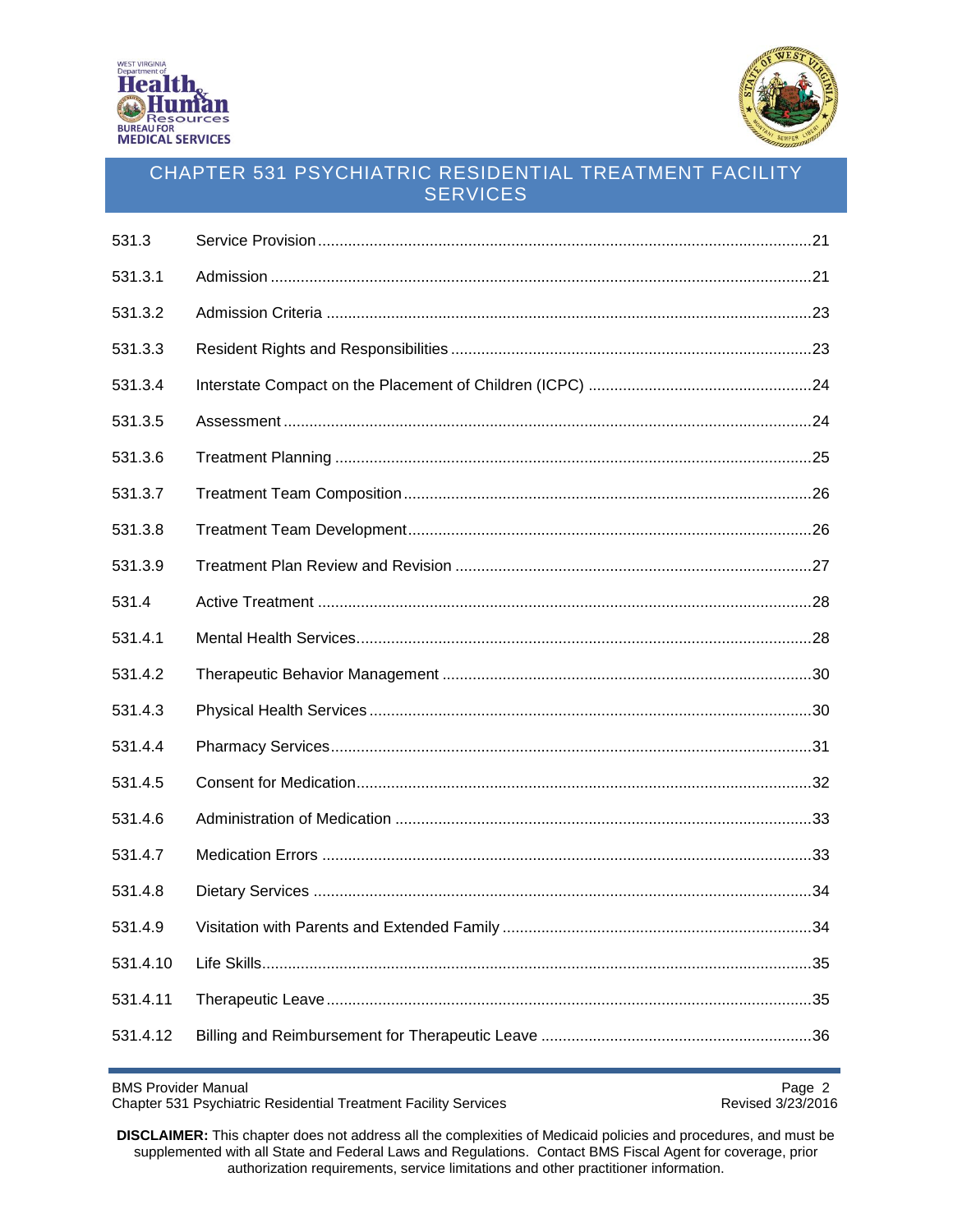| | | |
|---|---|---|
| 531.3 | Service Provision | 21 |
| 531.3.1 | Admission | 21 |
| 531.3.2 | Admission Criteria | 23 |
| 531.3.3 | Resident Rights and Responsibilities | 23 |
| 531.3.4 | Interstate Compact on the Placement of Children (ICPC) | 24 |
| 531.3.5 | Assessment | 24 |
| 531.3.6 | Treatment Planning | 25 |
| 531.3.7 | Treatment Team Composition | 26 |
| 531.3.8 | Treatment Team Development | 26 |
| 531.3.9 | Treatment Plan Review and Revision | 27 |
| 531.4 | Active Treatment | 28 |
| 531.4.1 | Mental Health Services | 28 |
| 531.4.2 | Therapeutic Behavior Management | 30 |
| 531.4.3 | Physical Health Services | 30 |
| 531.4.4 | Pharmacy Services | 31 |
| 531.4.5 | Consent for Medication | 32 |
| 531.4.6 | Administration of Medication | 33 |
| 531.4.7 | Medication Errors | 33 |
| 531.4.8 | Dietary Services | 34 |
| 531.4.9 | Visitation with Parents and Extended Family | 34 |
| 531.4.10 | Life Skills | 35 |
| 531.4.11 | Therapeutic Leave | 35 |
| 531.4.12 | Billing and Reimbursement for Therapeutic Leave | 36 |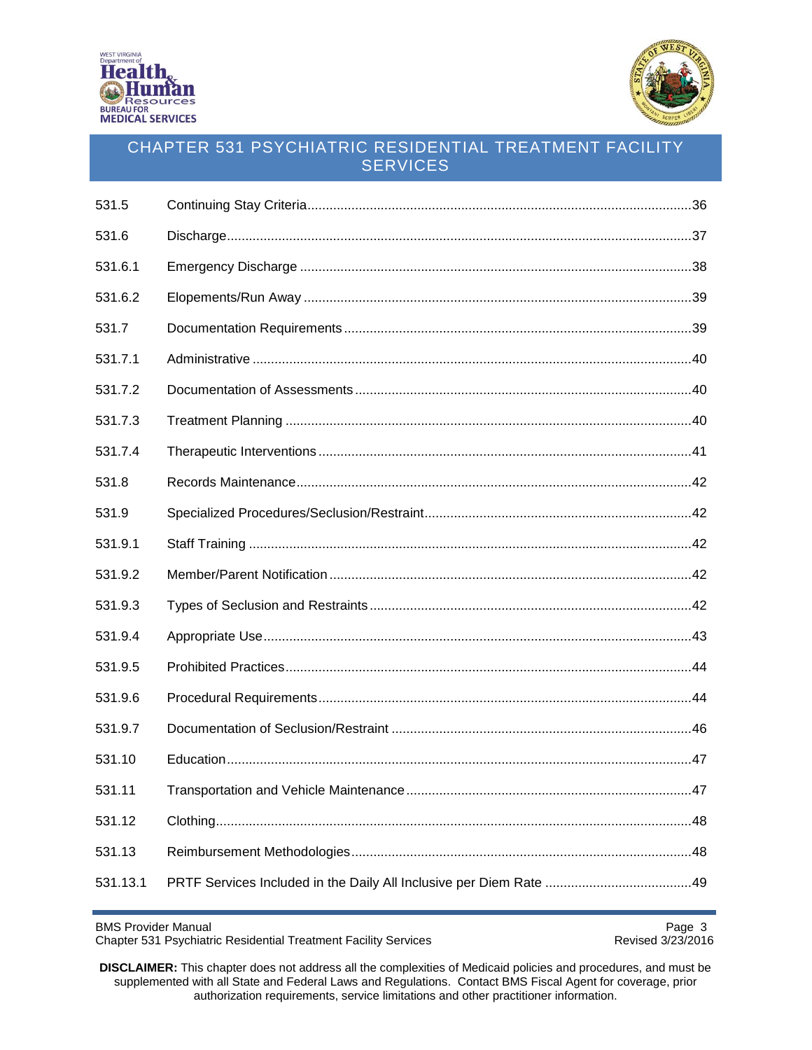| | | |
|---|---|---|
| 531.5 | Continuing Stay Criteria | 36 |
| 531.6 | Discharge | 37 |
| 531.6.1 | Emergency Discharge | 38 |
| 531.6.2 | Elopements/Run Away | 39 |
| 531.7 | Documentation Requirements | 39 |
| 531.7.1 | Administrative | 40 |
| 531.7.2 | Documentation of Assessments | 40 |
| 531.7.3 | Treatment Planning | 40 |
| 531.7.4 | Therapeutic Interventions | 41 |
| 531.8 | Records Maintenance | 42 |
| 531.9 | Specialized Procedures/Seclusion/Restraint | 42 |
| 531.9.1 | Staff Training | 42 |
| 531.9.2 | Member/Parent Notification | 42 |
| 531.9.3 | Types of Seclusion and Restraints | 42 |
| 531.9.4 | Appropriate Use | 43 |
| 531.9.5 | Prohibited Practices | 44 |
| 531.9.6 | Procedural Requirements | 44 |
| 531.9.7 | Documentation of Seclusion/Restraint | 46 |
| 531.10 | Education | 47 |
| 531.11 | Transportation and Vehicle Maintenance | 47 |
| 531.12 | Clothing | 48 |
| 531.13 | Reimbursement Methodologies | 48 |
| 531.13.1 | PRTF Services Included in the Daily All Inclusive per Diem Rate | 49 |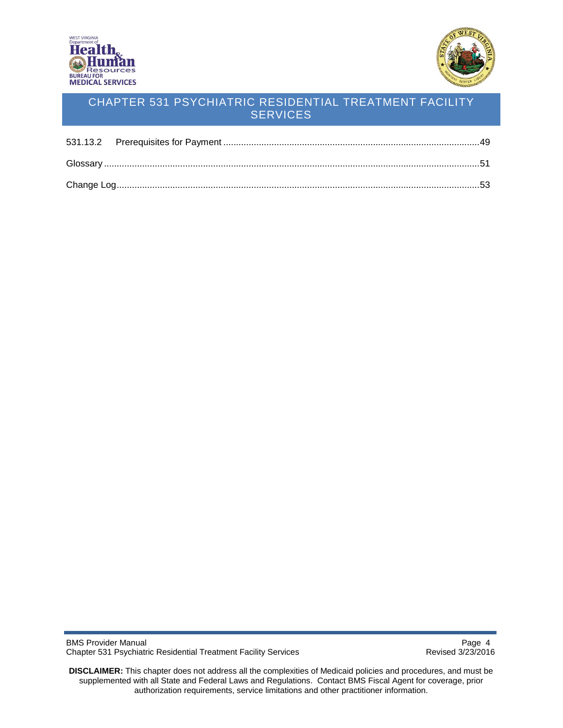531.13.2 Prerequisites for Payment ....................................................................................................49

Glossary ..................................................................................................................................................51

Change Log.............................................................................................................................................53

**DISCLAIMER:** This chapter does not address all the complexities of Medicaid policies and procedures, and must be supplemented with all State and Federal Laws and Regulations. Contact BMS Fiscal Agent for coverage, prior authorization requirements, service limitations and other practitioner information.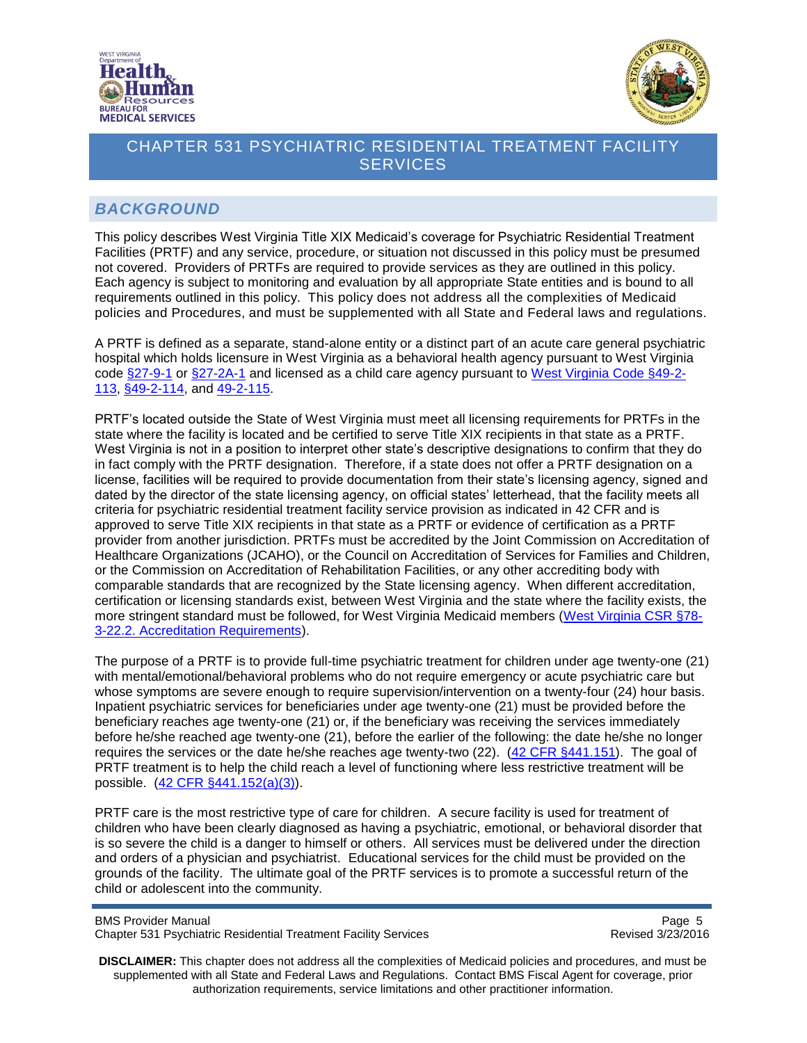# CHAPTER 531 PSYCHIATRIC RESIDENTIAL TREATMENT FACILITY SERVICES

## BACKGROUND

This policy describes West Virginia Title XIX Medicaid's coverage for Psychiatric Residential Treatment Facilities (PRTF) and any service, procedure, or situation not discussed in this policy must be presumed not covered. Providers of PRTFs are required to provide services as they are outlined in this policy. Each agency is subject to monitoring and evaluation by all appropriate State entities and is bound to all requirements outlined in this policy. This policy does not address all the complexities of Medicaid policies and Procedures, and must be supplemented with all State and Federal laws and regulations.

A PRTF is defined as a separate, stand-alone entity or a distinct part of an acute care general psychiatric hospital which holds licensure in West Virginia as a behavioral health agency pursuant to West Virginia code §27-9-1 or §27-2A-1 and licensed as a child care agency pursuant to West Virginia Code §49-2-113, §49-2-114, and 49-2-115.

PRTF's located outside the State of West Virginia must meet all licensing requirements for PRTFs in the state where the facility is located and be certified to serve Title XIX recipients in that state as a PRTF. West Virginia is not in a position to interpret other state's descriptive designations to confirm that they do in fact comply with the PRTF designation. Therefore, if a state does not offer a PRTF designation on a license, facilities will be required to provide documentation from their state's licensing agency, signed and dated by the director of the state licensing agency, on official states' letterhead, that the facility meets all criteria for psychiatric residential treatment facility service provision as indicated in 42 CFR and is approved to serve Title XIX recipients in that state as a PRTF or evidence of certification as a PRTF provider from another jurisdiction. PRTFs must be accredited by the Joint Commission on Accreditation of Healthcare Organizations (JCAHO), or the Council on Accreditation of Services for Families and Children, or the Commission on Accreditation of Rehabilitation Facilities, or any other accrediting body with comparable standards that are recognized by the State licensing agency. When different accreditation, certification or licensing standards exist, between West Virginia and the state where the facility exists, the more stringent standard must be followed, for West Virginia Medicaid members (West Virginia CSR §78-3-22.2. Accreditation Requirements).

The purpose of a PRTF is to provide full-time psychiatric treatment for children under age twenty-one (21) with mental/emotional/behavioral problems who do not require emergency or acute psychiatric care but whose symptoms are severe enough to require supervision/intervention on a twenty-four (24) hour basis. Inpatient psychiatric services for beneficiaries under age twenty-one (21) must be provided before the beneficiary reaches age twenty-one (21) or, if the beneficiary was receiving the services immediately before he/she reached age twenty-one (21), before the earlier of the following: the date he/she no longer requires the services or the date he/she reaches age twenty-two (22). (42 CFR §441.151). The goal of PRTF treatment is to help the child reach a level of functioning where less restrictive treatment will be possible. (42 CFR §441.152(a)(3)).

PRTF care is the most restrictive type of care for children. A secure facility is used for treatment of children who have been clearly diagnosed as having a psychiatric, emotional, or behavioral disorder that is so severe the child is a danger to himself or others. All services must be delivered under the direction and orders of a physician and psychiatrist. Educational services for the child must be provided on the grounds of the facility. The ultimate goal of the PRTF services is to promote a successful return of the child or adolescent into the community.

**DISCLAIMER:** This chapter does not address all the complexities of Medicaid policies and procedures, and must be supplemented with all State and Federal Laws and Regulations. Contact BMS Fiscal Agent for coverage, prior authorization requirements, service limitations and other practitioner information.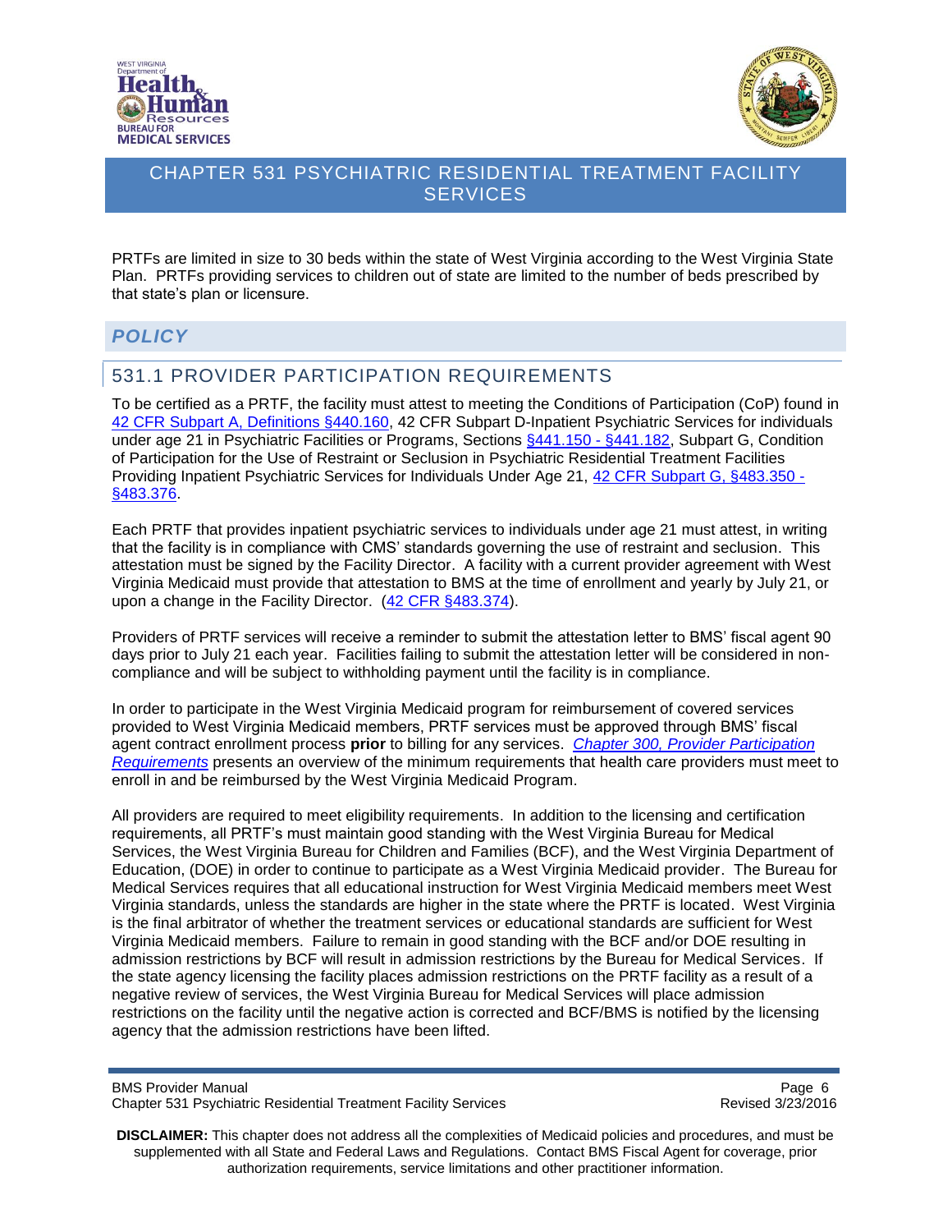PRTFs are limited in size to 30 beds within the state of West Virginia according to the West Virginia State Plan. PRTFs providing services to children out of state are limited to the number of beds prescribed by that state's plan or licensure.

## *POLICY*

## 531.1 PROVIDER PARTICIPATION REQUIREMENTS

To be certified as a PRTF, the facility must attest to meeting the Conditions of Participation (CoP) found in 42 CFR Subpart A, Definitions §440.160, 42 CFR Subpart D-Inpatient Psychiatric Services for individuals under age 21 in Psychiatric Facilities or Programs, Sections §441.150 - §441.182, Subpart G, Condition of Participation for the Use of Restraint or Seclusion in Psychiatric Residential Treatment Facilities Providing Inpatient Psychiatric Services for Individuals Under Age 21, 42 CFR Subpart G, §483.350 - §483.376.

Each PRTF that provides inpatient psychiatric services to individuals under age 21 must attest, in writing that the facility is in compliance with CMS' standards governing the use of restraint and seclusion. This attestation must be signed by the Facility Director. A facility with a current provider agreement with West Virginia Medicaid must provide that attestation to BMS at the time of enrollment and yearly by July 21, or upon a change in the Facility Director. (42 CFR §483.374).

Providers of PRTF services will receive a reminder to submit the attestation letter to BMS' fiscal agent 90 days prior to July 21 each year. Facilities failing to submit the attestation letter will be considered in non-compliance and will be subject to withholding payment until the facility is in compliance.

In order to participate in the West Virginia Medicaid program for reimbursement of covered services provided to West Virginia Medicaid members, PRTF services must be approved through BMS' fiscal agent contract enrollment process **prior** to billing for any services. *Chapter 300, Provider Participation Requirements* presents an overview of the minimum requirements that health care providers must meet to enroll in and be reimbursed by the West Virginia Medicaid Program.

All providers are required to meet eligibility requirements. In addition to the licensing and certification requirements, all PRTF's must maintain good standing with the West Virginia Bureau for Medical Services, the West Virginia Bureau for Children and Families (BCF), and the West Virginia Department of Education, (DOE) in order to continue to participate as a West Virginia Medicaid provider. The Bureau for Medical Services requires that all educational instruction for West Virginia Medicaid members meet West Virginia standards, unless the standards are higher in the state where the PRTF is located. West Virginia is the final arbitrator of whether the treatment services or educational standards are sufficient for West Virginia Medicaid members. Failure to remain in good standing with the BCF and/or DOE resulting in admission restrictions by BCF will result in admission restrictions by the Bureau for Medical Services. If the state agency licensing the facility places admission restrictions on the PRTF facility as a result of a negative review of services, the West Virginia Bureau for Medical Services will place admission restrictions on the facility until the negative action is corrected and BCF/BMS is notified by the licensing agency that the admission restrictions have been lifted.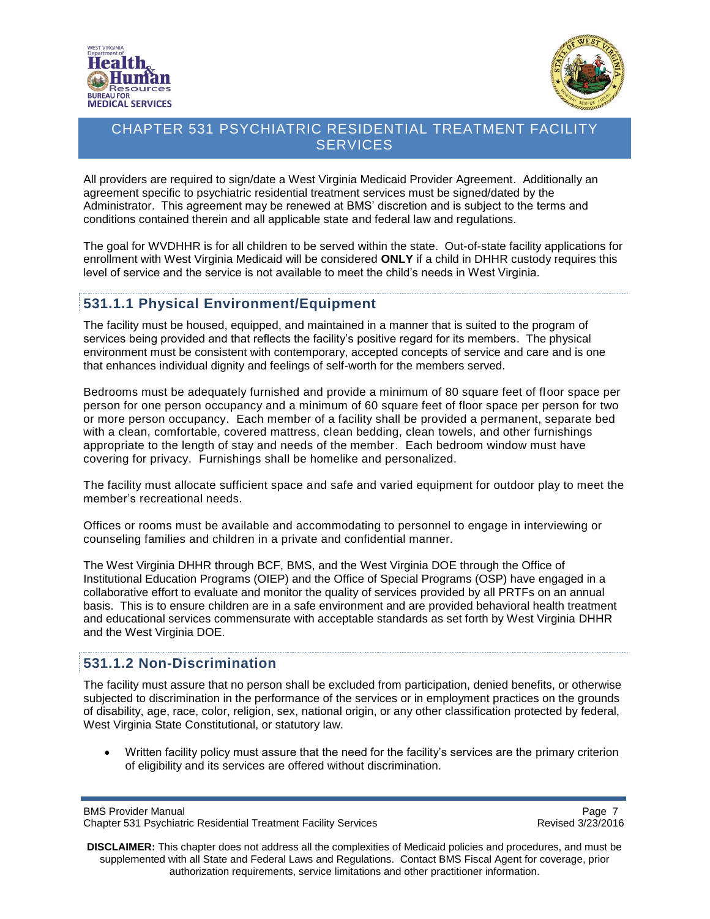All providers are required to sign/date a West Virginia Medicaid Provider Agreement. Additionally an agreement specific to psychiatric residential treatment services must be signed/dated by the Administrator. This agreement may be renewed at BMS' discretion and is subject to the terms and conditions contained therein and all applicable state and federal law and regulations.

The goal for WVDHHR is for all children to be served within the state. Out-of-state facility applications for enrollment with West Virginia Medicaid will be considered **ONLY** if a child in DHHR custody requires this level of service and the service is not available to meet the child's needs in West Virginia.

### 531.1.1 Physical Environment/Equipment

The facility must be housed, equipped, and maintained in a manner that is suited to the program of services being provided and that reflects the facility's positive regard for its members. The physical environment must be consistent with contemporary, accepted concepts of service and care and is one that enhances individual dignity and feelings of self-worth for the members served.

Bedrooms must be adequately furnished and provide a minimum of 80 square feet of floor space per person for one person occupancy and a minimum of 60 square feet of floor space per person for two or more person occupancy. Each member of a facility shall be provided a permanent, separate bed with a clean, comfortable, covered mattress, clean bedding, clean towels, and other furnishings appropriate to the length of stay and needs of the member. Each bedroom window must have covering for privacy. Furnishings shall be homelike and personalized.

The facility must allocate sufficient space and safe and varied equipment for outdoor play to meet the member's recreational needs.

Offices or rooms must be available and accommodating to personnel to engage in interviewing or counseling families and children in a private and confidential manner.

The West Virginia DHHR through BCF, BMS, and the West Virginia DOE through the Office of Institutional Education Programs (OIEP) and the Office of Special Programs (OSP) have engaged in a collaborative effort to evaluate and monitor the quality of services provided by all PRTFs on an annual basis. This is to ensure children are in a safe environment and are provided behavioral health treatment and educational services commensurate with acceptable standards as set forth by West Virginia DHHR and the West Virginia DOE.

### 531.1.2 Non-Discrimination

The facility must assure that no person shall be excluded from participation, denied benefits, or otherwise subjected to discrimination in the performance of the services or in employment practices on the grounds of disability, age, race, color, religion, sex, national origin, or any other classification protected by federal, West Virginia State Constitutional, or statutory law.

- Written facility policy must assure that the need for the facility's services are the primary criterion of eligibility and its services are offered without discrimination.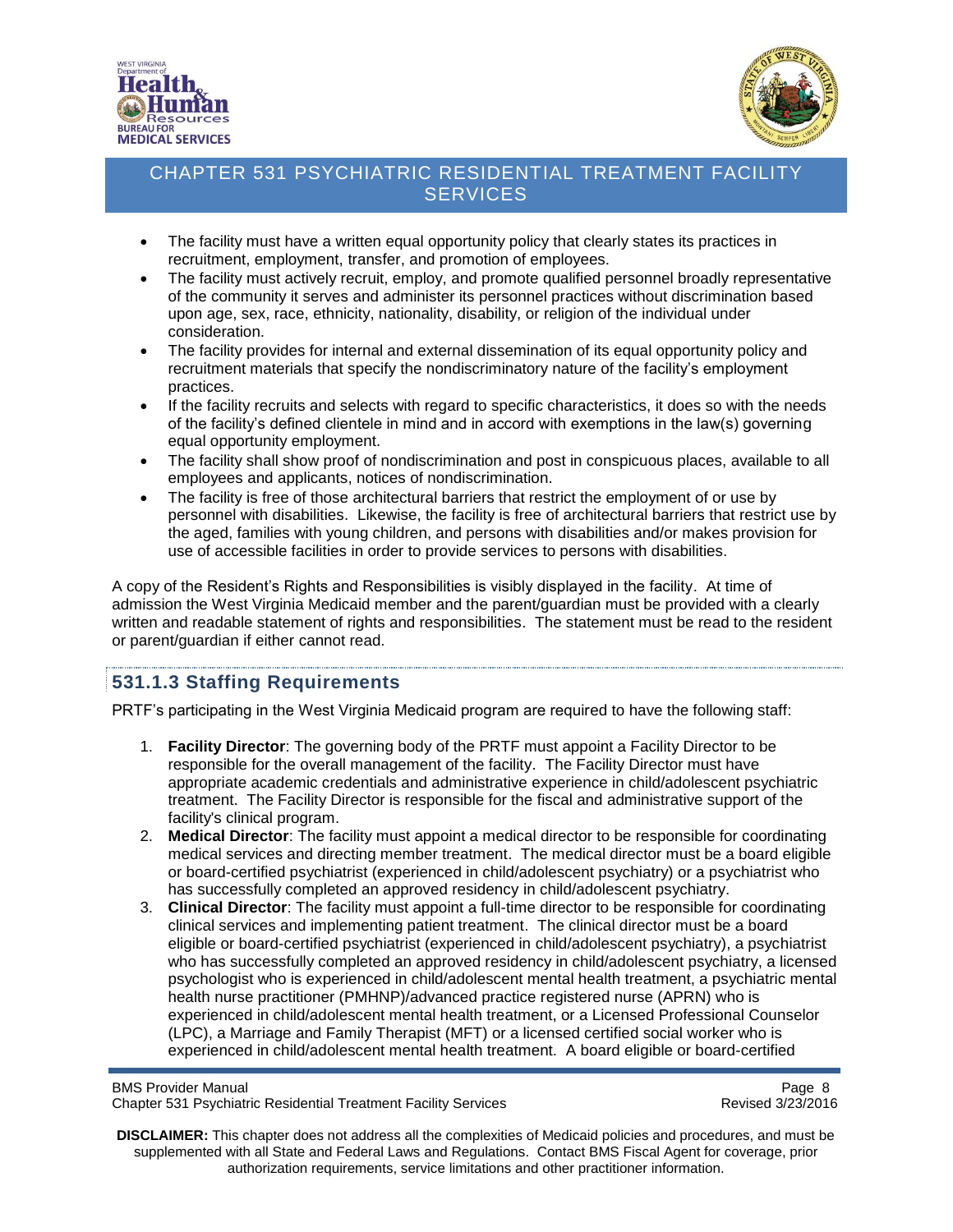- The facility must have a written equal opportunity policy that clearly states its practices in recruitment, employment, transfer, and promotion of employees.
- The facility must actively recruit, employ, and promote qualified personnel broadly representative of the community it serves and administer its personnel practices without discrimination based upon age, sex, race, ethnicity, nationality, disability, or religion of the individual under consideration.
- The facility provides for internal and external dissemination of its equal opportunity policy and recruitment materials that specify the nondiscriminatory nature of the facility's employment practices.
- If the facility recruits and selects with regard to specific characteristics, it does so with the needs of the facility's defined clientele in mind and in accord with exemptions in the law(s) governing equal opportunity employment.
- The facility shall show proof of nondiscrimination and post in conspicuous places, available to all employees and applicants, notices of nondiscrimination.
- The facility is free of those architectural barriers that restrict the employment of or use by personnel with disabilities. Likewise, the facility is free of architectural barriers that restrict use by the aged, families with young children, and persons with disabilities and/or makes provision for use of accessible facilities in order to provide services to persons with disabilities.

A copy of the Resident's Rights and Responsibilities is visibly displayed in the facility. At time of admission the West Virginia Medicaid member and the parent/guardian must be provided with a clearly written and readable statement of rights and responsibilities. The statement must be read to the resident or parent/guardian if either cannot read.

## 531.1.3 Staffing Requirements

PRTF's participating in the West Virginia Medicaid program are required to have the following staff:

1. **Facility Director**: The governing body of the PRTF must appoint a Facility Director to be responsible for the overall management of the facility. The Facility Director must have appropriate academic credentials and administrative experience in child/adolescent psychiatric treatment. The Facility Director is responsible for the fiscal and administrative support of the facility's clinical program.
2. **Medical Director**: The facility must appoint a medical director to be responsible for coordinating medical services and directing member treatment. The medical director must be a board eligible or board-certified psychiatrist (experienced in child/adolescent psychiatry) or a psychiatrist who has successfully completed an approved residency in child/adolescent psychiatry.
3. **Clinical Director**: The facility must appoint a full-time director to be responsible for coordinating clinical services and implementing patient treatment. The clinical director must be a board eligible or board-certified psychiatrist (experienced in child/adolescent psychiatry), a psychiatrist who has successfully completed an approved residency in child/adolescent psychiatry, a licensed psychologist who is experienced in child/adolescent mental health treatment, a psychiatric mental health nurse practitioner (PMHNP)/advanced practice registered nurse (APRN) who is experienced in child/adolescent mental health treatment, or a Licensed Professional Counselor (LPC), a Marriage and Family Therapist (MFT) or a licensed certified social worker who is experienced in child/adolescent mental health treatment. A board eligible or board-certified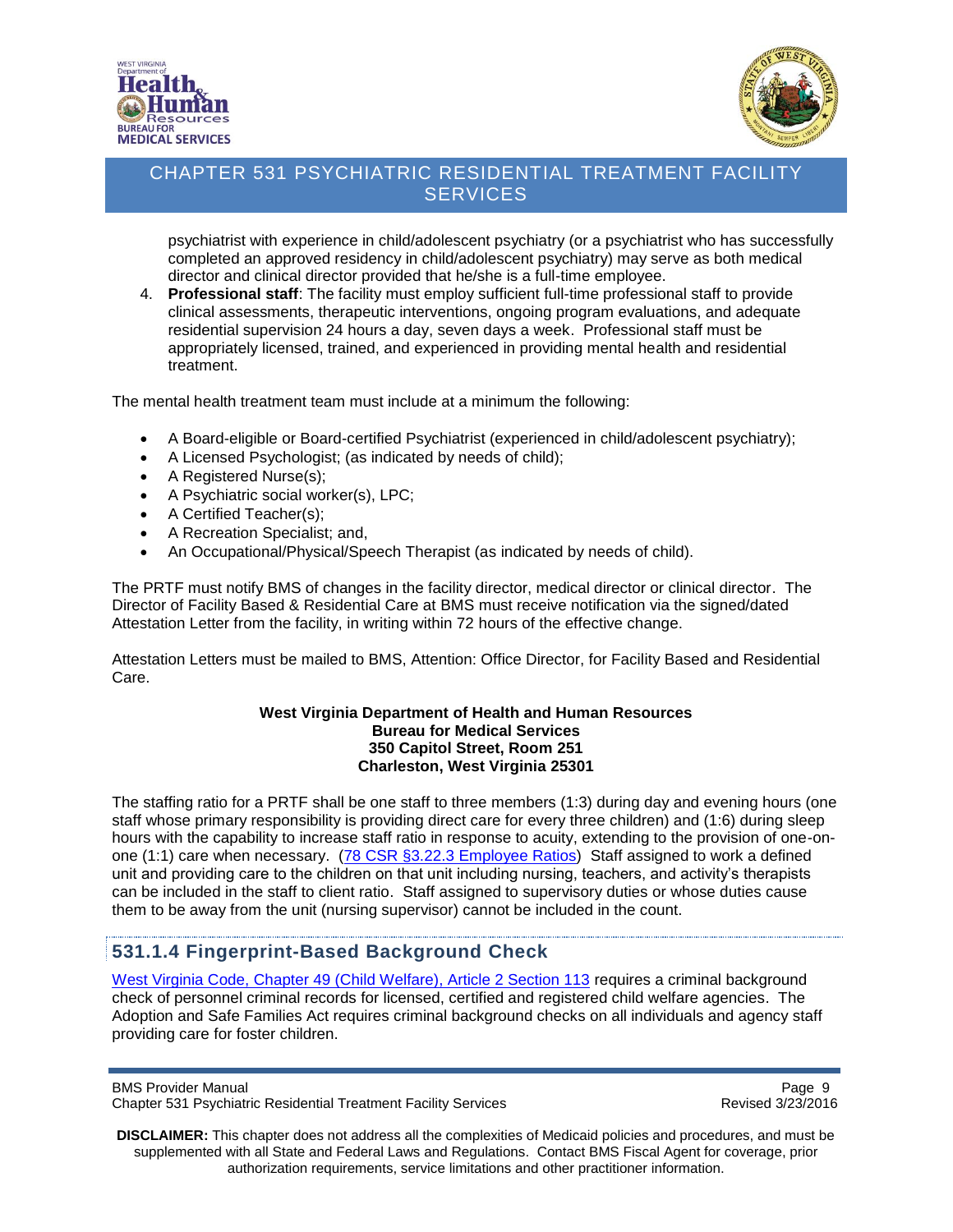psychiatrist with experience in child/adolescent psychiatry (or a psychiatrist who has successfully completed an approved residency in child/adolescent psychiatry) may serve as both medical director and clinical director provided that he/she is a full-time employee.

4. **Professional staff**: The facility must employ sufficient full-time professional staff to provide clinical assessments, therapeutic interventions, ongoing program evaluations, and adequate residential supervision 24 hours a day, seven days a week. Professional staff must be appropriately licensed, trained, and experienced in providing mental health and residential treatment.

The mental health treatment team must include at a minimum the following:

- A Board-eligible or Board-certified Psychiatrist (experienced in child/adolescent psychiatry);
- A Licensed Psychologist; (as indicated by needs of child);
- A Registered Nurse(s);
- A Psychiatric social worker(s), LPC;
- A Certified Teacher(s);
- A Recreation Specialist; and,
- An Occupational/Physical/Speech Therapist (as indicated by needs of child).

The PRTF must notify BMS of changes in the facility director, medical director or clinical director. The Director of Facility Based & Residential Care at BMS must receive notification via the signed/dated Attestation Letter from the facility, in writing within 72 hours of the effective change.

Attestation Letters must be mailed to BMS, Attention: Office Director, for Facility Based and Residential Care.

**West Virginia Department of Health and Human Resources**
**Bureau for Medical Services**
**350 Capitol Street, Room 251**
**Charleston, West Virginia 25301**

The staffing ratio for a PRTF shall be one staff to three members (1:3) during day and evening hours (one staff whose primary responsibility is providing direct care for every three children) and (1:6) during sleep hours with the capability to increase staff ratio in response to acuity, extending to the provision of one-on-one (1:1) care when necessary. (78 CSR §3.22.3 Employee Ratios) Staff assigned to work a defined unit and providing care to the children on that unit including nursing, teachers, and activity's therapists can be included in the staff to client ratio. Staff assigned to supervisory duties or whose duties cause them to be away from the unit (nursing supervisor) cannot be included in the count.

## 531.1.4 Fingerprint-Based Background Check

West Virginia Code, Chapter 49 (Child Welfare), Article 2 Section 113 requires a criminal background check of personnel criminal records for licensed, certified and registered child welfare agencies. The Adoption and Safe Families Act requires criminal background checks on all individuals and agency staff providing care for foster children.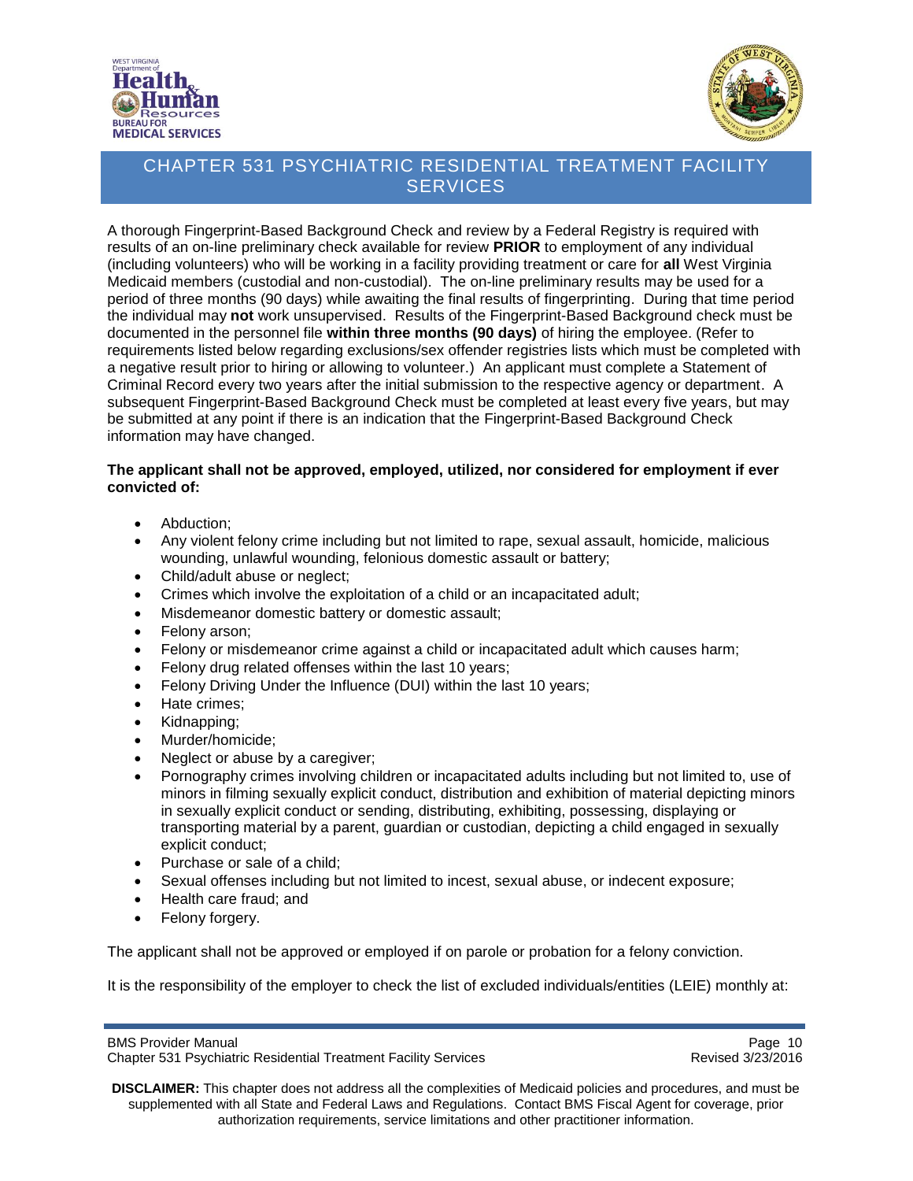A thorough Fingerprint-Based Background Check and review by a Federal Registry is required with results of an on-line preliminary check available for review **PRIOR** to employment of any individual (including volunteers) who will be working in a facility providing treatment or care for **all** West Virginia Medicaid members (custodial and non-custodial). The on-line preliminary results may be used for a period of three months (90 days) while awaiting the final results of fingerprinting. During that time period the individual may **not** work unsupervised. Results of the Fingerprint-Based Background check must be documented in the personnel file **within three months (90 days)** of hiring the employee. (Refer to requirements listed below regarding exclusions/sex offender registries lists which must be completed with a negative result prior to hiring or allowing to volunteer.) An applicant must complete a Statement of Criminal Record every two years after the initial submission to the respective agency or department. A subsequent Fingerprint-Based Background Check must be completed at least every five years, but may be submitted at any point if there is an indication that the Fingerprint-Based Background Check information may have changed.

**The applicant shall not be approved, employed, utilized, nor considered for employment if ever convicted of:**

- Abduction;
- Any violent felony crime including but not limited to rape, sexual assault, homicide, malicious wounding, unlawful wounding, felonious domestic assault or battery;
- Child/adult abuse or neglect;
- Crimes which involve the exploitation of a child or an incapacitated adult;
- Misdemeanor domestic battery or domestic assault;
- Felony arson;
- Felony or misdemeanor crime against a child or incapacitated adult which causes harm;
- Felony drug related offenses within the last 10 years;
- Felony Driving Under the Influence (DUI) within the last 10 years;
- Hate crimes;
- Kidnapping;
- Murder/homicide;
- Neglect or abuse by a caregiver;
- Pornography crimes involving children or incapacitated adults including but not limited to, use of minors in filming sexually explicit conduct, distribution and exhibition of material depicting minors in sexually explicit conduct or sending, distributing, exhibiting, possessing, displaying or transporting material by a parent, guardian or custodian, depicting a child engaged in sexually explicit conduct;
- Purchase or sale of a child;
- Sexual offenses including but not limited to incest, sexual abuse, or indecent exposure;
- Health care fraud; and
- Felony forgery.

The applicant shall not be approved or employed if on parole or probation for a felony conviction.

It is the responsibility of the employer to check the list of excluded individuals/entities (LEIE) monthly at: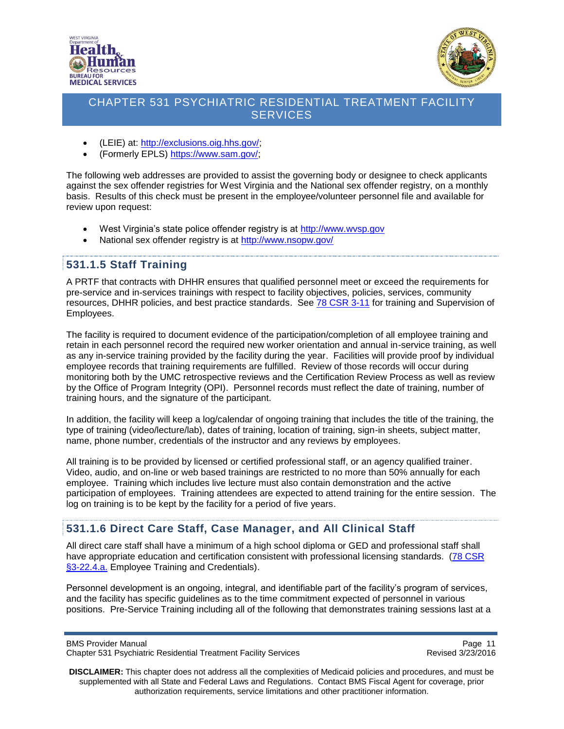- (LEIE) at: http://exclusions.oig.hhs.gov/;
- (Formerly EPLS) https://www.sam.gov/;

The following web addresses are provided to assist the governing body or designee to check applicants against the sex offender registries for West Virginia and the National sex offender registry, on a monthly basis. Results of this check must be present in the employee/volunteer personnel file and available for review upon request:

- West Virginia's state police offender registry is at http://www.wvsp.gov
- National sex offender registry is at http://www.nsopw.gov/

## 531.1.5 Staff Training

A PRTF that contracts with DHHR ensures that qualified personnel meet or exceed the requirements for pre-service and in-services trainings with respect to facility objectives, policies, services, community resources, DHHR policies, and best practice standards. See 78 CSR 3-11 for training and Supervision of Employees.

The facility is required to document evidence of the participation/completion of all employee training and retain in each personnel record the required new worker orientation and annual in-service training, as well as any in-service training provided by the facility during the year. Facilities will provide proof by individual employee records that training requirements are fulfilled. Review of those records will occur during monitoring both by the UMC retrospective reviews and the Certification Review Process as well as review by the Office of Program Integrity (OPI). Personnel records must reflect the date of training, number of training hours, and the signature of the participant.

In addition, the facility will keep a log/calendar of ongoing training that includes the title of the training, the type of training (video/lecture/lab), dates of training, location of training, sign-in sheets, subject matter, name, phone number, credentials of the instructor and any reviews by employees.

All training is to be provided by licensed or certified professional staff, or an agency qualified trainer. Video, audio, and on-line or web based trainings are restricted to no more than 50% annually for each employee. Training which includes live lecture must also contain demonstration and the active participation of employees. Training attendees are expected to attend training for the entire session. The log on training is to be kept by the facility for a period of five years.

## 531.1.6 Direct Care Staff, Case Manager, and All Clinical Staff

All direct care staff shall have a minimum of a high school diploma or GED and professional staff shall have appropriate education and certification consistent with professional licensing standards. (78 CSR §3-22.4.a. Employee Training and Credentials).

Personnel development is an ongoing, integral, and identifiable part of the facility's program of services, and the facility has specific guidelines as to the time commitment expected of personnel in various positions. Pre-Service Training including all of the following that demonstrates training sessions last at a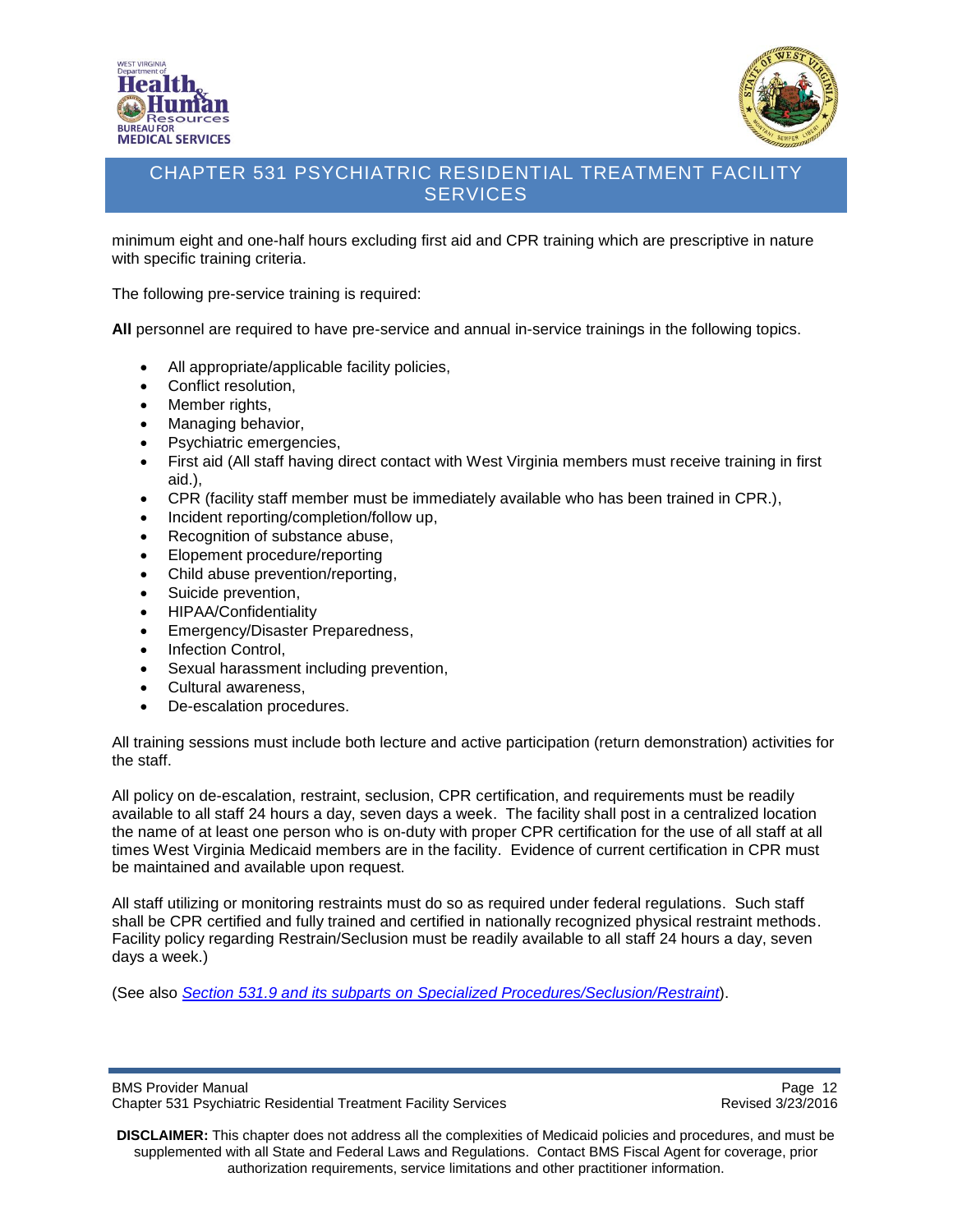minimum eight and one-half hours excluding first aid and CPR training which are prescriptive in nature with specific training criteria.

The following pre-service training is required:

**All** personnel are required to have pre-service and annual in-service trainings in the following topics.

- All appropriate/applicable facility policies,
- Conflict resolution,
- Member rights,
- Managing behavior,
- Psychiatric emergencies,
- First aid (All staff having direct contact with West Virginia members must receive training in first aid.),
- CPR (facility staff member must be immediately available who has been trained in CPR.),
- Incident reporting/completion/follow up,
- Recognition of substance abuse,
- Elopement procedure/reporting
- Child abuse prevention/reporting,
- Suicide prevention,
- HIPAA/Confidentiality
- Emergency/Disaster Preparedness,
- Infection Control,
- Sexual harassment including prevention,
- Cultural awareness,
- De-escalation procedures.

All training sessions must include both lecture and active participation (return demonstration) activities for the staff.

All policy on de-escalation, restraint, seclusion, CPR certification, and requirements must be readily available to all staff 24 hours a day, seven days a week. The facility shall post in a centralized location the name of at least one person who is on-duty with proper CPR certification for the use of all staff at all times West Virginia Medicaid members are in the facility. Evidence of current certification in CPR must be maintained and available upon request.

All staff utilizing or monitoring restraints must do so as required under federal regulations. Such staff shall be CPR certified and fully trained and certified in nationally recognized physical restraint methods. Facility policy regarding Restrain/Seclusion must be readily available to all staff 24 hours a day, seven days a week.)

(See also *Section 531.9 and its subparts on Specialized Procedures/Seclusion/Restraint*).

**DISCLAIMER:** This chapter does not address all the complexities of Medicaid policies and procedures, and must be supplemented with all State and Federal Laws and Regulations. Contact BMS Fiscal Agent for coverage, prior authorization requirements, service limitations and other practitioner information.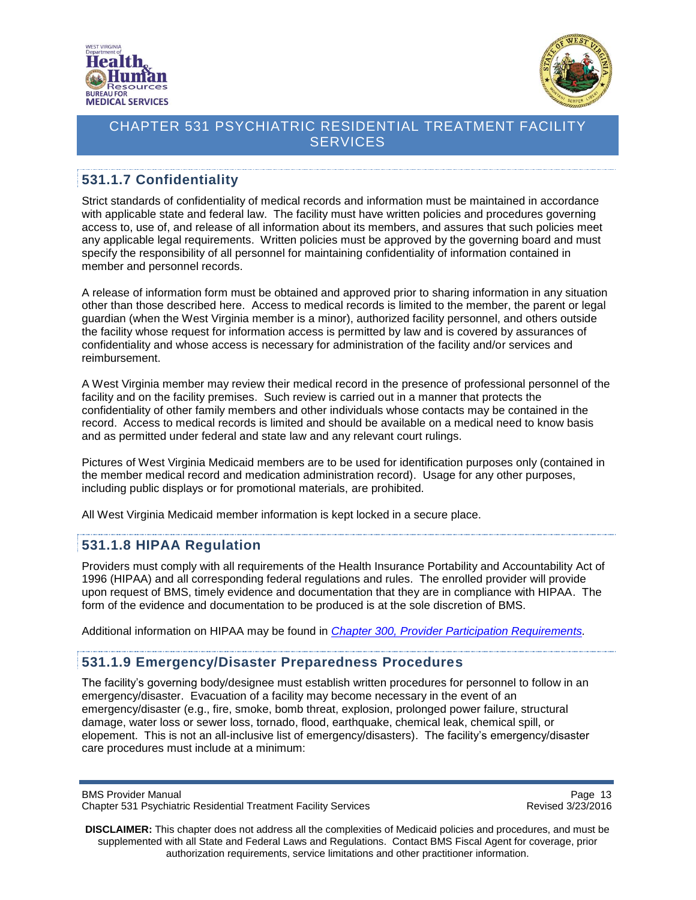## 531.1.7 Confidentiality

Strict standards of confidentiality of medical records and information must be maintained in accordance with applicable state and federal law. The facility must have written policies and procedures governing access to, use of, and release of all information about its members, and assures that such policies meet any applicable legal requirements. Written policies must be approved by the governing board and must specify the responsibility of all personnel for maintaining confidentiality of information contained in member and personnel records.

A release of information form must be obtained and approved prior to sharing information in any situation other than those described here. Access to medical records is limited to the member, the parent or legal guardian (when the West Virginia member is a minor), authorized facility personnel, and others outside the facility whose request for information access is permitted by law and is covered by assurances of confidentiality and whose access is necessary for administration of the facility and/or services and reimbursement.

A West Virginia member may review their medical record in the presence of professional personnel of the facility and on the facility premises. Such review is carried out in a manner that protects the confidentiality of other family members and other individuals whose contacts may be contained in the record. Access to medical records is limited and should be available on a medical need to know basis and as permitted under federal and state law and any relevant court rulings.

Pictures of West Virginia Medicaid members are to be used for identification purposes only (contained in the member medical record and medication administration record). Usage for any other purposes, including public displays or for promotional materials, are prohibited.

All West Virginia Medicaid member information is kept locked in a secure place.

## 531.1.8 HIPAA Regulation

Providers must comply with all requirements of the Health Insurance Portability and Accountability Act of 1996 (HIPAA) and all corresponding federal regulations and rules. The enrolled provider will provide upon request of BMS, timely evidence and documentation that they are in compliance with HIPAA. The form of the evidence and documentation to be produced is at the sole discretion of BMS.

Additional information on HIPAA may be found in *Chapter 300, Provider Participation Requirements*.

## 531.1.9 Emergency/Disaster Preparedness Procedures

The facility's governing body/designee must establish written procedures for personnel to follow in an emergency/disaster. Evacuation of a facility may become necessary in the event of an emergency/disaster (e.g., fire, smoke, bomb threat, explosion, prolonged power failure, structural damage, water loss or sewer loss, tornado, flood, earthquake, chemical leak, chemical spill, or elopement. This is not an all-inclusive list of emergency/disasters). The facility's emergency/disaster care procedures must include at a minimum: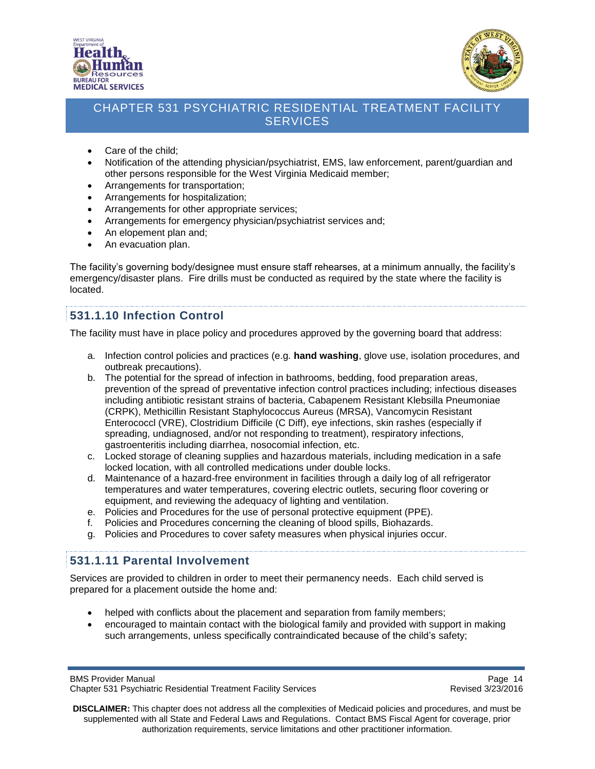- Care of the child;
- Notification of the attending physician/psychiatrist, EMS, law enforcement, parent/guardian and other persons responsible for the West Virginia Medicaid member;
- Arrangements for transportation;
- Arrangements for hospitalization;
- Arrangements for other appropriate services;
- Arrangements for emergency physician/psychiatrist services and;
- An elopement plan and;
- An evacuation plan.

The facility's governing body/designee must ensure staff rehearses, at a minimum annually, the facility's emergency/disaster plans. Fire drills must be conducted as required by the state where the facility is located.

## 531.1.10 Infection Control

The facility must have in place policy and procedures approved by the governing board that address:

a. Infection control policies and practices (e.g. **hand washing**, glove use, isolation procedures, and outbreak precautions).
b. The potential for the spread of infection in bathrooms, bedding, food preparation areas, prevention of the spread of preventative infection control practices including; infectious diseases including antibiotic resistant strains of bacteria, Cabapenem Resistant Klebsilla Pneumoniae (CRPK), Methicillin Resistant Staphylococcus Aureus (MRSA), Vancomycin Resistant Enterococcl (VRE), Clostridium Difficile (C Diff), eye infections, skin rashes (especially if spreading, undiagnosed, and/or not responding to treatment), respiratory infections, gastroenteritis including diarrhea, nosocomial infection, etc.
c. Locked storage of cleaning supplies and hazardous materials, including medication in a safe locked location, with all controlled medications under double locks.
d. Maintenance of a hazard-free environment in facilities through a daily log of all refrigerator temperatures and water temperatures, covering electric outlets, securing floor covering or equipment, and reviewing the adequacy of lighting and ventilation.
e. Policies and Procedures for the use of personal protective equipment (PPE).
f. Policies and Procedures concerning the cleaning of blood spills, Biohazards.
g. Policies and Procedures to cover safety measures when physical injuries occur.

## 531.1.11 Parental Involvement

Services are provided to children in order to meet their permanency needs. Each child served is prepared for a placement outside the home and:

- helped with conflicts about the placement and separation from family members;
- encouraged to maintain contact with the biological family and provided with support in making such arrangements, unless specifically contraindicated because of the child's safety;

**DISCLAIMER:** This chapter does not address all the complexities of Medicaid policies and procedures, and must be supplemented with all State and Federal Laws and Regulations. Contact BMS Fiscal Agent for coverage, prior authorization requirements, service limitations and other practitioner information.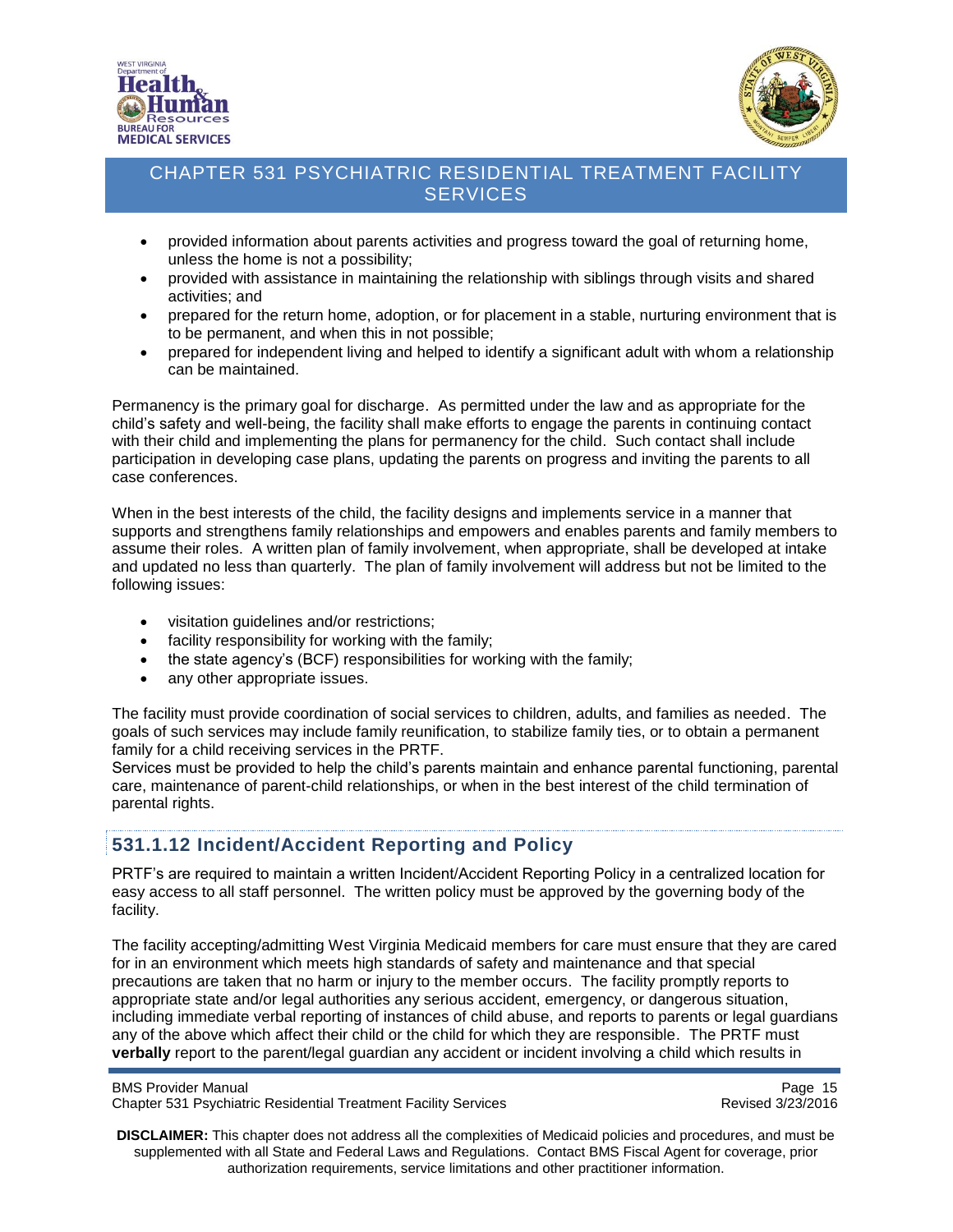- provided information about parents activities and progress toward the goal of returning home, unless the home is not a possibility;
- provided with assistance in maintaining the relationship with siblings through visits and shared activities; and
- prepared for the return home, adoption, or for placement in a stable, nurturing environment that is to be permanent, and when this in not possible;
- prepared for independent living and helped to identify a significant adult with whom a relationship can be maintained.

Permanency is the primary goal for discharge. As permitted under the law and as appropriate for the child's safety and well-being, the facility shall make efforts to engage the parents in continuing contact with their child and implementing the plans for permanency for the child. Such contact shall include participation in developing case plans, updating the parents on progress and inviting the parents to all case conferences.

When in the best interests of the child, the facility designs and implements service in a manner that supports and strengthens family relationships and empowers and enables parents and family members to assume their roles. A written plan of family involvement, when appropriate, shall be developed at intake and updated no less than quarterly. The plan of family involvement will address but not be limited to the following issues:

- visitation guidelines and/or restrictions;
- facility responsibility for working with the family;
- the state agency's (BCF) responsibilities for working with the family;
- any other appropriate issues.

The facility must provide coordination of social services to children, adults, and families as needed. The goals of such services may include family reunification, to stabilize family ties, or to obtain a permanent family for a child receiving services in the PRTF.
Services must be provided to help the child's parents maintain and enhance parental functioning, parental care, maintenance of parent-child relationships, or when in the best interest of the child termination of parental rights.

## 531.1.12 Incident/Accident Reporting and Policy

PRTF's are required to maintain a written Incident/Accident Reporting Policy in a centralized location for easy access to all staff personnel. The written policy must be approved by the governing body of the facility.

The facility accepting/admitting West Virginia Medicaid members for care must ensure that they are cared for in an environment which meets high standards of safety and maintenance and that special precautions are taken that no harm or injury to the member occurs. The facility promptly reports to appropriate state and/or legal authorities any serious accident, emergency, or dangerous situation, including immediate verbal reporting of instances of child abuse, and reports to parents or legal guardians any of the above which affect their child or the child for which they are responsible. The PRTF must **verbally** report to the parent/legal guardian any accident or incident involving a child which results in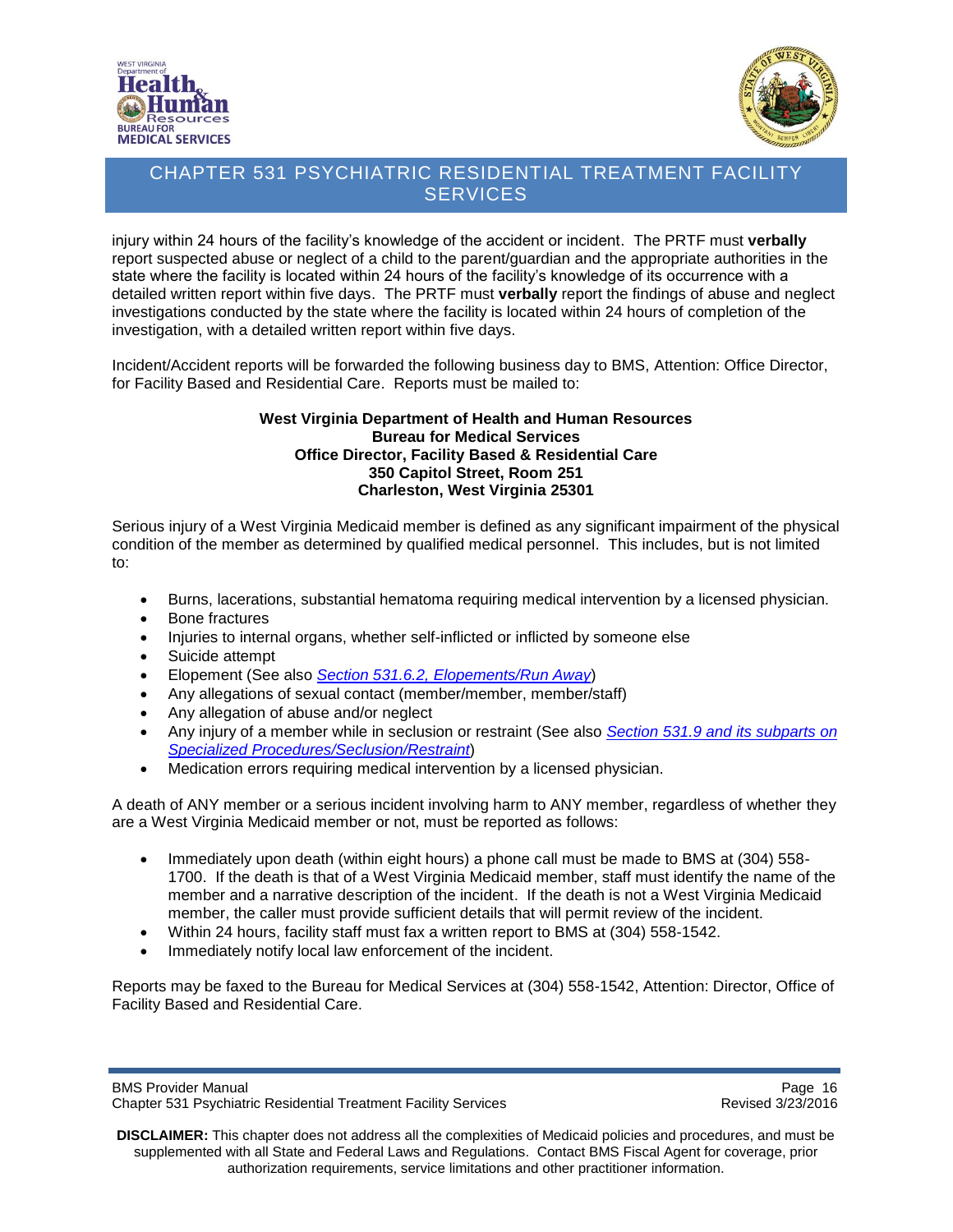injury within 24 hours of the facility's knowledge of the accident or incident. The PRTF must **verbally** report suspected abuse or neglect of a child to the parent/guardian and the appropriate authorities in the state where the facility is located within 24 hours of the facility's knowledge of its occurrence with a detailed written report within five days. The PRTF must **verbally** report the findings of abuse and neglect investigations conducted by the state where the facility is located within 24 hours of completion of the investigation, with a detailed written report within five days.

Incident/Accident reports will be forwarded the following business day to BMS, Attention: Office Director, for Facility Based and Residential Care. Reports must be mailed to:

**West Virginia Department of Health and Human Resources**
**Bureau for Medical Services**
**Office Director, Facility Based & Residential Care**
**350 Capitol Street, Room 251**
**Charleston, West Virginia 25301**

Serious injury of a West Virginia Medicaid member is defined as any significant impairment of the physical condition of the member as determined by qualified medical personnel. This includes, but is not limited to:

- Burns, lacerations, substantial hematoma requiring medical intervention by a licensed physician.
- Bone fractures
- Injuries to internal organs, whether self-inflicted or inflicted by someone else
- Suicide attempt
- Elopement (See also *Section 531.6.2, Elopements/Run Away*)
- Any allegations of sexual contact (member/member, member/staff)
- Any allegation of abuse and/or neglect
- Any injury of a member while in seclusion or restraint (See also *Section 531.9 and its subparts on Specialized Procedures/Seclusion/Restraint*)
- Medication errors requiring medical intervention by a licensed physician.

A death of ANY member or a serious incident involving harm to ANY member, regardless of whether they are a West Virginia Medicaid member or not, must be reported as follows:

- Immediately upon death (within eight hours) a phone call must be made to BMS at (304) 558-1700. If the death is that of a West Virginia Medicaid member, staff must identify the name of the member and a narrative description of the incident. If the death is not a West Virginia Medicaid member, the caller must provide sufficient details that will permit review of the incident.
- Within 24 hours, facility staff must fax a written report to BMS at (304) 558-1542.
- Immediately notify local law enforcement of the incident.

Reports may be faxed to the Bureau for Medical Services at (304) 558-1542, Attention: Director, Office of Facility Based and Residential Care.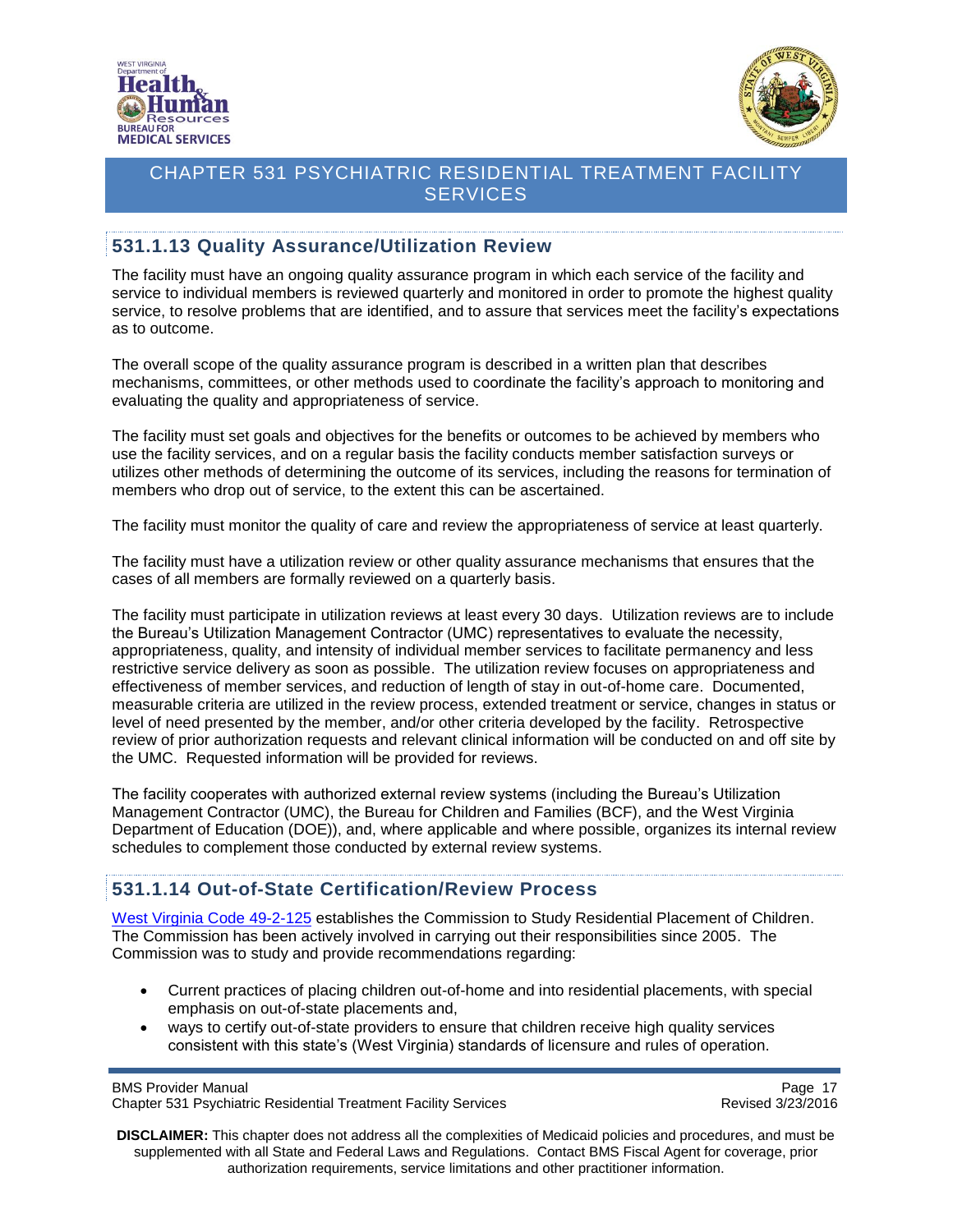## 531.1.13 Quality Assurance/Utilization Review

The facility must have an ongoing quality assurance program in which each service of the facility and service to individual members is reviewed quarterly and monitored in order to promote the highest quality service, to resolve problems that are identified, and to assure that services meet the facility's expectations as to outcome.

The overall scope of the quality assurance program is described in a written plan that describes mechanisms, committees, or other methods used to coordinate the facility's approach to monitoring and evaluating the quality and appropriateness of service.

The facility must set goals and objectives for the benefits or outcomes to be achieved by members who use the facility services, and on a regular basis the facility conducts member satisfaction surveys or utilizes other methods of determining the outcome of its services, including the reasons for termination of members who drop out of service, to the extent this can be ascertained.

The facility must monitor the quality of care and review the appropriateness of service at least quarterly.

The facility must have a utilization review or other quality assurance mechanisms that ensures that the cases of all members are formally reviewed on a quarterly basis.

The facility must participate in utilization reviews at least every 30 days. Utilization reviews are to include the Bureau's Utilization Management Contractor (UMC) representatives to evaluate the necessity, appropriateness, quality, and intensity of individual member services to facilitate permanency and less restrictive service delivery as soon as possible. The utilization review focuses on appropriateness and effectiveness of member services, and reduction of length of stay in out-of-home care. Documented, measurable criteria are utilized in the review process, extended treatment or service, changes in status or level of need presented by the member, and/or other criteria developed by the facility. Retrospective review of prior authorization requests and relevant clinical information will be conducted on and off site by the UMC. Requested information will be provided for reviews.

The facility cooperates with authorized external review systems (including the Bureau's Utilization Management Contractor (UMC), the Bureau for Children and Families (BCF), and the West Virginia Department of Education (DOE)), and, where applicable and where possible, organizes its internal review schedules to complement those conducted by external review systems.

## 531.1.14 Out-of-State Certification/Review Process

West Virginia Code 49-2-125 establishes the Commission to Study Residential Placement of Children. The Commission has been actively involved in carrying out their responsibilities since 2005. The Commission was to study and provide recommendations regarding:

- Current practices of placing children out-of-home and into residential placements, with special emphasis on out-of-state placements and,
- ways to certify out-of-state providers to ensure that children receive high quality services consistent with this state's (West Virginia) standards of licensure and rules of operation.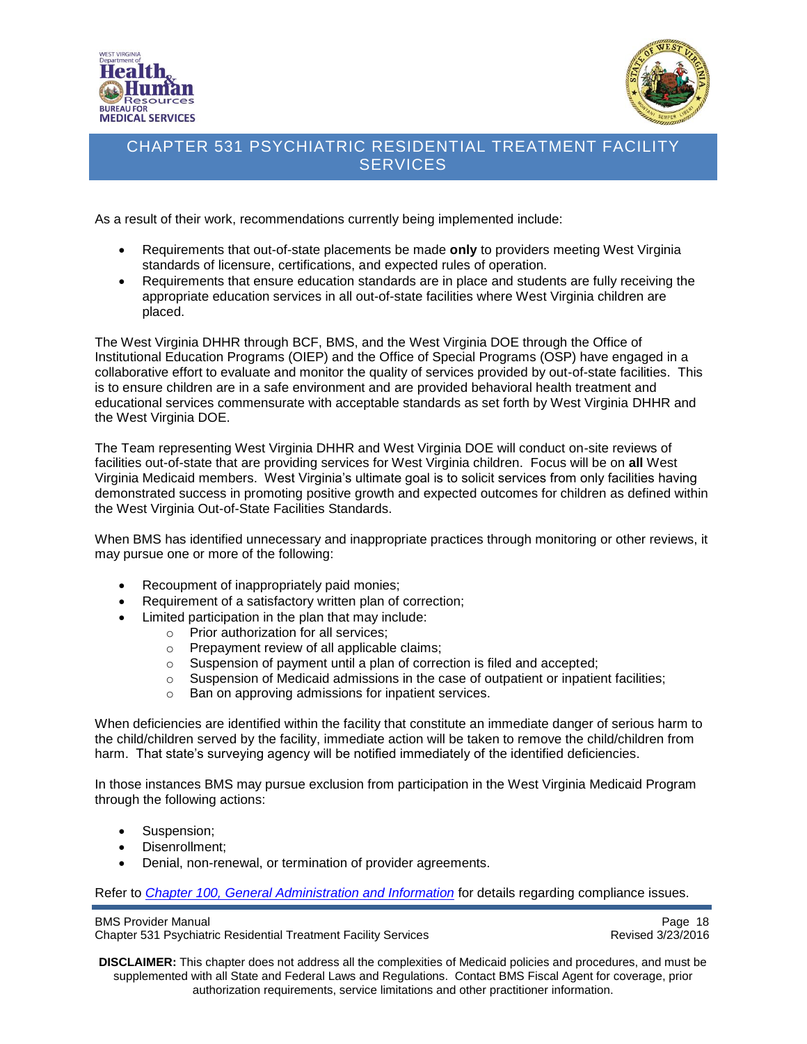As a result of their work, recommendations currently being implemented include:

- Requirements that out-of-state placements be made **only** to providers meeting West Virginia standards of licensure, certifications, and expected rules of operation.
- Requirements that ensure education standards are in place and students are fully receiving the appropriate education services in all out-of-state facilities where West Virginia children are placed.

The West Virginia DHHR through BCF, BMS, and the West Virginia DOE through the Office of Institutional Education Programs (OIEP) and the Office of Special Programs (OSP) have engaged in a collaborative effort to evaluate and monitor the quality of services provided by out-of-state facilities. This is to ensure children are in a safe environment and are provided behavioral health treatment and educational services commensurate with acceptable standards as set forth by West Virginia DHHR and the West Virginia DOE.

The Team representing West Virginia DHHR and West Virginia DOE will conduct on-site reviews of facilities out-of-state that are providing services for West Virginia children. Focus will be on **all** West Virginia Medicaid members. West Virginia's ultimate goal is to solicit services from only facilities having demonstrated success in promoting positive growth and expected outcomes for children as defined within the West Virginia Out-of-State Facilities Standards.

When BMS has identified unnecessary and inappropriate practices through monitoring or other reviews, it may pursue one or more of the following:

- Recoupment of inappropriately paid monies;
- Requirement of a satisfactory written plan of correction;
- Limited participation in the plan that may include:
  - Prior authorization for all services;
  - Prepayment review of all applicable claims;
  - Suspension of payment until a plan of correction is filed and accepted;
  - Suspension of Medicaid admissions in the case of outpatient or inpatient facilities;
  - Ban on approving admissions for inpatient services.

When deficiencies are identified within the facility that constitute an immediate danger of serious harm to the child/children served by the facility, immediate action will be taken to remove the child/children from harm. That state's surveying agency will be notified immediately of the identified deficiencies.

In those instances BMS may pursue exclusion from participation in the West Virginia Medicaid Program through the following actions:

- Suspension;
- Disenrollment;
- Denial, non-renewal, or termination of provider agreements.

Refer to *Chapter 100, General Administration and Information* for details regarding compliance issues.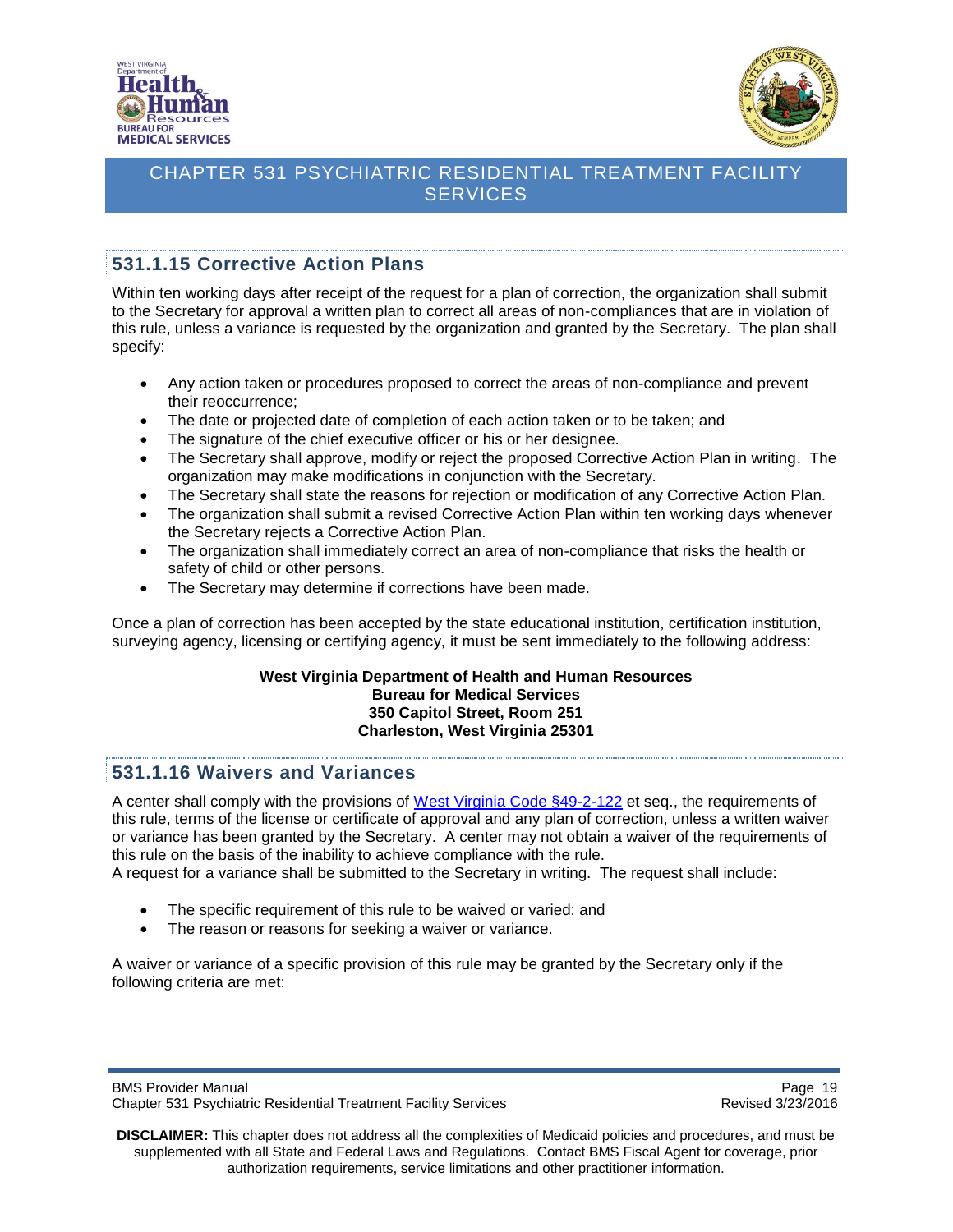## 531.1.15 Corrective Action Plans

Within ten working days after receipt of the request for a plan of correction, the organization shall submit to the Secretary for approval a written plan to correct all areas of non-compliances that are in violation of this rule, unless a variance is requested by the organization and granted by the Secretary. The plan shall specify:

- Any action taken or procedures proposed to correct the areas of non-compliance and prevent their reoccurrence;
- The date or projected date of completion of each action taken or to be taken; and
- The signature of the chief executive officer or his or her designee.
- The Secretary shall approve, modify or reject the proposed Corrective Action Plan in writing. The organization may make modifications in conjunction with the Secretary.
- The Secretary shall state the reasons for rejection or modification of any Corrective Action Plan.
- The organization shall submit a revised Corrective Action Plan within ten working days whenever the Secretary rejects a Corrective Action Plan.
- The organization shall immediately correct an area of non-compliance that risks the health or safety of child or other persons.
- The Secretary may determine if corrections have been made.

Once a plan of correction has been accepted by the state educational institution, certification institution, surveying agency, licensing or certifying agency, it must be sent immediately to the following address:

**West Virginia Department of Health and Human Resources**
**Bureau for Medical Services**
**350 Capitol Street, Room 251**
**Charleston, West Virginia 25301**

## 531.1.16 Waivers and Variances

A center shall comply with the provisions of West Virginia Code §49-2-122 et seq., the requirements of this rule, terms of the license or certificate of approval and any plan of correction, unless a written waiver or variance has been granted by the Secretary. A center may not obtain a waiver of the requirements of this rule on the basis of the inability to achieve compliance with the rule.
A request for a variance shall be submitted to the Secretary in writing. The request shall include:

- The specific requirement of this rule to be waived or varied: and
- The reason or reasons for seeking a waiver or variance.

A waiver or variance of a specific provision of this rule may be granted by the Secretary only if the following criteria are met: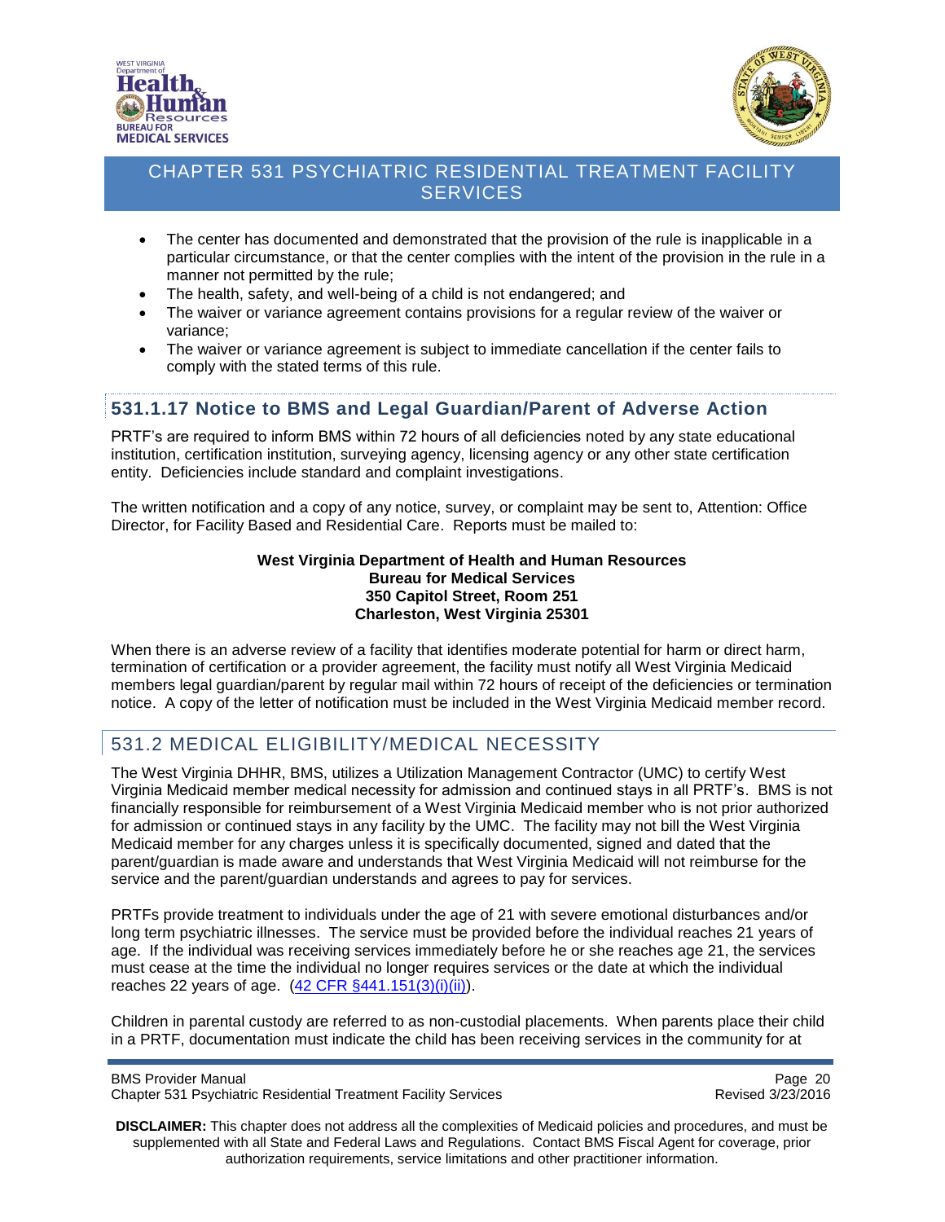- The center has documented and demonstrated that the provision of the rule is inapplicable in a particular circumstance, or that the center complies with the intent of the provision in the rule in a manner not permitted by the rule;
- The health, safety, and well-being of a child is not endangered; and
- The waiver or variance agreement contains provisions for a regular review of the waiver or variance;
- The waiver or variance agreement is subject to immediate cancellation if the center fails to comply with the stated terms of this rule.

### 531.1.17 Notice to BMS and Legal Guardian/Parent of Adverse Action

PRTF's are required to inform BMS within 72 hours of all deficiencies noted by any state educational institution, certification institution, surveying agency, licensing agency or any other state certification entity. Deficiencies include standard and complaint investigations.

The written notification and a copy of any notice, survey, or complaint may be sent to, Attention: Office Director, for Facility Based and Residential Care. Reports must be mailed to:

**West Virginia Department of Health and Human Resources**
**Bureau for Medical Services**
**350 Capitol Street, Room 251**
**Charleston, West Virginia 25301**

When there is an adverse review of a facility that identifies moderate potential for harm or direct harm, termination of certification or a provider agreement, the facility must notify all West Virginia Medicaid members legal guardian/parent by regular mail within 72 hours of receipt of the deficiencies or termination notice. A copy of the letter of notification must be included in the West Virginia Medicaid member record.

## 531.2 MEDICAL ELIGIBILITY/MEDICAL NECESSITY

The West Virginia DHHR, BMS, utilizes a Utilization Management Contractor (UMC) to certify West Virginia Medicaid member medical necessity for admission and continued stays in all PRTF's. BMS is not financially responsible for reimbursement of a West Virginia Medicaid member who is not prior authorized for admission or continued stays in any facility by the UMC. The facility may not bill the West Virginia Medicaid member for any charges unless it is specifically documented, signed and dated that the parent/guardian is made aware and understands that West Virginia Medicaid will not reimburse for the service and the parent/guardian understands and agrees to pay for services.

PRTFs provide treatment to individuals under the age of 21 with severe emotional disturbances and/or long term psychiatric illnesses. The service must be provided before the individual reaches 21 years of age. If the individual was receiving services immediately before he or she reaches age 21, the services must cease at the time the individual no longer requires services or the date at which the individual reaches 22 years of age. (42 CFR §441.151(3)(i)(ii)).

Children in parental custody are referred to as non-custodial placements. When parents place their child in a PRTF, documentation must indicate the child has been receiving services in the community for at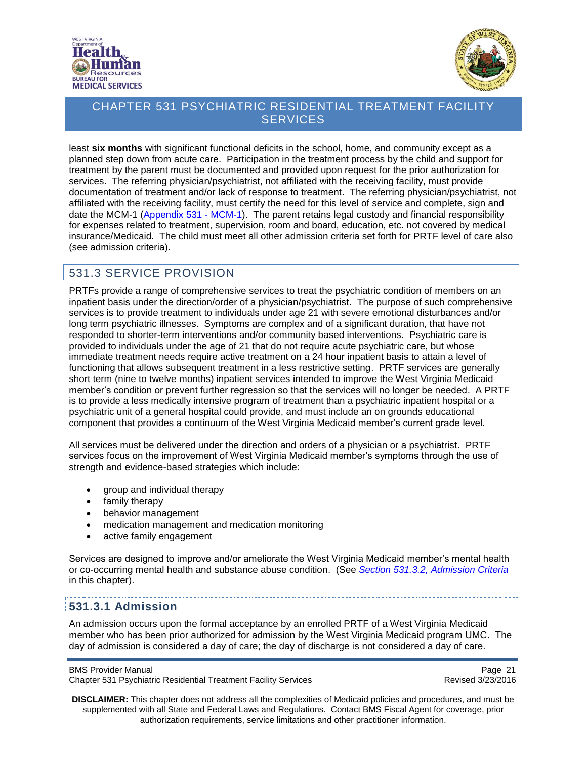least **six months** with significant functional deficits in the school, home, and community except as a planned step down from acute care. Participation in the treatment process by the child and support for treatment by the parent must be documented and provided upon request for the prior authorization for services. The referring physician/psychiatrist, not affiliated with the receiving facility, must provide documentation of treatment and/or lack of response to treatment. The referring physician/psychiatrist, not affiliated with the receiving facility, must certify the need for this level of service and complete, sign and date the MCM-1 (Appendix 531 - MCM-1). The parent retains legal custody and financial responsibility for expenses related to treatment, supervision, room and board, education, etc. not covered by medical insurance/Medicaid. The child must meet all other admission criteria set forth for PRTF level of care also (see admission criteria).

## 531.3 SERVICE PROVISION

PRTFs provide a range of comprehensive services to treat the psychiatric condition of members on an inpatient basis under the direction/order of a physician/psychiatrist. The purpose of such comprehensive services is to provide treatment to individuals under age 21 with severe emotional disturbances and/or long term psychiatric illnesses. Symptoms are complex and of a significant duration, that have not responded to shorter-term interventions and/or community based interventions. Psychiatric care is provided to individuals under the age of 21 that do not require acute psychiatric care, but whose immediate treatment needs require active treatment on a 24 hour inpatient basis to attain a level of functioning that allows subsequent treatment in a less restrictive setting. PRTF services are generally short term (nine to twelve months) inpatient services intended to improve the West Virginia Medicaid member's condition or prevent further regression so that the services will no longer be needed. A PRTF is to provide a less medically intensive program of treatment than a psychiatric inpatient hospital or a psychiatric unit of a general hospital could provide, and must include an on grounds educational component that provides a continuum of the West Virginia Medicaid member's current grade level.

All services must be delivered under the direction and orders of a physician or a psychiatrist. PRTF services focus on the improvement of West Virginia Medicaid member's symptoms through the use of strength and evidence-based strategies which include:

- group and individual therapy
- family therapy
- behavior management
- medication management and medication monitoring
- active family engagement

Services are designed to improve and/or ameliorate the West Virginia Medicaid member's mental health or co-occurring mental health and substance abuse condition. (See *Section 531.3.2, Admission Criteria* in this chapter).

### 531.3.1 Admission

An admission occurs upon the formal acceptance by an enrolled PRTF of a West Virginia Medicaid member who has been prior authorized for admission by the West Virginia Medicaid program UMC. The day of admission is considered a day of care; the day of discharge is not considered a day of care.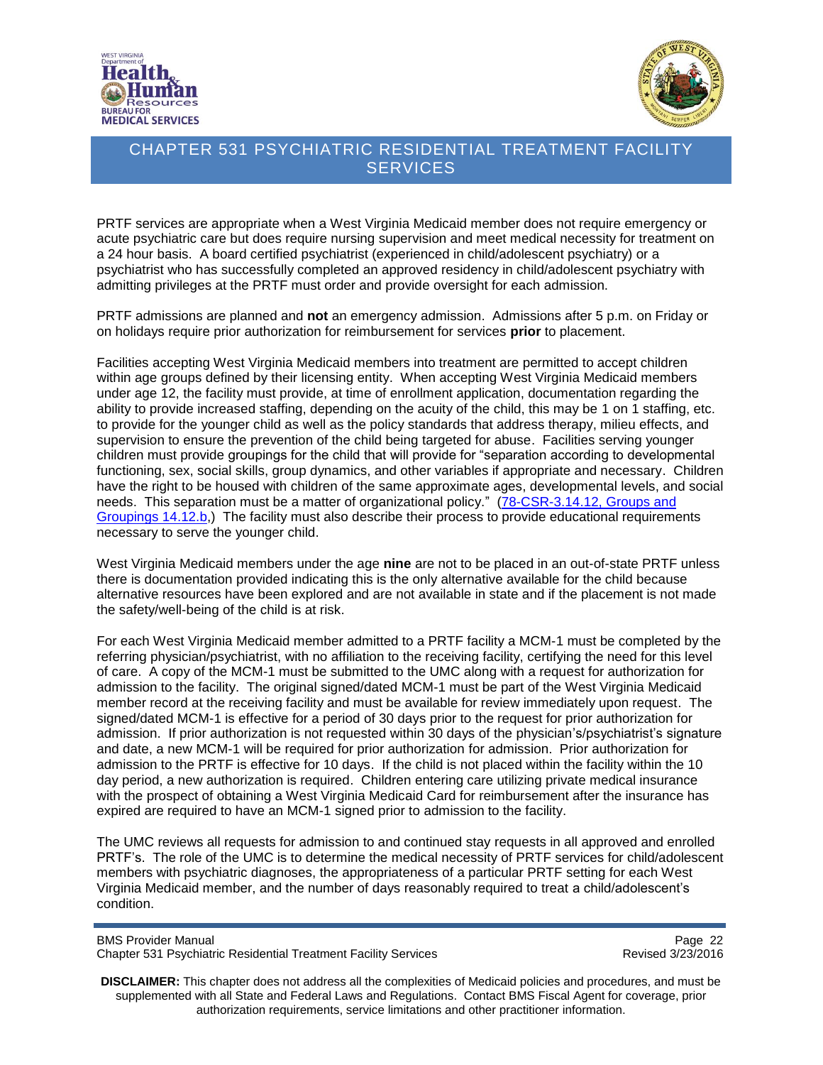PRTF services are appropriate when a West Virginia Medicaid member does not require emergency or acute psychiatric care but does require nursing supervision and meet medical necessity for treatment on a 24 hour basis. A board certified psychiatrist (experienced in child/adolescent psychiatry) or a psychiatrist who has successfully completed an approved residency in child/adolescent psychiatry with admitting privileges at the PRTF must order and provide oversight for each admission.

PRTF admissions are planned and **not** an emergency admission. Admissions after 5 p.m. on Friday or on holidays require prior authorization for reimbursement for services **prior** to placement.

Facilities accepting West Virginia Medicaid members into treatment are permitted to accept children within age groups defined by their licensing entity. When accepting West Virginia Medicaid members under age 12, the facility must provide, at time of enrollment application, documentation regarding the ability to provide increased staffing, depending on the acuity of the child, this may be 1 on 1 staffing, etc. to provide for the younger child as well as the policy standards that address therapy, milieu effects, and supervision to ensure the prevention of the child being targeted for abuse. Facilities serving younger children must provide groupings for the child that will provide for "separation according to developmental functioning, sex, social skills, group dynamics, and other variables if appropriate and necessary. Children have the right to be housed with children of the same approximate ages, developmental levels, and social needs. This separation must be a matter of organizational policy." (78-CSR-3.14.12, Groups and Groupings 14.12.b,) The facility must also describe their process to provide educational requirements necessary to serve the younger child.

West Virginia Medicaid members under the age **nine** are not to be placed in an out-of-state PRTF unless there is documentation provided indicating this is the only alternative available for the child because alternative resources have been explored and are not available in state and if the placement is not made the safety/well-being of the child is at risk.

For each West Virginia Medicaid member admitted to a PRTF facility a MCM-1 must be completed by the referring physician/psychiatrist, with no affiliation to the receiving facility, certifying the need for this level of care. A copy of the MCM-1 must be submitted to the UMC along with a request for authorization for admission to the facility. The original signed/dated MCM-1 must be part of the West Virginia Medicaid member record at the receiving facility and must be available for review immediately upon request. The signed/dated MCM-1 is effective for a period of 30 days prior to the request for prior authorization for admission. If prior authorization is not requested within 30 days of the physician's/psychiatrist's signature and date, a new MCM-1 will be required for prior authorization for admission. Prior authorization for admission to the PRTF is effective for 10 days. If the child is not placed within the facility within the 10 day period, a new authorization is required. Children entering care utilizing private medical insurance with the prospect of obtaining a West Virginia Medicaid Card for reimbursement after the insurance has expired are required to have an MCM-1 signed prior to admission to the facility.

The UMC reviews all requests for admission to and continued stay requests in all approved and enrolled PRTF's. The role of the UMC is to determine the medical necessity of PRTF services for child/adolescent members with psychiatric diagnoses, the appropriateness of a particular PRTF setting for each West Virginia Medicaid member, and the number of days reasonably required to treat a child/adolescent's condition.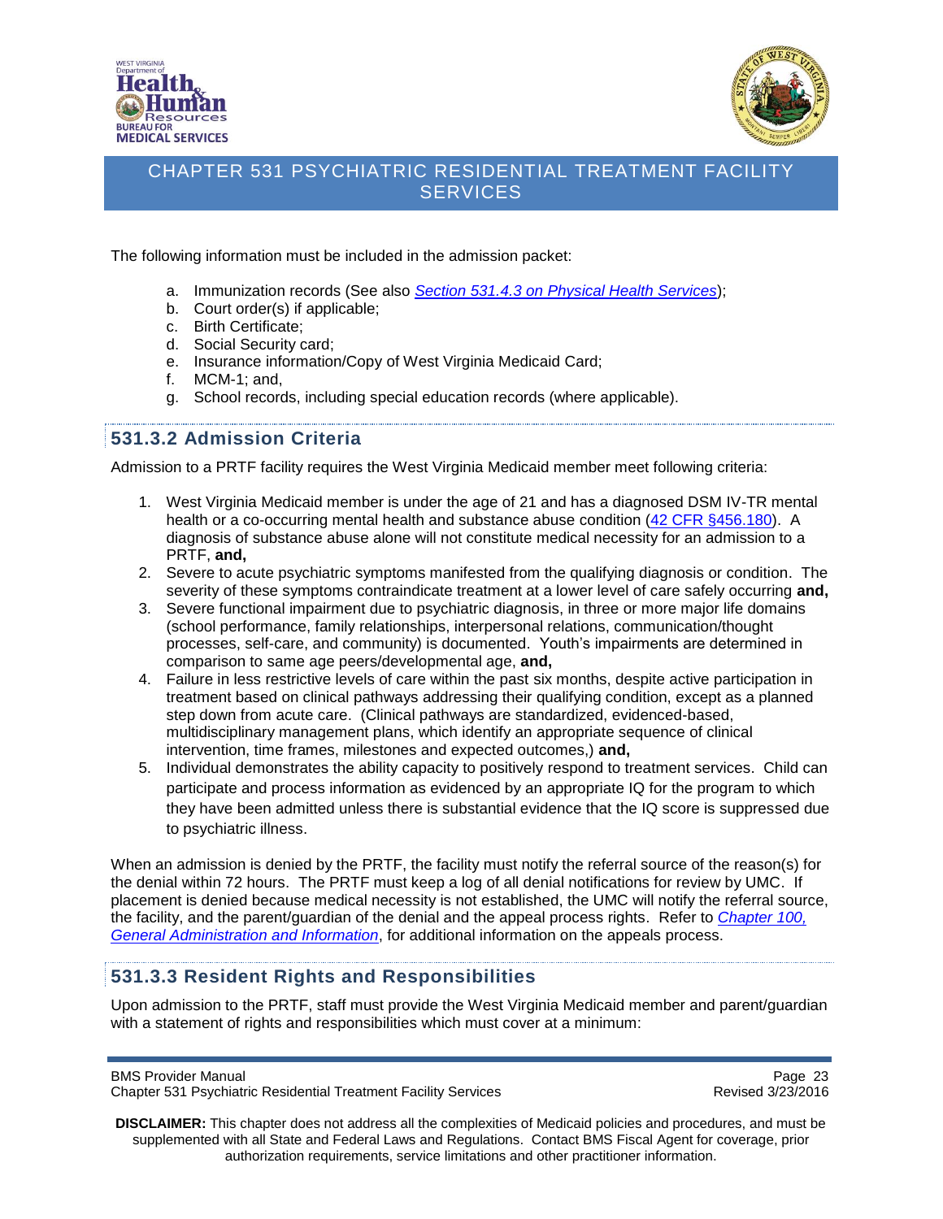The following information must be included in the admission packet:

a. Immunization records (See also *Section 531.4.3 on Physical Health Services*);
b. Court order(s) if applicable;
c. Birth Certificate;
d. Social Security card;
e. Insurance information/Copy of West Virginia Medicaid Card;
f. MCM-1; and,
g. School records, including special education records (where applicable).

## 531.3.2 Admission Criteria

Admission to a PRTF facility requires the West Virginia Medicaid member meet following criteria:

1. West Virginia Medicaid member is under the age of 21 and has a diagnosed DSM IV-TR mental health or a co-occurring mental health and substance abuse condition (42 CFR §456.180). A diagnosis of substance abuse alone will not constitute medical necessity for an admission to a PRTF, **and,**
2. Severe to acute psychiatric symptoms manifested from the qualifying diagnosis or condition. The severity of these symptoms contraindicate treatment at a lower level of care safely occurring **and,**
3. Severe functional impairment due to psychiatric diagnosis, in three or more major life domains (school performance, family relationships, interpersonal relations, communication/thought processes, self-care, and community) is documented. Youth's impairments are determined in comparison to same age peers/developmental age, **and,**
4. Failure in less restrictive levels of care within the past six months, despite active participation in treatment based on clinical pathways addressing their qualifying condition, except as a planned step down from acute care. (Clinical pathways are standardized, evidenced-based, multidisciplinary management plans, which identify an appropriate sequence of clinical intervention, time frames, milestones and expected outcomes,) **and,**
5. Individual demonstrates the ability capacity to positively respond to treatment services. Child can participate and process information as evidenced by an appropriate IQ for the program to which they have been admitted unless there is substantial evidence that the IQ score is suppressed due to psychiatric illness.

When an admission is denied by the PRTF, the facility must notify the referral source of the reason(s) for the denial within 72 hours. The PRTF must keep a log of all denial notifications for review by UMC. If placement is denied because medical necessity is not established, the UMC will notify the referral source, the facility, and the parent/guardian of the denial and the appeal process rights. Refer to *Chapter 100, General Administration and Information*, for additional information on the appeals process.

## 531.3.3 Resident Rights and Responsibilities

Upon admission to the PRTF, staff must provide the West Virginia Medicaid member and parent/guardian with a statement of rights and responsibilities which must cover at a minimum: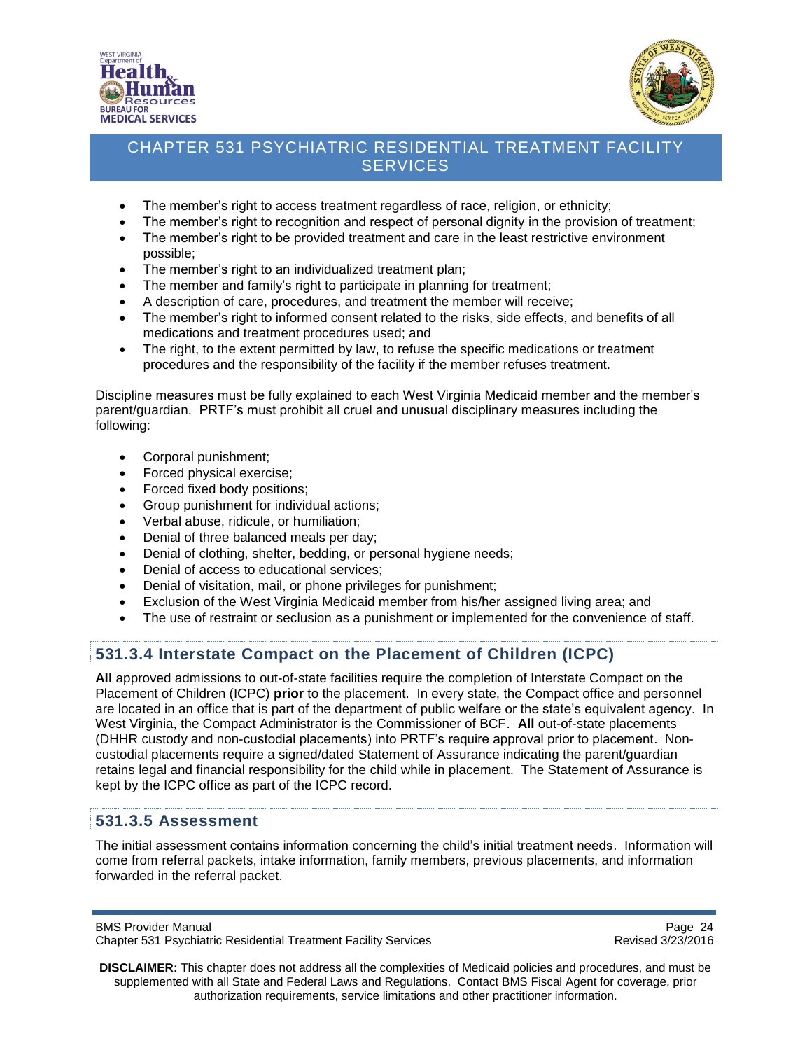- The member's right to access treatment regardless of race, religion, or ethnicity;
- The member's right to recognition and respect of personal dignity in the provision of treatment;
- The member's right to be provided treatment and care in the least restrictive environment possible;
- The member's right to an individualized treatment plan;
- The member and family's right to participate in planning for treatment;
- A description of care, procedures, and treatment the member will receive;
- The member's right to informed consent related to the risks, side effects, and benefits of all medications and treatment procedures used; and
- The right, to the extent permitted by law, to refuse the specific medications or treatment procedures and the responsibility of the facility if the member refuses treatment.

Discipline measures must be fully explained to each West Virginia Medicaid member and the member's parent/guardian. PRTF's must prohibit all cruel and unusual disciplinary measures including the following:

- Corporal punishment;
- Forced physical exercise;
- Forced fixed body positions;
- Group punishment for individual actions;
- Verbal abuse, ridicule, or humiliation;
- Denial of three balanced meals per day;
- Denial of clothing, shelter, bedding, or personal hygiene needs;
- Denial of access to educational services;
- Denial of visitation, mail, or phone privileges for punishment;
- Exclusion of the West Virginia Medicaid member from his/her assigned living area; and
- The use of restraint or seclusion as a punishment or implemented for the convenience of staff.

### 531.3.4 Interstate Compact on the Placement of Children (ICPC)

**All** approved admissions to out-of-state facilities require the completion of Interstate Compact on the Placement of Children (ICPC) **prior** to the placement. In every state, the Compact office and personnel are located in an office that is part of the department of public welfare or the state's equivalent agency. In West Virginia, the Compact Administrator is the Commissioner of BCF. **All** out-of-state placements (DHHR custody and non-custodial placements) into PRTF's require approval prior to placement. Non-custodial placements require a signed/dated Statement of Assurance indicating the parent/guardian retains legal and financial responsibility for the child while in placement. The Statement of Assurance is kept by the ICPC office as part of the ICPC record.

### 531.3.5 Assessment

The initial assessment contains information concerning the child's initial treatment needs. Information will come from referral packets, intake information, family members, previous placements, and information forwarded in the referral packet.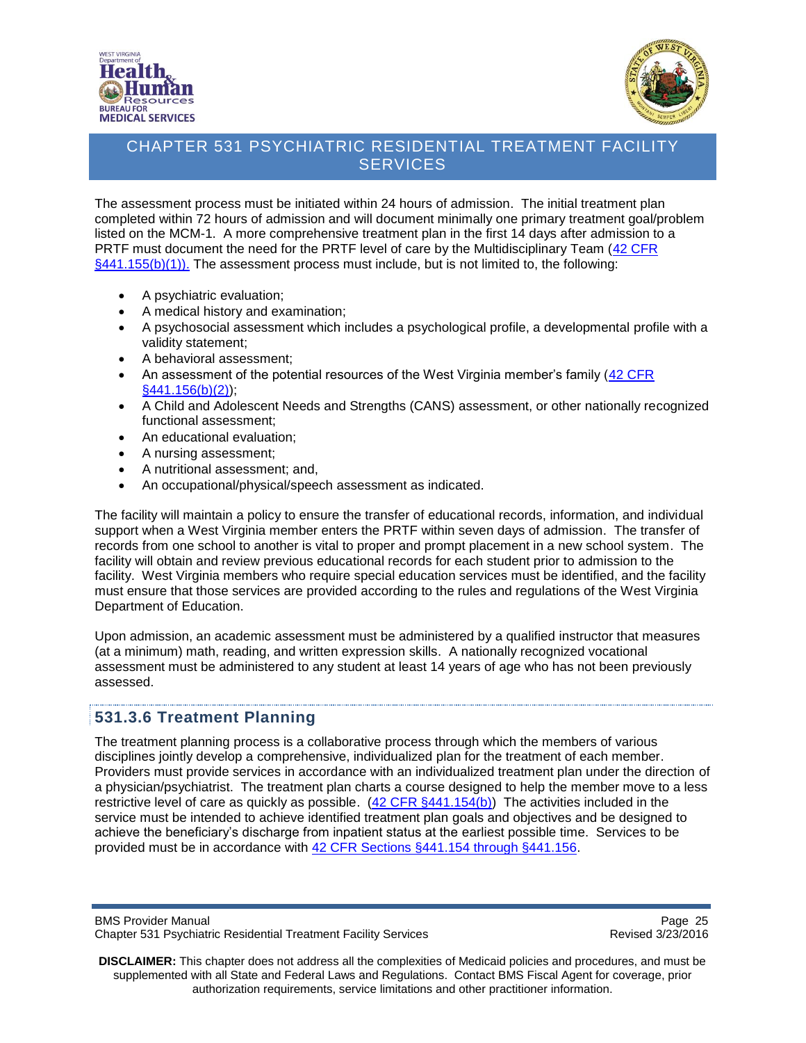The assessment process must be initiated within 24 hours of admission. The initial treatment plan completed within 72 hours of admission and will document minimally one primary treatment goal/problem listed on the MCM-1. A more comprehensive treatment plan in the first 14 days after admission to a PRTF must document the need for the PRTF level of care by the Multidisciplinary Team (42 CFR §441.155(b)(1)). The assessment process must include, but is not limited to, the following:

- A psychiatric evaluation;
- A medical history and examination;
- A psychosocial assessment which includes a psychological profile, a developmental profile with a validity statement;
- A behavioral assessment;
- An assessment of the potential resources of the West Virginia member's family (42 CFR §441.156(b)(2));
- A Child and Adolescent Needs and Strengths (CANS) assessment, or other nationally recognized functional assessment;
- An educational evaluation;
- A nursing assessment;
- A nutritional assessment; and,
- An occupational/physical/speech assessment as indicated.

The facility will maintain a policy to ensure the transfer of educational records, information, and individual support when a West Virginia member enters the PRTF within seven days of admission. The transfer of records from one school to another is vital to proper and prompt placement in a new school system. The facility will obtain and review previous educational records for each student prior to admission to the facility. West Virginia members who require special education services must be identified, and the facility must ensure that those services are provided according to the rules and regulations of the West Virginia Department of Education.

Upon admission, an academic assessment must be administered by a qualified instructor that measures (at a minimum) math, reading, and written expression skills. A nationally recognized vocational assessment must be administered to any student at least 14 years of age who has not been previously assessed.

## 531.3.6 Treatment Planning

The treatment planning process is a collaborative process through which the members of various disciplines jointly develop a comprehensive, individualized plan for the treatment of each member. Providers must provide services in accordance with an individualized treatment plan under the direction of a physician/psychiatrist. The treatment plan charts a course designed to help the member move to a less restrictive level of care as quickly as possible. (42 CFR §441.154(b)) The activities included in the service must be intended to achieve identified treatment plan goals and objectives and be designed to achieve the beneficiary's discharge from inpatient status at the earliest possible time. Services to be provided must be in accordance with 42 CFR Sections §441.154 through §441.156.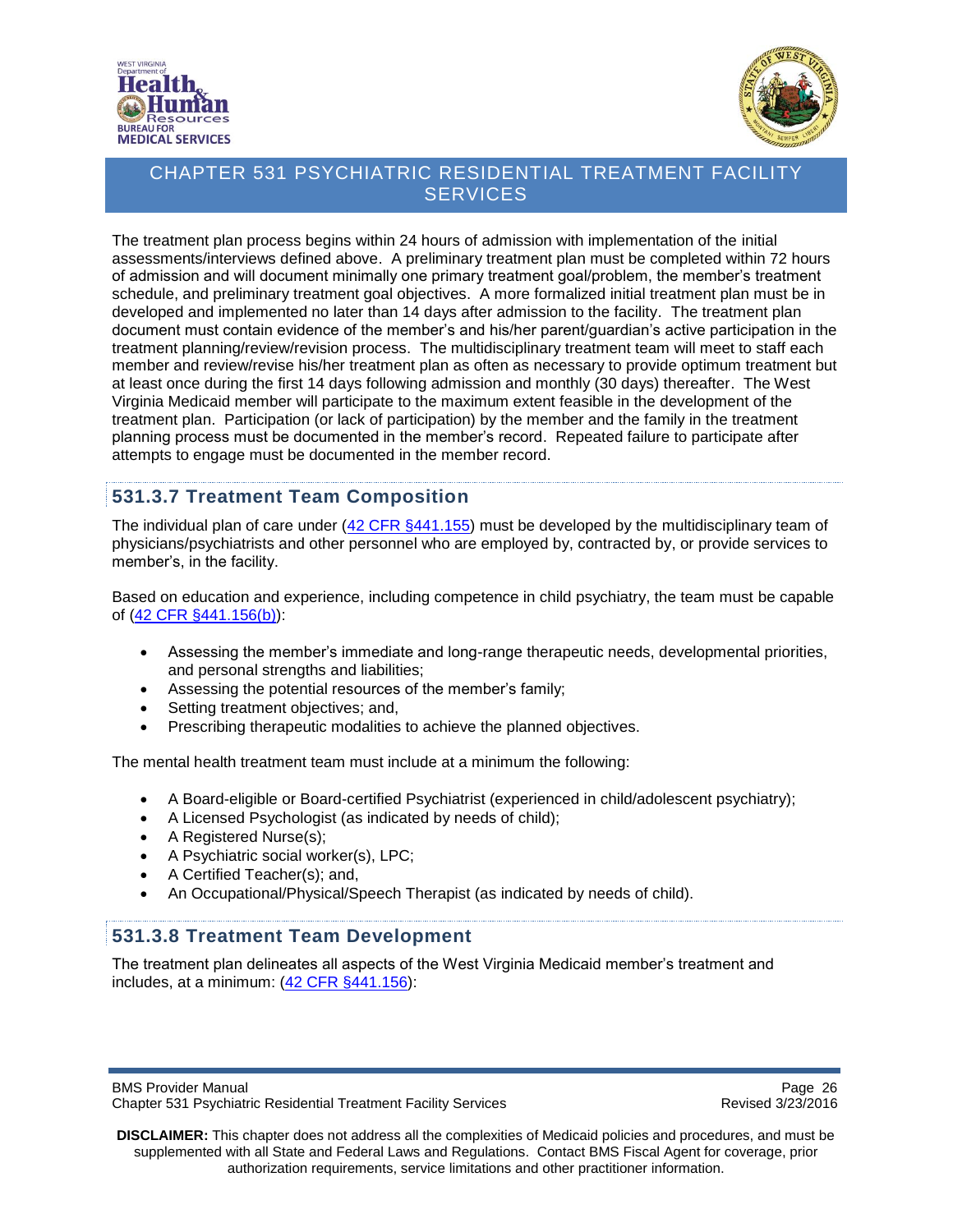The treatment plan process begins within 24 hours of admission with implementation of the initial assessments/interviews defined above. A preliminary treatment plan must be completed within 72 hours of admission and will document minimally one primary treatment goal/problem, the member's treatment schedule, and preliminary treatment goal objectives. A more formalized initial treatment plan must be in developed and implemented no later than 14 days after admission to the facility. The treatment plan document must contain evidence of the member's and his/her parent/guardian's active participation in the treatment planning/review/revision process. The multidisciplinary treatment team will meet to staff each member and review/revise his/her treatment plan as often as necessary to provide optimum treatment but at least once during the first 14 days following admission and monthly (30 days) thereafter. The West Virginia Medicaid member will participate to the maximum extent feasible in the development of the treatment plan. Participation (or lack of participation) by the member and the family in the treatment planning process must be documented in the member's record. Repeated failure to participate after attempts to engage must be documented in the member record.

## 531.3.7 Treatment Team Composition

The individual plan of care under (42 CFR §441.155) must be developed by the multidisciplinary team of physicians/psychiatrists and other personnel who are employed by, contracted by, or provide services to member's, in the facility.

Based on education and experience, including competence in child psychiatry, the team must be capable of (42 CFR §441.156(b)):

- Assessing the member's immediate and long-range therapeutic needs, developmental priorities, and personal strengths and liabilities;
- Assessing the potential resources of the member's family;
- Setting treatment objectives; and,
- Prescribing therapeutic modalities to achieve the planned objectives.

The mental health treatment team must include at a minimum the following:

- A Board-eligible or Board-certified Psychiatrist (experienced in child/adolescent psychiatry);
- A Licensed Psychologist (as indicated by needs of child);
- A Registered Nurse(s);
- A Psychiatric social worker(s), LPC;
- A Certified Teacher(s); and,
- An Occupational/Physical/Speech Therapist (as indicated by needs of child).

## 531.3.8 Treatment Team Development

The treatment plan delineates all aspects of the West Virginia Medicaid member's treatment and includes, at a minimum: (42 CFR §441.156):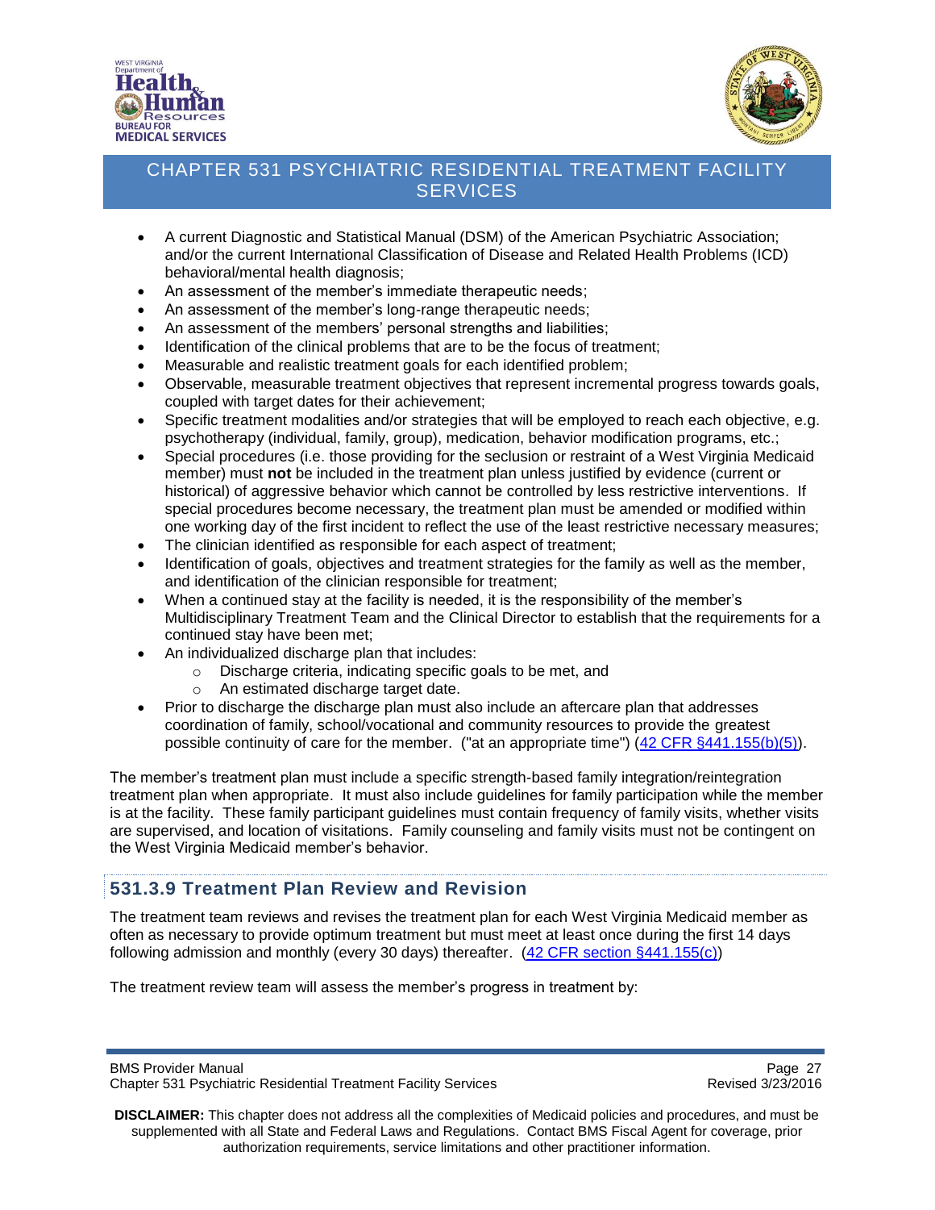- A current Diagnostic and Statistical Manual (DSM) of the American Psychiatric Association; and/or the current International Classification of Disease and Related Health Problems (ICD) behavioral/mental health diagnosis;
- An assessment of the member's immediate therapeutic needs;
- An assessment of the member's long-range therapeutic needs;
- An assessment of the members' personal strengths and liabilities;
- Identification of the clinical problems that are to be the focus of treatment;
- Measurable and realistic treatment goals for each identified problem;
- Observable, measurable treatment objectives that represent incremental progress towards goals, coupled with target dates for their achievement;
- Specific treatment modalities and/or strategies that will be employed to reach each objective, e.g. psychotherapy (individual, family, group), medication, behavior modification programs, etc.;
- Special procedures (i.e. those providing for the seclusion or restraint of a West Virginia Medicaid member) must **not** be included in the treatment plan unless justified by evidence (current or historical) of aggressive behavior which cannot be controlled by less restrictive interventions. If special procedures become necessary, the treatment plan must be amended or modified within one working day of the first incident to reflect the use of the least restrictive necessary measures;
- The clinician identified as responsible for each aspect of treatment;
- Identification of goals, objectives and treatment strategies for the family as well as the member, and identification of the clinician responsible for treatment;
- When a continued stay at the facility is needed, it is the responsibility of the member's Multidisciplinary Treatment Team and the Clinical Director to establish that the requirements for a continued stay have been met;
- An individualized discharge plan that includes:
  - Discharge criteria, indicating specific goals to be met, and
  - An estimated discharge target date.
- Prior to discharge the discharge plan must also include an aftercare plan that addresses coordination of family, school/vocational and community resources to provide the greatest possible continuity of care for the member. ("at an appropriate time") (42 CFR §441.155(b)(5)).

The member's treatment plan must include a specific strength-based family integration/reintegration treatment plan when appropriate. It must also include guidelines for family participation while the member is at the facility. These family participant guidelines must contain frequency of family visits, whether visits are supervised, and location of visitations. Family counseling and family visits must not be contingent on the West Virginia Medicaid member's behavior.

## 531.3.9 Treatment Plan Review and Revision

The treatment team reviews and revises the treatment plan for each West Virginia Medicaid member as often as necessary to provide optimum treatment but must meet at least once during the first 14 days following admission and monthly (every 30 days) thereafter. (42 CFR section §441.155(c))

The treatment review team will assess the member's progress in treatment by: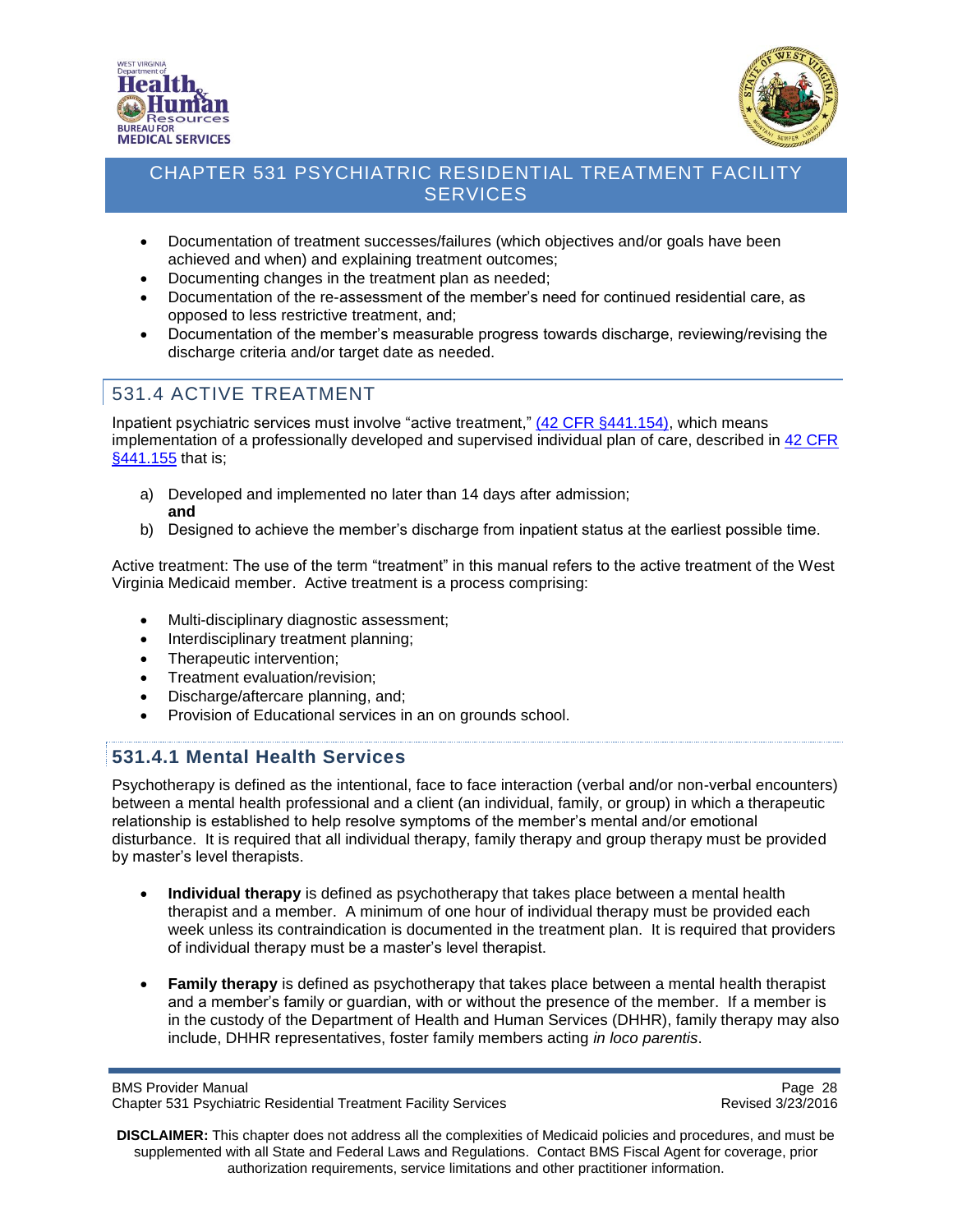- Documentation of treatment successes/failures (which objectives and/or goals have been achieved and when) and explaining treatment outcomes;
- Documenting changes in the treatment plan as needed;
- Documentation of the re-assessment of the member's need for continued residential care, as opposed to less restrictive treatment, and;
- Documentation of the member's measurable progress towards discharge, reviewing/revising the discharge criteria and/or target date as needed.

## 531.4 ACTIVE TREATMENT

Inpatient psychiatric services must involve "active treatment," (42 CFR §441.154), which means implementation of a professionally developed and supervised individual plan of care, described in 42 CFR §441.155 that is;

a) Developed and implemented no later than 14 days after admission; **and**
b) Designed to achieve the member's discharge from inpatient status at the earliest possible time.

Active treatment: The use of the term "treatment" in this manual refers to the active treatment of the West Virginia Medicaid member. Active treatment is a process comprising:

- Multi-disciplinary diagnostic assessment;
- Interdisciplinary treatment planning;
- Therapeutic intervention;
- Treatment evaluation/revision;
- Discharge/aftercare planning, and;
- Provision of Educational services in an on grounds school.

### 531.4.1 Mental Health Services

Psychotherapy is defined as the intentional, face to face interaction (verbal and/or non-verbal encounters) between a mental health professional and a client (an individual, family, or group) in which a therapeutic relationship is established to help resolve symptoms of the member's mental and/or emotional disturbance. It is required that all individual therapy, family therapy and group therapy must be provided by master's level therapists.

- **Individual therapy** is defined as psychotherapy that takes place between a mental health therapist and a member. A minimum of one hour of individual therapy must be provided each week unless its contraindication is documented in the treatment plan. It is required that providers of individual therapy must be a master's level therapist.

- **Family therapy** is defined as psychotherapy that takes place between a mental health therapist and a member's family or guardian, with or without the presence of the member. If a member is in the custody of the Department of Health and Human Services (DHHR), family therapy may also include, DHHR representatives, foster family members acting *in loco parentis*.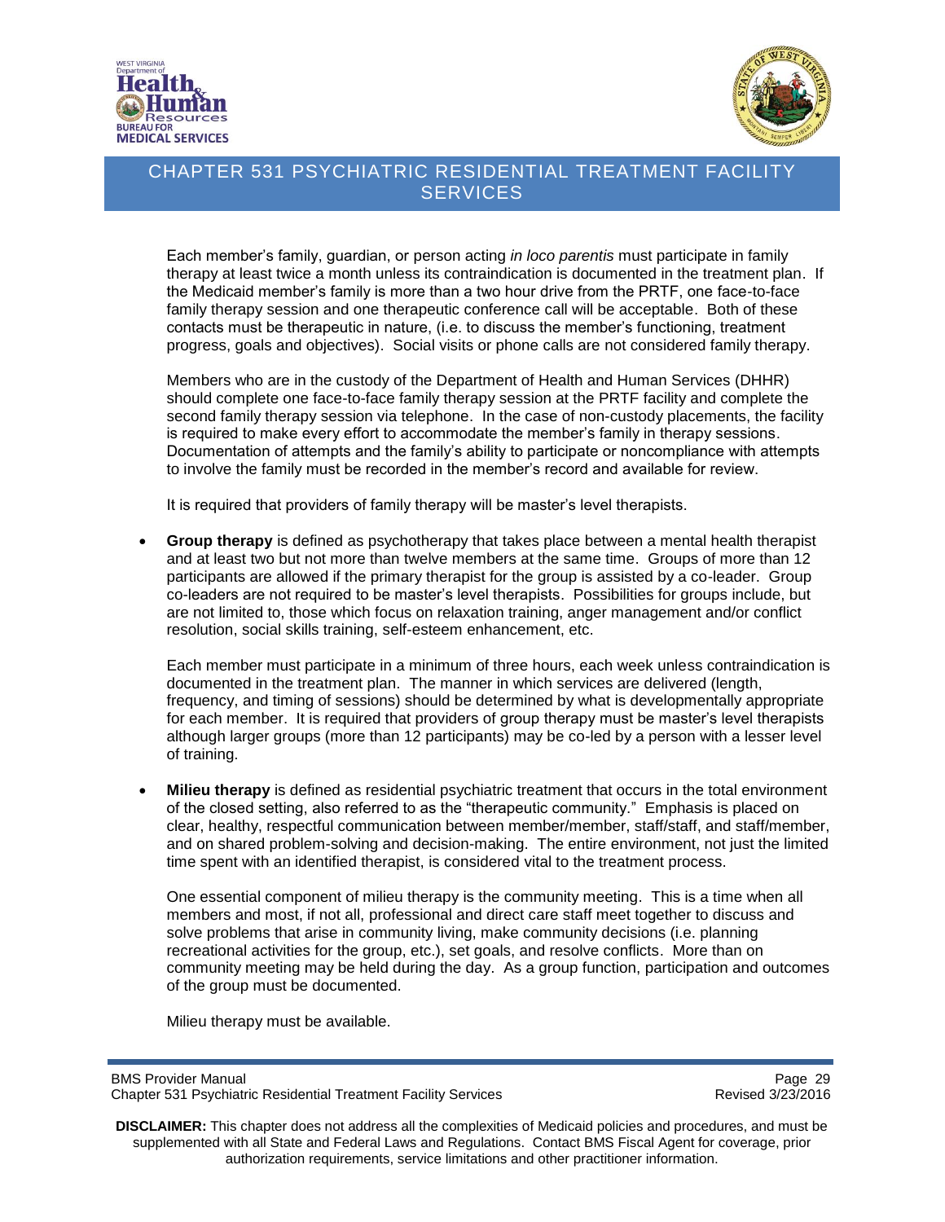Each member's family, guardian, or person acting *in loco parentis* must participate in family therapy at least twice a month unless its contraindication is documented in the treatment plan. If the Medicaid member's family is more than a two hour drive from the PRTF, one face-to-face family therapy session and one therapeutic conference call will be acceptable. Both of these contacts must be therapeutic in nature, (i.e. to discuss the member's functioning, treatment progress, goals and objectives). Social visits or phone calls are not considered family therapy.

Members who are in the custody of the Department of Health and Human Services (DHHR) should complete one face-to-face family therapy session at the PRTF facility and complete the second family therapy session via telephone. In the case of non-custody placements, the facility is required to make every effort to accommodate the member's family in therapy sessions. Documentation of attempts and the family's ability to participate or noncompliance with attempts to involve the family must be recorded in the member's record and available for review.

It is required that providers of family therapy will be master's level therapists.

- **Group therapy** is defined as psychotherapy that takes place between a mental health therapist and at least two but not more than twelve members at the same time. Groups of more than 12 participants are allowed if the primary therapist for the group is assisted by a co-leader. Group co-leaders are not required to be master's level therapists. Possibilities for groups include, but are not limited to, those which focus on relaxation training, anger management and/or conflict resolution, social skills training, self-esteem enhancement, etc.

  Each member must participate in a minimum of three hours, each week unless contraindication is documented in the treatment plan. The manner in which services are delivered (length, frequency, and timing of sessions) should be determined by what is developmentally appropriate for each member. It is required that providers of group therapy must be master's level therapists although larger groups (more than 12 participants) may be co-led by a person with a lesser level of training.

- **Milieu therapy** is defined as residential psychiatric treatment that occurs in the total environment of the closed setting, also referred to as the "therapeutic community." Emphasis is placed on clear, healthy, respectful communication between member/member, staff/staff, and staff/member, and on shared problem-solving and decision-making. The entire environment, not just the limited time spent with an identified therapist, is considered vital to the treatment process.

  One essential component of milieu therapy is the community meeting. This is a time when all members and most, if not all, professional and direct care staff meet together to discuss and solve problems that arise in community living, make community decisions (i.e. planning recreational activities for the group, etc.), set goals, and resolve conflicts. More than on community meeting may be held during the day. As a group function, participation and outcomes of the group must be documented.

  Milieu therapy must be available.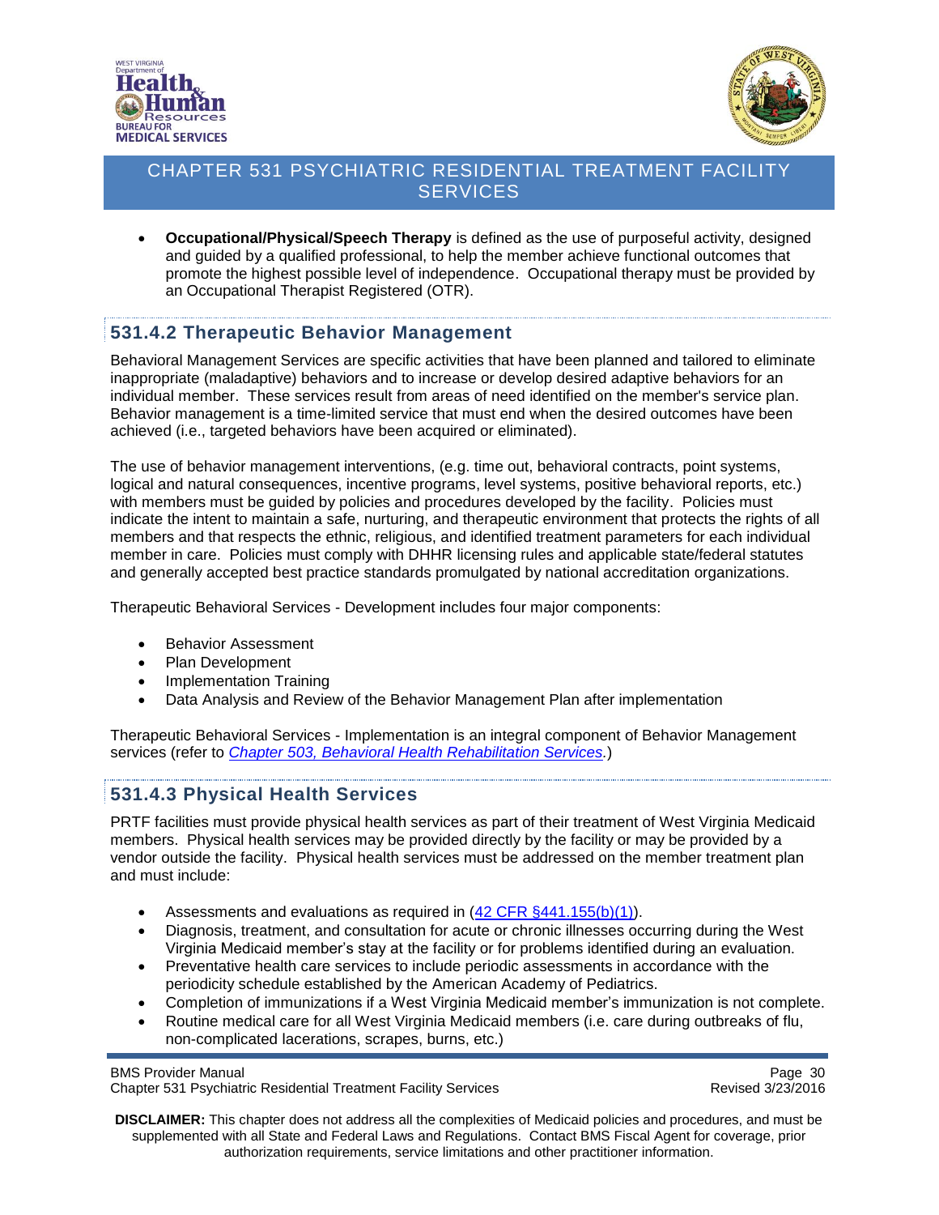- **Occupational/Physical/Speech Therapy** is defined as the use of purposeful activity, designed and guided by a qualified professional, to help the member achieve functional outcomes that promote the highest possible level of independence. Occupational therapy must be provided by an Occupational Therapist Registered (OTR).

## 531.4.2 Therapeutic Behavior Management

Behavioral Management Services are specific activities that have been planned and tailored to eliminate inappropriate (maladaptive) behaviors and to increase or develop desired adaptive behaviors for an individual member. These services result from areas of need identified on the member's service plan. Behavior management is a time-limited service that must end when the desired outcomes have been achieved (i.e., targeted behaviors have been acquired or eliminated).

The use of behavior management interventions, (e.g. time out, behavioral contracts, point systems, logical and natural consequences, incentive programs, level systems, positive behavioral reports, etc.) with members must be guided by policies and procedures developed by the facility. Policies must indicate the intent to maintain a safe, nurturing, and therapeutic environment that protects the rights of all members and that respects the ethnic, religious, and identified treatment parameters for each individual member in care. Policies must comply with DHHR licensing rules and applicable state/federal statutes and generally accepted best practice standards promulgated by national accreditation organizations.

Therapeutic Behavioral Services - Development includes four major components:

- Behavior Assessment
- Plan Development
- Implementation Training
- Data Analysis and Review of the Behavior Management Plan after implementation

Therapeutic Behavioral Services - Implementation is an integral component of Behavior Management services (refer to *Chapter 503, Behavioral Health Rehabilitation Services.*)

## 531.4.3 Physical Health Services

PRTF facilities must provide physical health services as part of their treatment of West Virginia Medicaid members. Physical health services may be provided directly by the facility or may be provided by a vendor outside the facility. Physical health services must be addressed on the member treatment plan and must include:

- Assessments and evaluations as required in (42 CFR §441.155(b)(1)).
- Diagnosis, treatment, and consultation for acute or chronic illnesses occurring during the West Virginia Medicaid member's stay at the facility or for problems identified during an evaluation.
- Preventative health care services to include periodic assessments in accordance with the periodicity schedule established by the American Academy of Pediatrics.
- Completion of immunizations if a West Virginia Medicaid member's immunization is not complete.
- Routine medical care for all West Virginia Medicaid members (i.e. care during outbreaks of flu, non-complicated lacerations, scrapes, burns, etc.)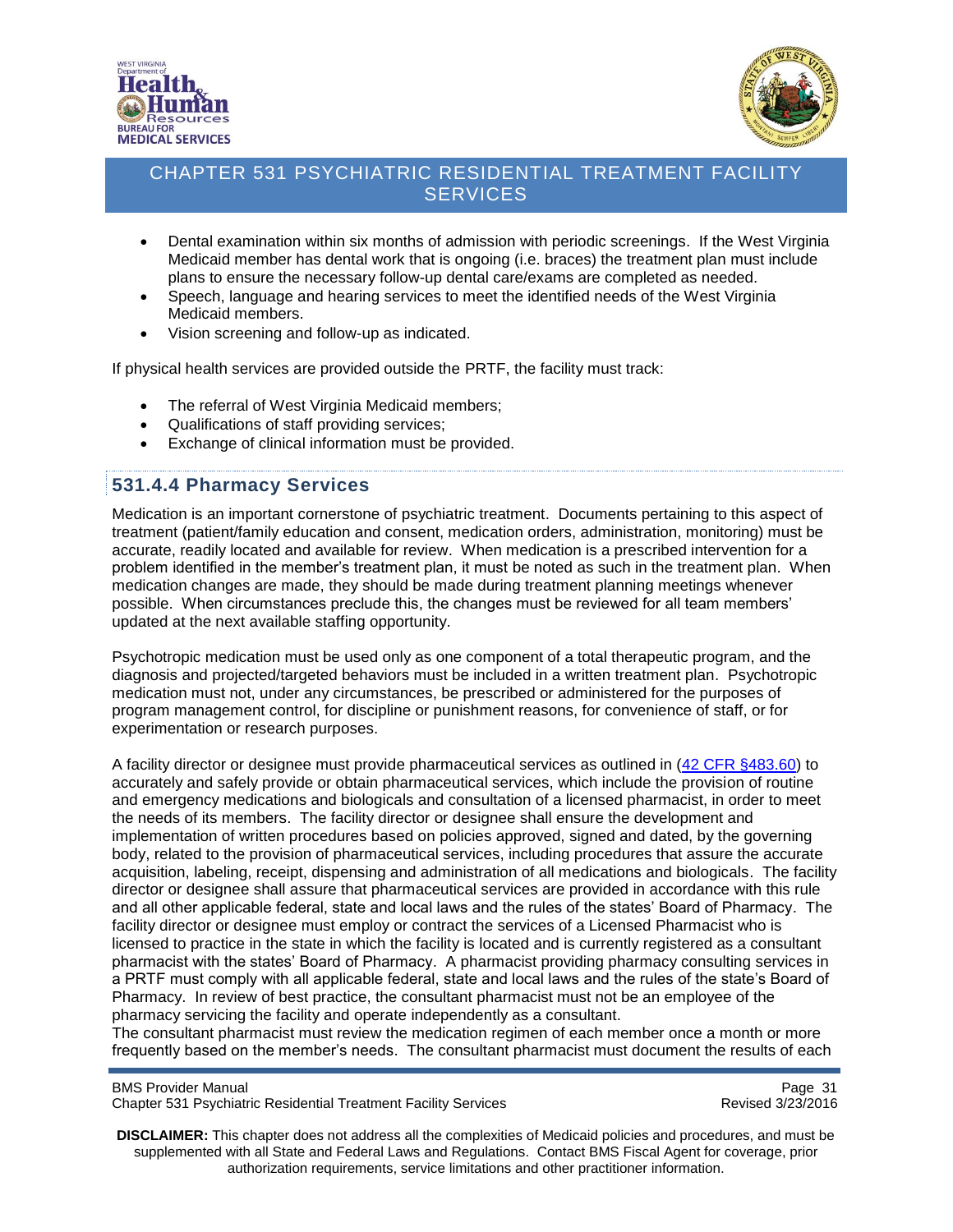- Dental examination within six months of admission with periodic screenings. If the West Virginia Medicaid member has dental work that is ongoing (i.e. braces) the treatment plan must include plans to ensure the necessary follow-up dental care/exams are completed as needed.
- Speech, language and hearing services to meet the identified needs of the West Virginia Medicaid members.
- Vision screening and follow-up as indicated.

If physical health services are provided outside the PRTF, the facility must track:

- The referral of West Virginia Medicaid members;
- Qualifications of staff providing services;
- Exchange of clinical information must be provided.

## 531.4.4 Pharmacy Services

Medication is an important cornerstone of psychiatric treatment. Documents pertaining to this aspect of treatment (patient/family education and consent, medication orders, administration, monitoring) must be accurate, readily located and available for review. When medication is a prescribed intervention for a problem identified in the member's treatment plan, it must be noted as such in the treatment plan. When medication changes are made, they should be made during treatment planning meetings whenever possible. When circumstances preclude this, the changes must be reviewed for all team members' updated at the next available staffing opportunity.

Psychotropic medication must be used only as one component of a total therapeutic program, and the diagnosis and projected/targeted behaviors must be included in a written treatment plan. Psychotropic medication must not, under any circumstances, be prescribed or administered for the purposes of program management control, for discipline or punishment reasons, for convenience of staff, or for experimentation or research purposes.

A facility director or designee must provide pharmaceutical services as outlined in (42 CFR §483.60) to accurately and safely provide or obtain pharmaceutical services, which include the provision of routine and emergency medications and biologicals and consultation of a licensed pharmacist, in order to meet the needs of its members. The facility director or designee shall ensure the development and implementation of written procedures based on policies approved, signed and dated, by the governing body, related to the provision of pharmaceutical services, including procedures that assure the accurate acquisition, labeling, receipt, dispensing and administration of all medications and biologicals. The facility director or designee shall assure that pharmaceutical services are provided in accordance with this rule and all other applicable federal, state and local laws and the rules of the states' Board of Pharmacy. The facility director or designee must employ or contract the services of a Licensed Pharmacist who is licensed to practice in the state in which the facility is located and is currently registered as a consultant pharmacist with the states' Board of Pharmacy. A pharmacist providing pharmacy consulting services in a PRTF must comply with all applicable federal, state and local laws and the rules of the state's Board of Pharmacy. In review of best practice, the consultant pharmacist must not be an employee of the pharmacy servicing the facility and operate independently as a consultant.
The consultant pharmacist must review the medication regimen of each member once a month or more frequently based on the member's needs. The consultant pharmacist must document the results of each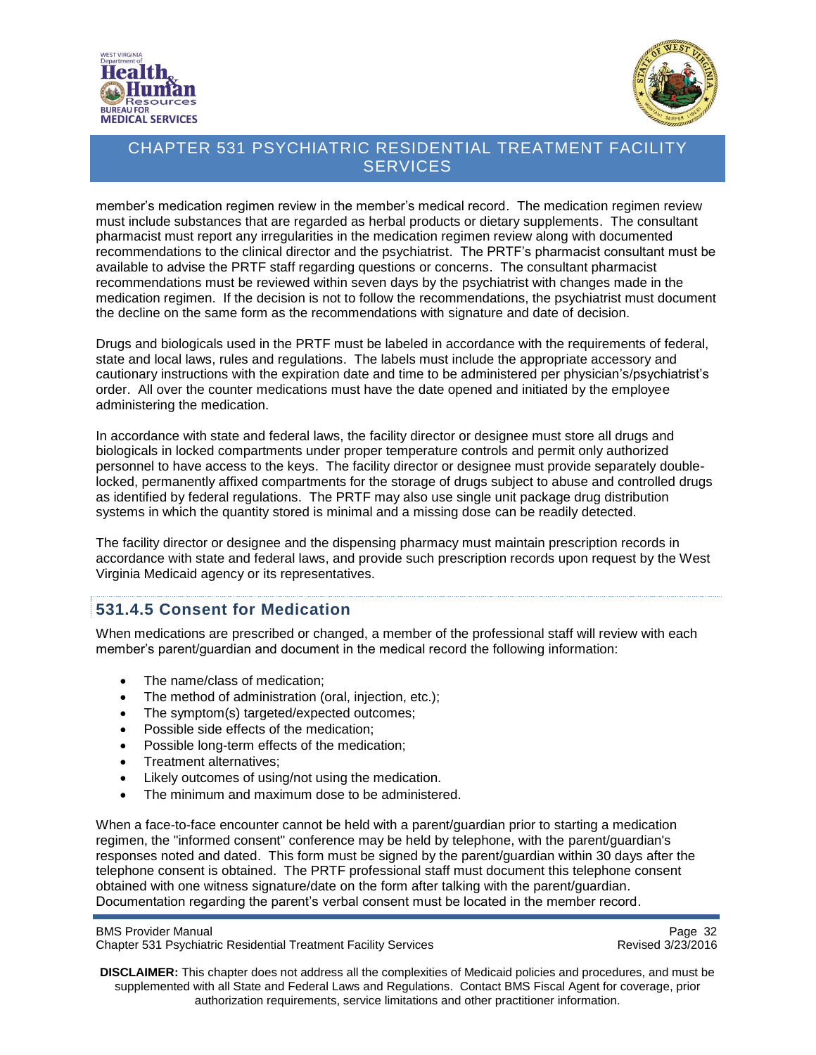member's medication regimen review in the member's medical record. The medication regimen review must include substances that are regarded as herbal products or dietary supplements. The consultant pharmacist must report any irregularities in the medication regimen review along with documented recommendations to the clinical director and the psychiatrist. The PRTF's pharmacist consultant must be available to advise the PRTF staff regarding questions or concerns. The consultant pharmacist recommendations must be reviewed within seven days by the psychiatrist with changes made in the medication regimen. If the decision is not to follow the recommendations, the psychiatrist must document the decline on the same form as the recommendations with signature and date of decision.

Drugs and biologicals used in the PRTF must be labeled in accordance with the requirements of federal, state and local laws, rules and regulations. The labels must include the appropriate accessory and cautionary instructions with the expiration date and time to be administered per physician's/psychiatrist's order. All over the counter medications must have the date opened and initiated by the employee administering the medication.

In accordance with state and federal laws, the facility director or designee must store all drugs and biologicals in locked compartments under proper temperature controls and permit only authorized personnel to have access to the keys. The facility director or designee must provide separately double-locked, permanently affixed compartments for the storage of drugs subject to abuse and controlled drugs as identified by federal regulations. The PRTF may also use single unit package drug distribution systems in which the quantity stored is minimal and a missing dose can be readily detected.

The facility director or designee and the dispensing pharmacy must maintain prescription records in accordance with state and federal laws, and provide such prescription records upon request by the West Virginia Medicaid agency or its representatives.

## 531.4.5 Consent for Medication

When medications are prescribed or changed, a member of the professional staff will review with each member's parent/guardian and document in the medical record the following information:

- The name/class of medication;
- The method of administration (oral, injection, etc.);
- The symptom(s) targeted/expected outcomes;
- Possible side effects of the medication;
- Possible long-term effects of the medication;
- Treatment alternatives;
- Likely outcomes of using/not using the medication.
- The minimum and maximum dose to be administered.

When a face-to-face encounter cannot be held with a parent/guardian prior to starting a medication regimen, the "informed consent" conference may be held by telephone, with the parent/guardian's responses noted and dated. This form must be signed by the parent/guardian within 30 days after the telephone consent is obtained. The PRTF professional staff must document this telephone consent obtained with one witness signature/date on the form after talking with the parent/guardian. Documentation regarding the parent's verbal consent must be located in the member record.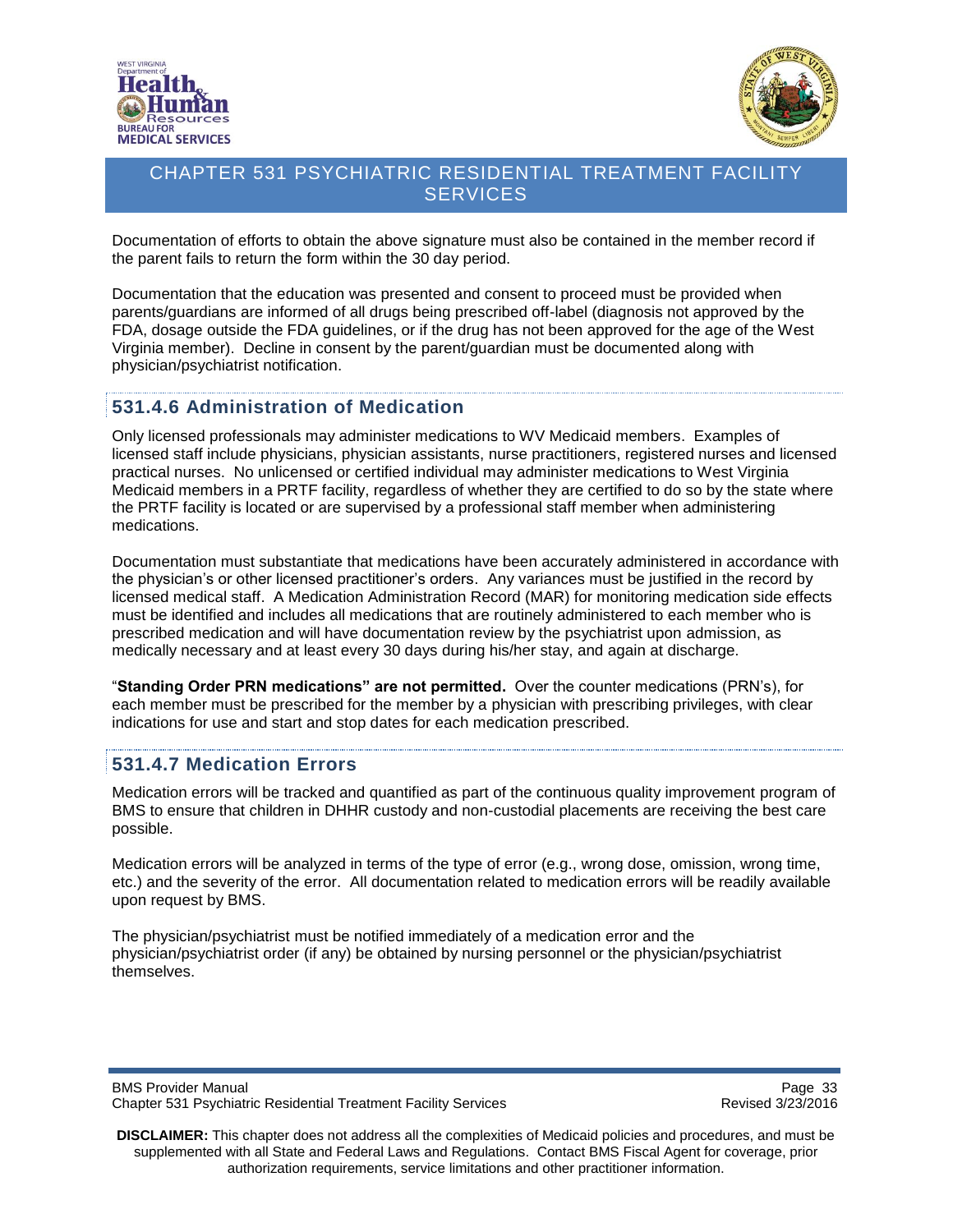Documentation of efforts to obtain the above signature must also be contained in the member record if the parent fails to return the form within the 30 day period.

Documentation that the education was presented and consent to proceed must be provided when parents/guardians are informed of all drugs being prescribed off-label (diagnosis not approved by the FDA, dosage outside the FDA guidelines, or if the drug has not been approved for the age of the West Virginia member). Decline in consent by the parent/guardian must be documented along with physician/psychiatrist notification.

### 531.4.6 Administration of Medication

Only licensed professionals may administer medications to WV Medicaid members. Examples of licensed staff include physicians, physician assistants, nurse practitioners, registered nurses and licensed practical nurses. No unlicensed or certified individual may administer medications to West Virginia Medicaid members in a PRTF facility, regardless of whether they are certified to do so by the state where the PRTF facility is located or are supervised by a professional staff member when administering medications.

Documentation must substantiate that medications have been accurately administered in accordance with the physician's or other licensed practitioner's orders. Any variances must be justified in the record by licensed medical staff. A Medication Administration Record (MAR) for monitoring medication side effects must be identified and includes all medications that are routinely administered to each member who is prescribed medication and will have documentation review by the psychiatrist upon admission, as medically necessary and at least every 30 days during his/her stay, and again at discharge.

"**Standing Order PRN medications" are not permitted.** Over the counter medications (PRN's), for each member must be prescribed for the member by a physician with prescribing privileges, with clear indications for use and start and stop dates for each medication prescribed.

### 531.4.7 Medication Errors

Medication errors will be tracked and quantified as part of the continuous quality improvement program of BMS to ensure that children in DHHR custody and non-custodial placements are receiving the best care possible.

Medication errors will be analyzed in terms of the type of error (e.g., wrong dose, omission, wrong time, etc.) and the severity of the error. All documentation related to medication errors will be readily available upon request by BMS.

The physician/psychiatrist must be notified immediately of a medication error and the physician/psychiatrist order (if any) be obtained by nursing personnel or the physician/psychiatrist themselves.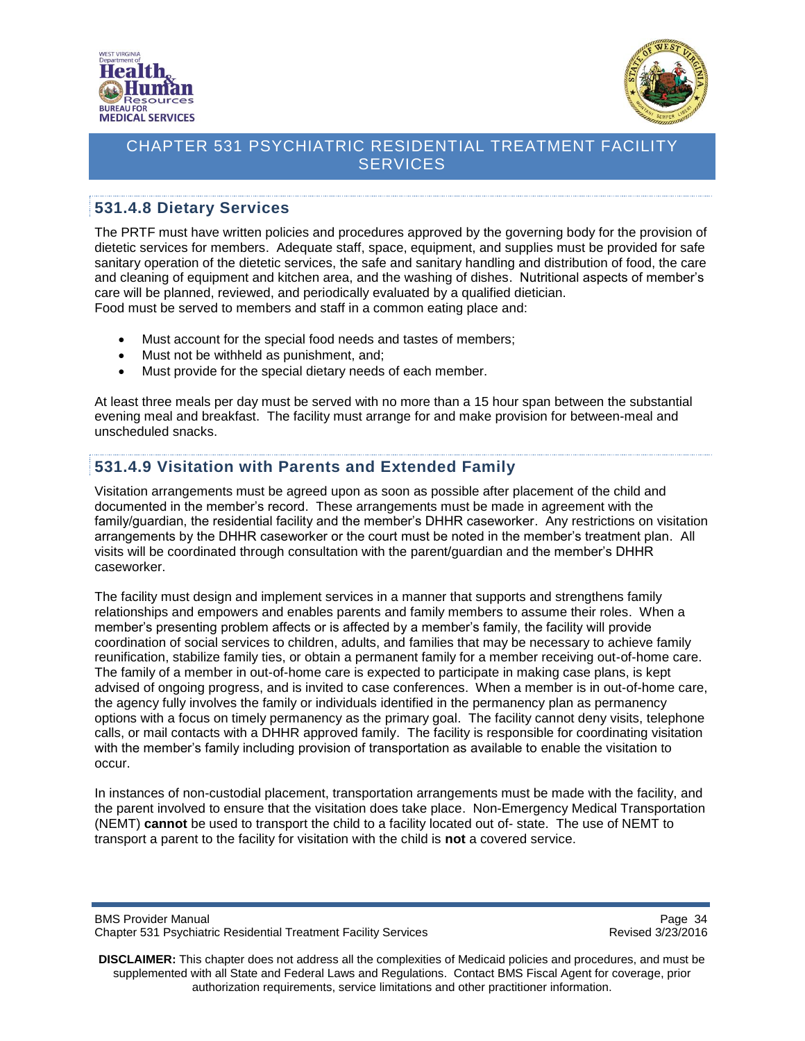## 531.4.8 Dietary Services

The PRTF must have written policies and procedures approved by the governing body for the provision of dietetic services for members. Adequate staff, space, equipment, and supplies must be provided for safe sanitary operation of the dietetic services, the safe and sanitary handling and distribution of food, the care and cleaning of equipment and kitchen area, and the washing of dishes. Nutritional aspects of member's care will be planned, reviewed, and periodically evaluated by a qualified dietician.
Food must be served to members and staff in a common eating place and:

- Must account for the special food needs and tastes of members;
- Must not be withheld as punishment, and;
- Must provide for the special dietary needs of each member.

At least three meals per day must be served with no more than a 15 hour span between the substantial evening meal and breakfast. The facility must arrange for and make provision for between-meal and unscheduled snacks.

## 531.4.9 Visitation with Parents and Extended Family

Visitation arrangements must be agreed upon as soon as possible after placement of the child and documented in the member's record. These arrangements must be made in agreement with the family/guardian, the residential facility and the member's DHHR caseworker. Any restrictions on visitation arrangements by the DHHR caseworker or the court must be noted in the member's treatment plan. All visits will be coordinated through consultation with the parent/guardian and the member's DHHR caseworker.

The facility must design and implement services in a manner that supports and strengthens family relationships and empowers and enables parents and family members to assume their roles. When a member's presenting problem affects or is affected by a member's family, the facility will provide coordination of social services to children, adults, and families that may be necessary to achieve family reunification, stabilize family ties, or obtain a permanent family for a member receiving out-of-home care. The family of a member in out-of-home care is expected to participate in making case plans, is kept advised of ongoing progress, and is invited to case conferences. When a member is in out-of-home care, the agency fully involves the family or individuals identified in the permanency plan as permanency options with a focus on timely permanency as the primary goal. The facility cannot deny visits, telephone calls, or mail contacts with a DHHR approved family. The facility is responsible for coordinating visitation with the member's family including provision of transportation as available to enable the visitation to occur.

In instances of non-custodial placement, transportation arrangements must be made with the facility, and the parent involved to ensure that the visitation does take place. Non-Emergency Medical Transportation (NEMT) **cannot** be used to transport the child to a facility located out of- state. The use of NEMT to transport a parent to the facility for visitation with the child is **not** a covered service.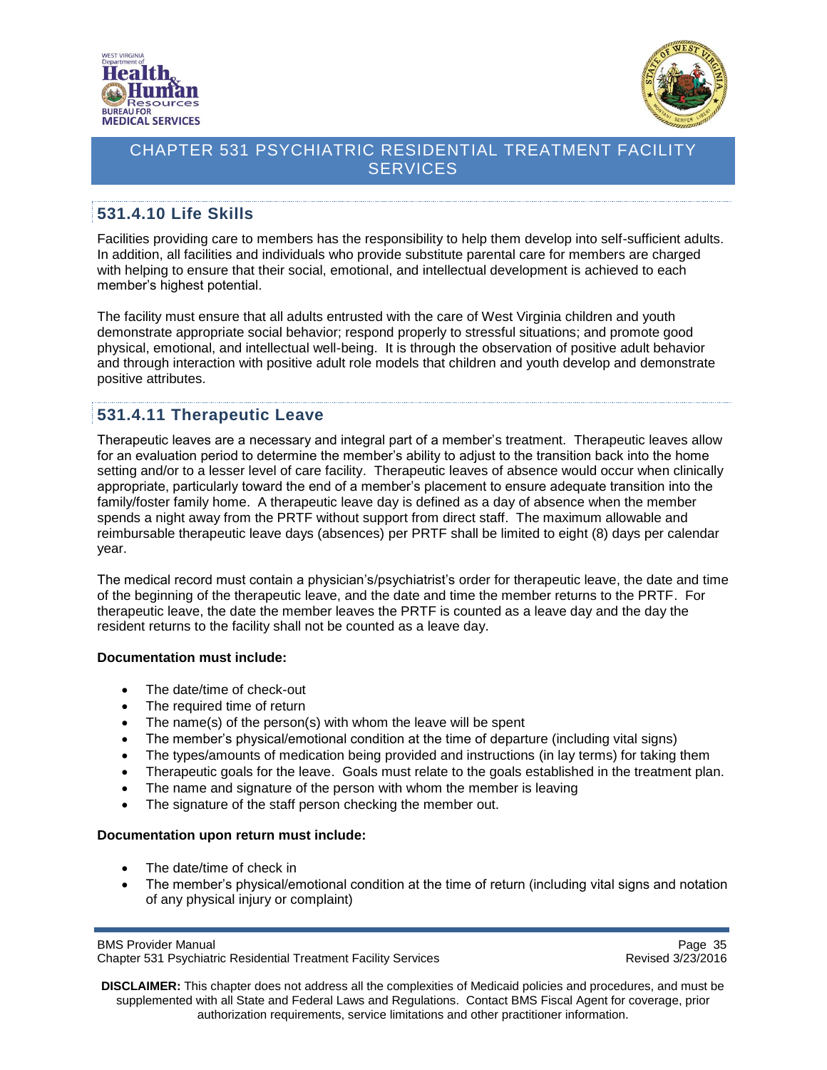## 531.4.10 Life Skills

Facilities providing care to members has the responsibility to help them develop into self-sufficient adults. In addition, all facilities and individuals who provide substitute parental care for members are charged with helping to ensure that their social, emotional, and intellectual development is achieved to each member's highest potential.

The facility must ensure that all adults entrusted with the care of West Virginia children and youth demonstrate appropriate social behavior; respond properly to stressful situations; and promote good physical, emotional, and intellectual well-being. It is through the observation of positive adult behavior and through interaction with positive adult role models that children and youth develop and demonstrate positive attributes.

## 531.4.11 Therapeutic Leave

Therapeutic leaves are a necessary and integral part of a member's treatment. Therapeutic leaves allow for an evaluation period to determine the member's ability to adjust to the transition back into the home setting and/or to a lesser level of care facility. Therapeutic leaves of absence would occur when clinically appropriate, particularly toward the end of a member's placement to ensure adequate transition into the family/foster family home. A therapeutic leave day is defined as a day of absence when the member spends a night away from the PRTF without support from direct staff. The maximum allowable and reimbursable therapeutic leave days (absences) per PRTF shall be limited to eight (8) days per calendar year.

The medical record must contain a physician's/psychiatrist's order for therapeutic leave, the date and time of the beginning of the therapeutic leave, and the date and time the member returns to the PRTF. For therapeutic leave, the date the member leaves the PRTF is counted as a leave day and the day the resident returns to the facility shall not be counted as a leave day.

**Documentation must include:**

- The date/time of check-out
- The required time of return
- The name(s) of the person(s) with whom the leave will be spent
- The member's physical/emotional condition at the time of departure (including vital signs)
- The types/amounts of medication being provided and instructions (in lay terms) for taking them
- Therapeutic goals for the leave. Goals must relate to the goals established in the treatment plan.
- The name and signature of the person with whom the member is leaving
- The signature of the staff person checking the member out.

**Documentation upon return must include:**

- The date/time of check in
- The member's physical/emotional condition at the time of return (including vital signs and notation of any physical injury or complaint)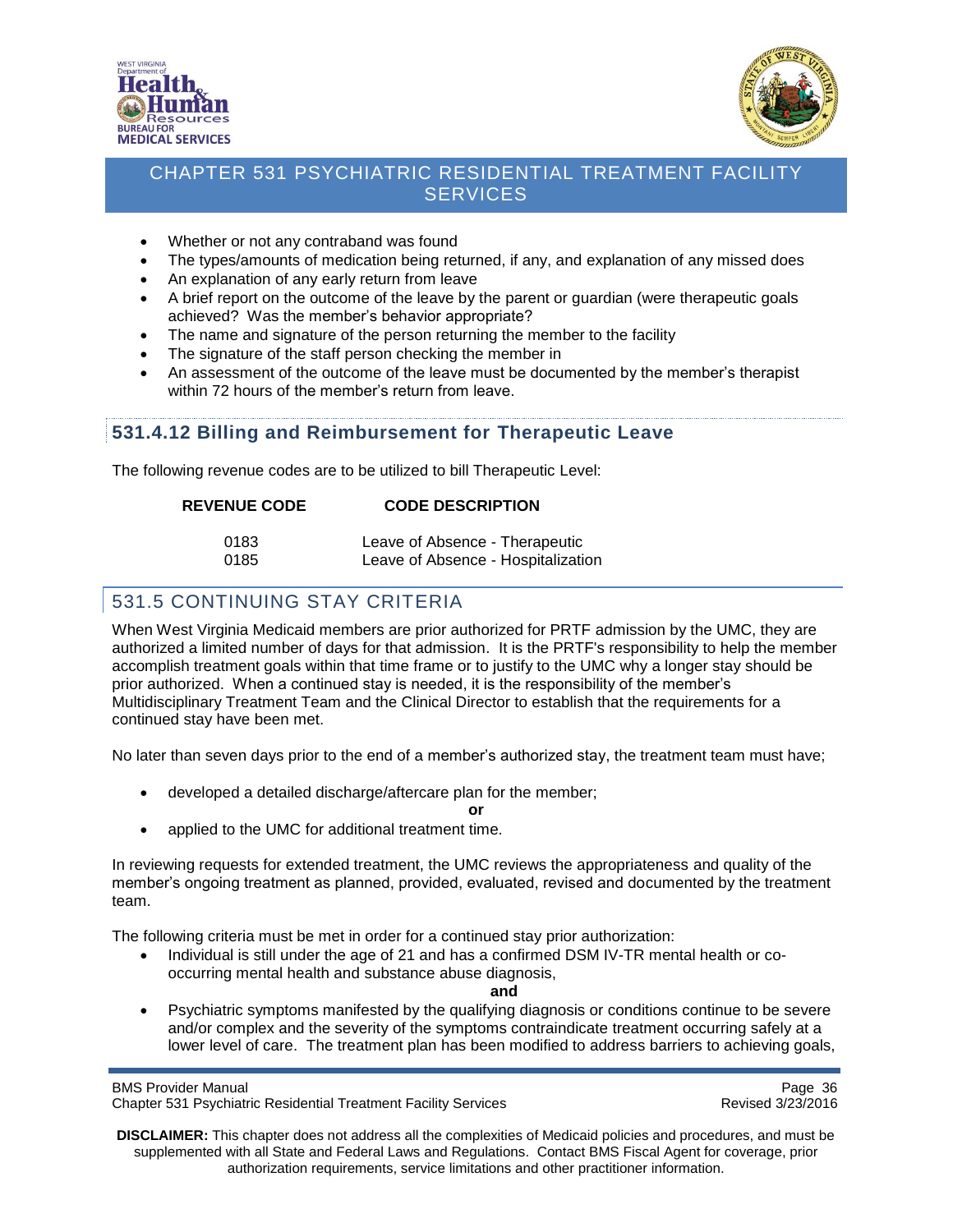- Whether or not any contraband was found
- The types/amounts of medication being returned, if any, and explanation of any missed does
- An explanation of any early return from leave
- A brief report on the outcome of the leave by the parent or guardian (were therapeutic goals achieved? Was the member's behavior appropriate?
- The name and signature of the person returning the member to the facility
- The signature of the staff person checking the member in
- An assessment of the outcome of the leave must be documented by the member's therapist within 72 hours of the member's return from leave.

### 531.4.12 Billing and Reimbursement for Therapeutic Leave

The following revenue codes are to be utilized to bill Therapeutic Level:

| REVENUE CODE | CODE DESCRIPTION |
|---|---|
| 0183 | Leave of Absence - Therapeutic |
| 0185 | Leave of Absence - Hospitalization |

## 531.5 CONTINUING STAY CRITERIA

When West Virginia Medicaid members are prior authorized for PRTF admission by the UMC, they are authorized a limited number of days for that admission. It is the PRTF's responsibility to help the member accomplish treatment goals within that time frame or to justify to the UMC why a longer stay should be prior authorized. When a continued stay is needed, it is the responsibility of the member's Multidisciplinary Treatment Team and the Clinical Director to establish that the requirements for a continued stay have been met.

No later than seven days prior to the end of a member's authorized stay, the treatment team must have;

- developed a detailed discharge/aftercare plan for the member;

**or**

- applied to the UMC for additional treatment time.

In reviewing requests for extended treatment, the UMC reviews the appropriateness and quality of the member's ongoing treatment as planned, provided, evaluated, revised and documented by the treatment team.

The following criteria must be met in order for a continued stay prior authorization:

- Individual is still under the age of 21 and has a confirmed DSM IV-TR mental health or co-occurring mental health and substance abuse diagnosis,

**and**

- Psychiatric symptoms manifested by the qualifying diagnosis or conditions continue to be severe and/or complex and the severity of the symptoms contraindicate treatment occurring safely at a lower level of care. The treatment plan has been modified to address barriers to achieving goals,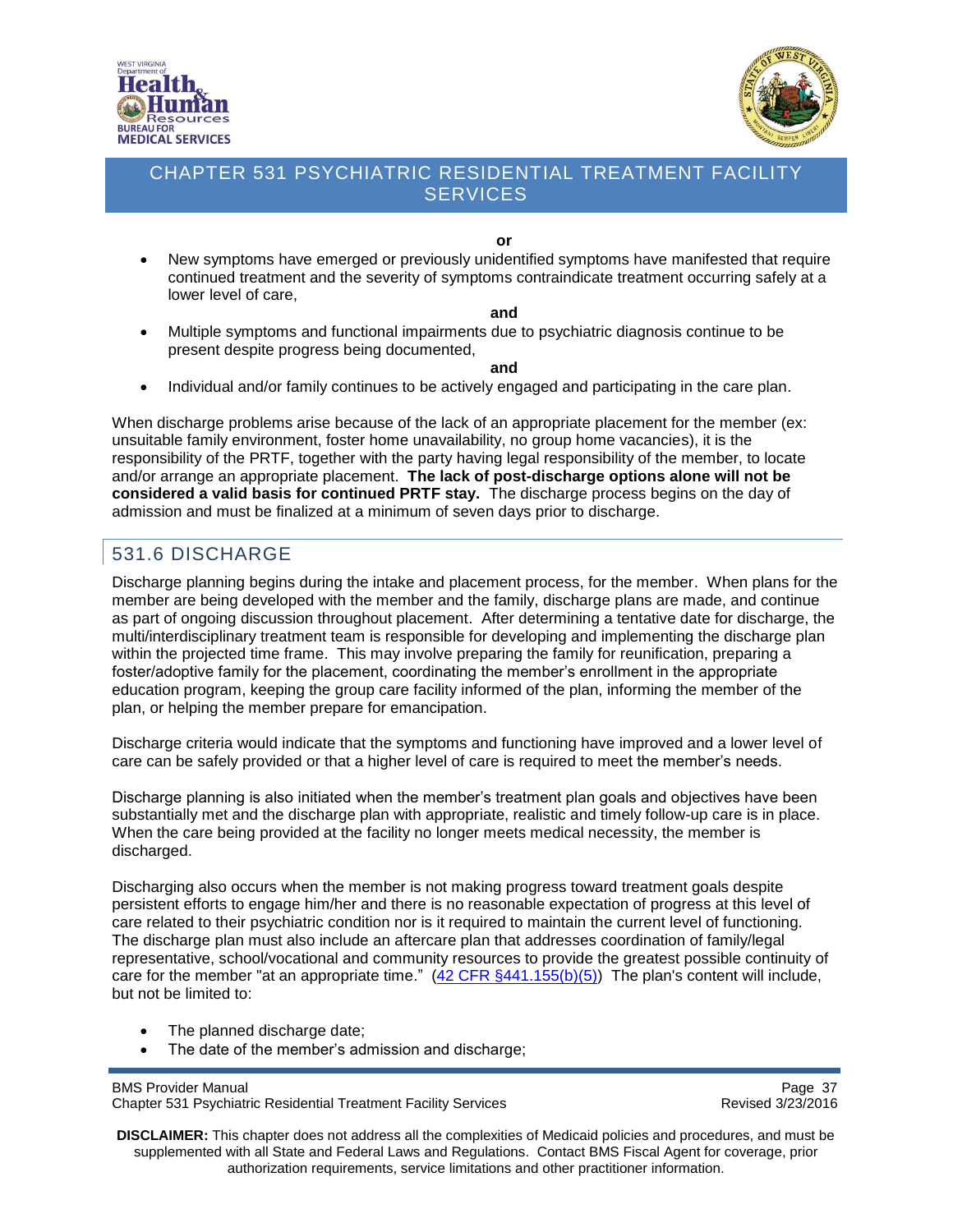**or**

- New symptoms have emerged or previously unidentified symptoms have manifested that require continued treatment and the severity of symptoms contraindicate treatment occurring safely at a lower level of care,

**and**

- Multiple symptoms and functional impairments due to psychiatric diagnosis continue to be present despite progress being documented,

**and**

- Individual and/or family continues to be actively engaged and participating in the care plan.

When discharge problems arise because of the lack of an appropriate placement for the member (ex: unsuitable family environment, foster home unavailability, no group home vacancies), it is the responsibility of the PRTF, together with the party having legal responsibility of the member, to locate and/or arrange an appropriate placement. **The lack of post-discharge options alone will not be considered a valid basis for continued PRTF stay.** The discharge process begins on the day of admission and must be finalized at a minimum of seven days prior to discharge.

## 531.6 DISCHARGE

Discharge planning begins during the intake and placement process, for the member. When plans for the member are being developed with the member and the family, discharge plans are made, and continue as part of ongoing discussion throughout placement. After determining a tentative date for discharge, the multi/interdisciplinary treatment team is responsible for developing and implementing the discharge plan within the projected time frame. This may involve preparing the family for reunification, preparing a foster/adoptive family for the placement, coordinating the member's enrollment in the appropriate education program, keeping the group care facility informed of the plan, informing the member of the plan, or helping the member prepare for emancipation.

Discharge criteria would indicate that the symptoms and functioning have improved and a lower level of care can be safely provided or that a higher level of care is required to meet the member's needs.

Discharge planning is also initiated when the member's treatment plan goals and objectives have been substantially met and the discharge plan with appropriate, realistic and timely follow-up care is in place. When the care being provided at the facility no longer meets medical necessity, the member is discharged.

Discharging also occurs when the member is not making progress toward treatment goals despite persistent efforts to engage him/her and there is no reasonable expectation of progress at this level of care related to their psychiatric condition nor is it required to maintain the current level of functioning. The discharge plan must also include an aftercare plan that addresses coordination of family/legal representative, school/vocational and community resources to provide the greatest possible continuity of care for the member "at an appropriate time." (42 CFR §441.155(b)(5)) The plan's content will include, but not be limited to:

- The planned discharge date;
- The date of the member's admission and discharge;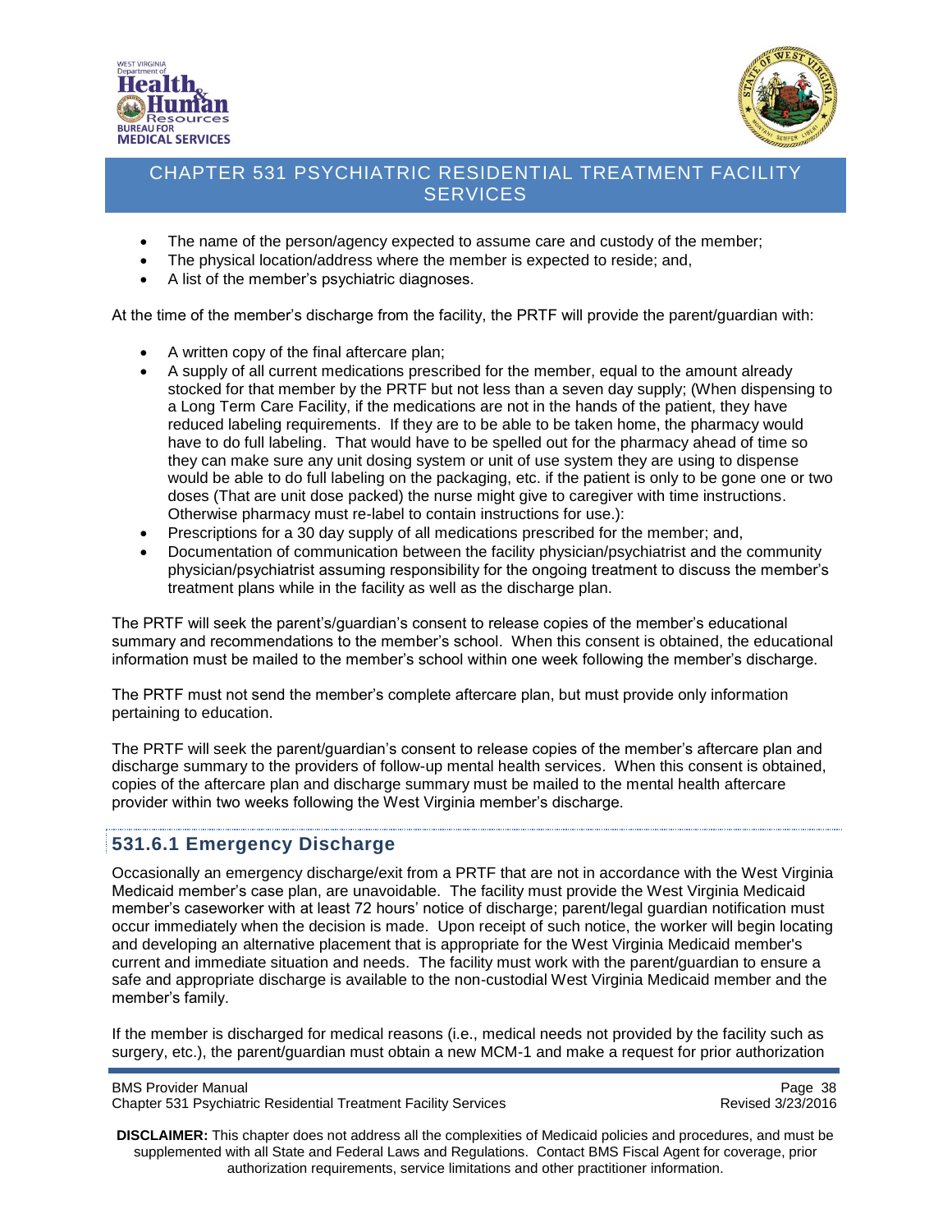- The name of the person/agency expected to assume care and custody of the member;
- The physical location/address where the member is expected to reside; and,
- A list of the member's psychiatric diagnoses.

At the time of the member's discharge from the facility, the PRTF will provide the parent/guardian with:

- A written copy of the final aftercare plan;
- A supply of all current medications prescribed for the member, equal to the amount already stocked for that member by the PRTF but not less than a seven day supply; (When dispensing to a Long Term Care Facility, if the medications are not in the hands of the patient, they have reduced labeling requirements. If they are to be able to be taken home, the pharmacy would have to do full labeling. That would have to be spelled out for the pharmacy ahead of time so they can make sure any unit dosing system or unit of use system they are using to dispense would be able to do full labeling on the packaging, etc. if the patient is only to be gone one or two doses (That are unit dose packed) the nurse might give to caregiver with time instructions. Otherwise pharmacy must re-label to contain instructions for use.):
- Prescriptions for a 30 day supply of all medications prescribed for the member; and,
- Documentation of communication between the facility physician/psychiatrist and the community physician/psychiatrist assuming responsibility for the ongoing treatment to discuss the member's treatment plans while in the facility as well as the discharge plan.

The PRTF will seek the parent's/guardian's consent to release copies of the member's educational summary and recommendations to the member's school. When this consent is obtained, the educational information must be mailed to the member's school within one week following the member's discharge.

The PRTF must not send the member's complete aftercare plan, but must provide only information pertaining to education.

The PRTF will seek the parent/guardian's consent to release copies of the member's aftercare plan and discharge summary to the providers of follow-up mental health services. When this consent is obtained, copies of the aftercare plan and discharge summary must be mailed to the mental health aftercare provider within two weeks following the West Virginia member's discharge.

### 531.6.1 Emergency Discharge

Occasionally an emergency discharge/exit from a PRTF that are not in accordance with the West Virginia Medicaid member's case plan, are unavoidable. The facility must provide the West Virginia Medicaid member's caseworker with at least 72 hours' notice of discharge; parent/legal guardian notification must occur immediately when the decision is made. Upon receipt of such notice, the worker will begin locating and developing an alternative placement that is appropriate for the West Virginia Medicaid member's current and immediate situation and needs. The facility must work with the parent/guardian to ensure a safe and appropriate discharge is available to the non-custodial West Virginia Medicaid member and the member's family.

If the member is discharged for medical reasons (i.e., medical needs not provided by the facility such as surgery, etc.), the parent/guardian must obtain a new MCM-1 and make a request for prior authorization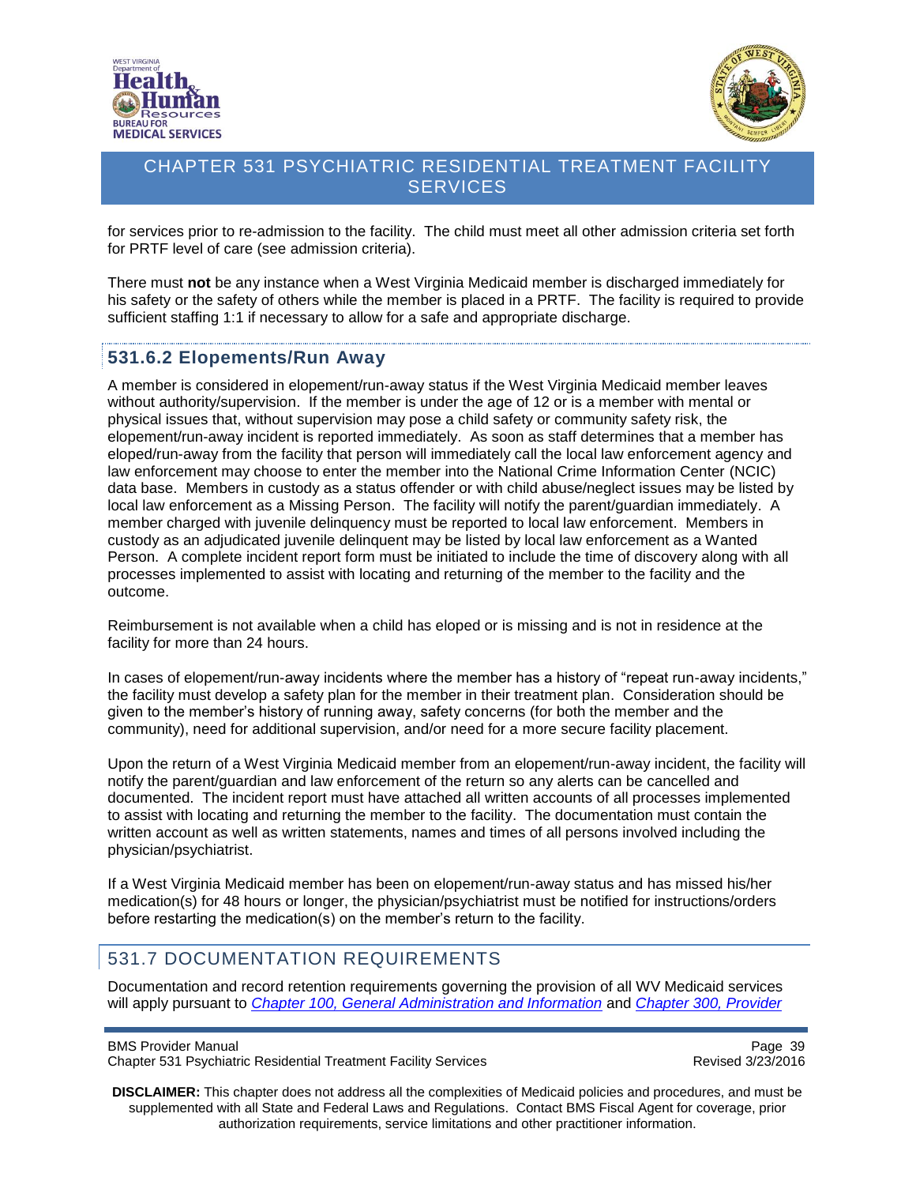for services prior to re-admission to the facility. The child must meet all other admission criteria set forth for PRTF level of care (see admission criteria).

There must **not** be any instance when a West Virginia Medicaid member is discharged immediately for his safety or the safety of others while the member is placed in a PRTF. The facility is required to provide sufficient staffing 1:1 if necessary to allow for a safe and appropriate discharge.

### 531.6.2 Elopements/Run Away

A member is considered in elopement/run-away status if the West Virginia Medicaid member leaves without authority/supervision. If the member is under the age of 12 or is a member with mental or physical issues that, without supervision may pose a child safety or community safety risk, the elopement/run-away incident is reported immediately. As soon as staff determines that a member has eloped/run-away from the facility that person will immediately call the local law enforcement agency and law enforcement may choose to enter the member into the National Crime Information Center (NCIC) data base. Members in custody as a status offender or with child abuse/neglect issues may be listed by local law enforcement as a Missing Person. The facility will notify the parent/guardian immediately. A member charged with juvenile delinquency must be reported to local law enforcement. Members in custody as an adjudicated juvenile delinquent may be listed by local law enforcement as a Wanted Person. A complete incident report form must be initiated to include the time of discovery along with all processes implemented to assist with locating and returning of the member to the facility and the outcome.

Reimbursement is not available when a child has eloped or is missing and is not in residence at the facility for more than 24 hours.

In cases of elopement/run-away incidents where the member has a history of "repeat run-away incidents," the facility must develop a safety plan for the member in their treatment plan. Consideration should be given to the member's history of running away, safety concerns (for both the member and the community), need for additional supervision, and/or need for a more secure facility placement.

Upon the return of a West Virginia Medicaid member from an elopement/run-away incident, the facility will notify the parent/guardian and law enforcement of the return so any alerts can be cancelled and documented. The incident report must have attached all written accounts of all processes implemented to assist with locating and returning the member to the facility. The documentation must contain the written account as well as written statements, names and times of all persons involved including the physician/psychiatrist.

If a West Virginia Medicaid member has been on elopement/run-away status and has missed his/her medication(s) for 48 hours or longer, the physician/psychiatrist must be notified for instructions/orders before restarting the medication(s) on the member's return to the facility.

## 531.7 DOCUMENTATION REQUIREMENTS

Documentation and record retention requirements governing the provision of all WV Medicaid services will apply pursuant to *Chapter 100, General Administration and Information* and *Chapter 300, Provider*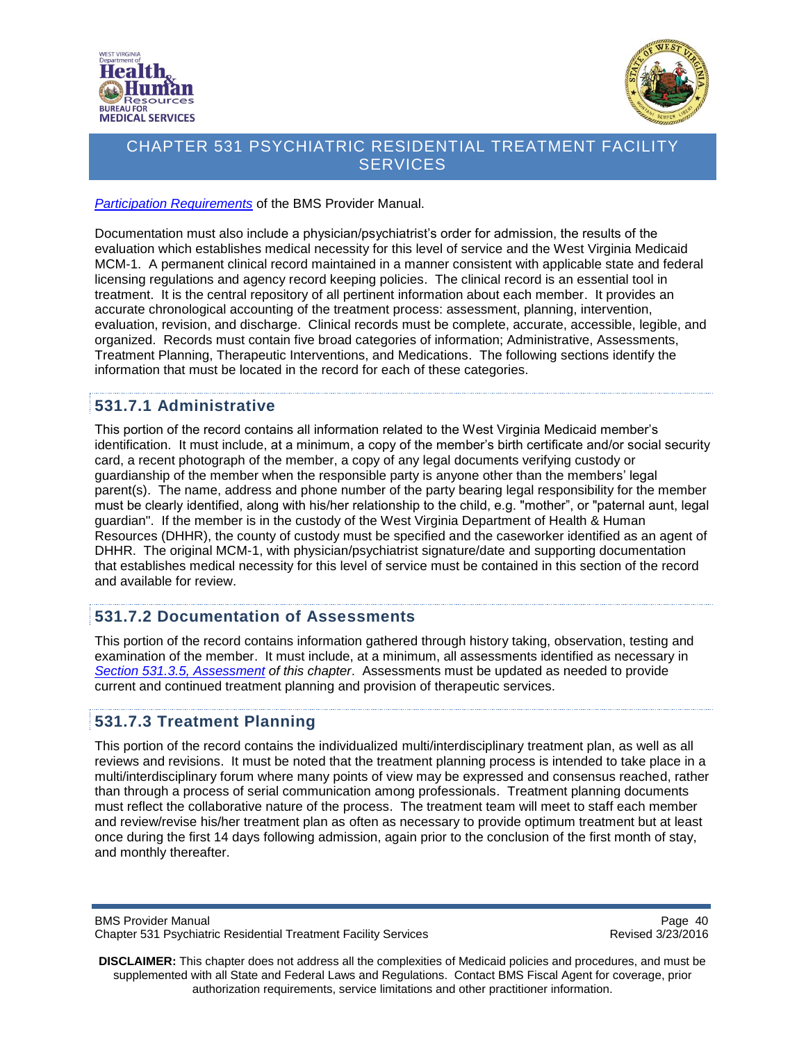*Participation Requirements* of the BMS Provider Manual.

Documentation must also include a physician/psychiatrist's order for admission, the results of the evaluation which establishes medical necessity for this level of service and the West Virginia Medicaid MCM-1. A permanent clinical record maintained in a manner consistent with applicable state and federal licensing regulations and agency record keeping policies. The clinical record is an essential tool in treatment. It is the central repository of all pertinent information about each member. It provides an accurate chronological accounting of the treatment process: assessment, planning, intervention, evaluation, revision, and discharge. Clinical records must be complete, accurate, accessible, legible, and organized. Records must contain five broad categories of information; Administrative, Assessments, Treatment Planning, Therapeutic Interventions, and Medications. The following sections identify the information that must be located in the record for each of these categories.

## 531.7.1 Administrative

This portion of the record contains all information related to the West Virginia Medicaid member's identification. It must include, at a minimum, a copy of the member's birth certificate and/or social security card, a recent photograph of the member, a copy of any legal documents verifying custody or guardianship of the member when the responsible party is anyone other than the members' legal parent(s). The name, address and phone number of the party bearing legal responsibility for the member must be clearly identified, along with his/her relationship to the child, e.g. "mother", or "paternal aunt, legal guardian". If the member is in the custody of the West Virginia Department of Health & Human Resources (DHHR), the county of custody must be specified and the caseworker identified as an agent of DHHR. The original MCM-1, with physician/psychiatrist signature/date and supporting documentation that establishes medical necessity for this level of service must be contained in this section of the record and available for review.

## 531.7.2 Documentation of Assessments

This portion of the record contains information gathered through history taking, observation, testing and examination of the member. It must include, at a minimum, all assessments identified as necessary in *Section 531.3.5, Assessment of this chapter*. Assessments must be updated as needed to provide current and continued treatment planning and provision of therapeutic services.

## 531.7.3 Treatment Planning

This portion of the record contains the individualized multi/interdisciplinary treatment plan, as well as all reviews and revisions. It must be noted that the treatment planning process is intended to take place in a multi/interdisciplinary forum where many points of view may be expressed and consensus reached, rather than through a process of serial communication among professionals. Treatment planning documents must reflect the collaborative nature of the process. The treatment team will meet to staff each member and review/revise his/her treatment plan as often as necessary to provide optimum treatment but at least once during the first 14 days following admission, again prior to the conclusion of the first month of stay, and monthly thereafter.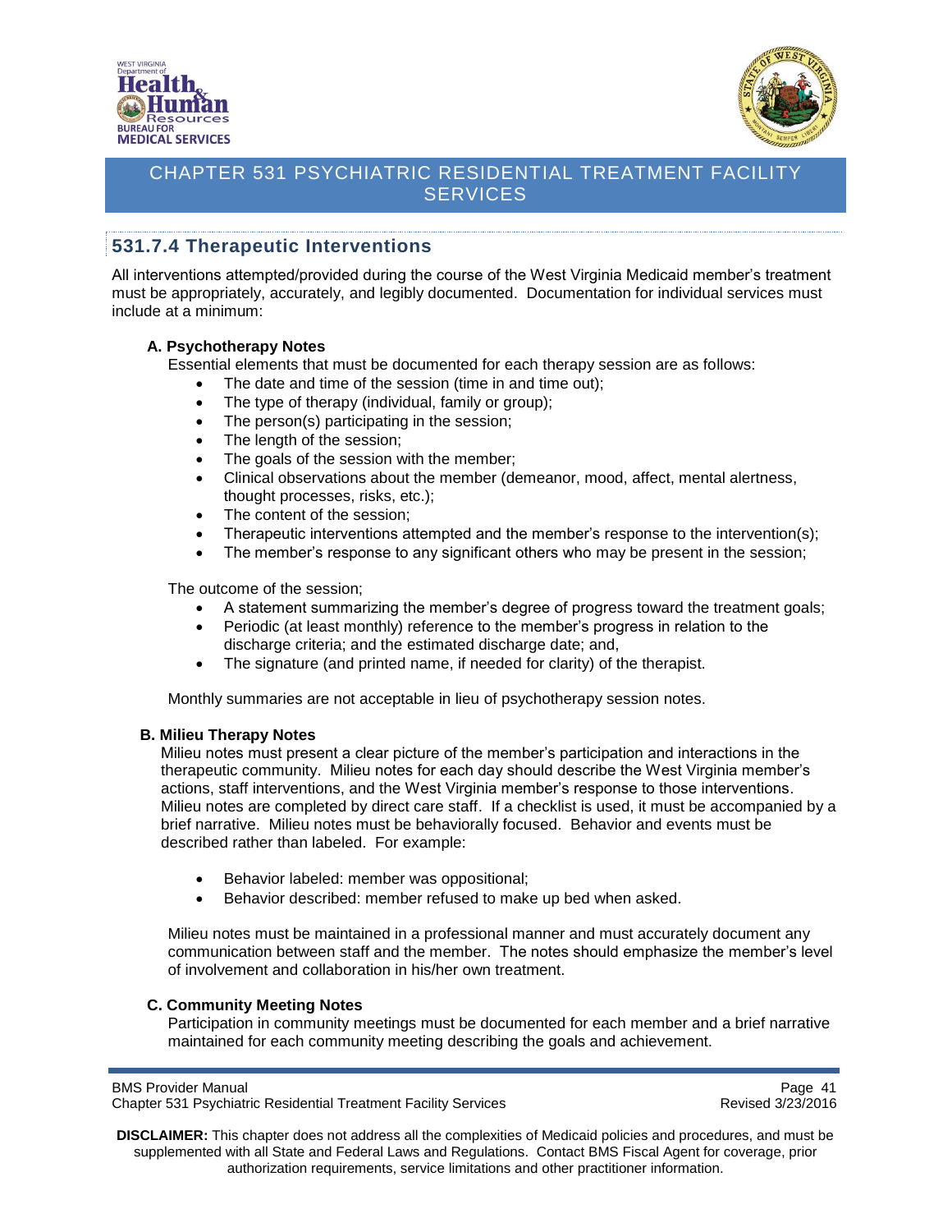## 531.7.4 Therapeutic Interventions

All interventions attempted/provided during the course of the West Virginia Medicaid member's treatment must be appropriately, accurately, and legibly documented. Documentation for individual services must include at a minimum:

**A. Psychotherapy Notes**

Essential elements that must be documented for each therapy session are as follows:

- The date and time of the session (time in and time out);
- The type of therapy (individual, family or group);
- The person(s) participating in the session;
- The length of the session;
- The goals of the session with the member;
- Clinical observations about the member (demeanor, mood, affect, mental alertness, thought processes, risks, etc.);
- The content of the session;
- Therapeutic interventions attempted and the member's response to the intervention(s);
- The member's response to any significant others who may be present in the session;

The outcome of the session;

- A statement summarizing the member's degree of progress toward the treatment goals;
- Periodic (at least monthly) reference to the member's progress in relation to the discharge criteria; and the estimated discharge date; and,
- The signature (and printed name, if needed for clarity) of the therapist.

Monthly summaries are not acceptable in lieu of psychotherapy session notes.

**B. Milieu Therapy Notes**

Milieu notes must present a clear picture of the member's participation and interactions in the therapeutic community. Milieu notes for each day should describe the West Virginia member's actions, staff interventions, and the West Virginia member's response to those interventions. Milieu notes are completed by direct care staff. If a checklist is used, it must be accompanied by a brief narrative. Milieu notes must be behaviorally focused. Behavior and events must be described rather than labeled. For example:

- Behavior labeled: member was oppositional;
- Behavior described: member refused to make up bed when asked.

Milieu notes must be maintained in a professional manner and must accurately document any communication between staff and the member. The notes should emphasize the member's level of involvement and collaboration in his/her own treatment.

**C. Community Meeting Notes**

Participation in community meetings must be documented for each member and a brief narrative maintained for each community meeting describing the goals and achievement.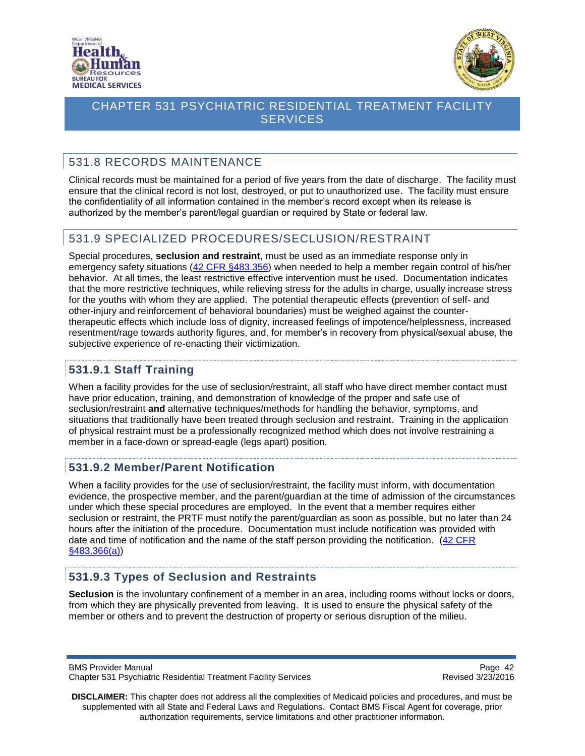## 531.8 RECORDS MAINTENANCE

Clinical records must be maintained for a period of five years from the date of discharge. The facility must ensure that the clinical record is not lost, destroyed, or put to unauthorized use. The facility must ensure the confidentiality of all information contained in the member's record except when its release is authorized by the member's parent/legal guardian or required by State or federal law.

## 531.9 SPECIALIZED PROCEDURES/SECLUSION/RESTRAINT

Special procedures, **seclusion and restraint**, must be used as an immediate response only in emergency safety situations (42 CFR §483.356) when needed to help a member regain control of his/her behavior. At all times, the least restrictive effective intervention must be used. Documentation indicates that the more restrictive techniques, while relieving stress for the adults in charge, usually increase stress for the youths with whom they are applied. The potential therapeutic effects (prevention of self- and other-injury and reinforcement of behavioral boundaries) must be weighed against the counter-therapeutic effects which include loss of dignity, increased feelings of impotence/helplessness, increased resentment/rage towards authority figures, and, for member's in recovery from physical/sexual abuse, the subjective experience of re-enacting their victimization.

### 531.9.1 Staff Training

When a facility provides for the use of seclusion/restraint, all staff who have direct member contact must have prior education, training, and demonstration of knowledge of the proper and safe use of seclusion/restraint **and** alternative techniques/methods for handling the behavior, symptoms, and situations that traditionally have been treated through seclusion and restraint. Training in the application of physical restraint must be a professionally recognized method which does not involve restraining a member in a face-down or spread-eagle (legs apart) position.

### 531.9.2 Member/Parent Notification

When a facility provides for the use of seclusion/restraint, the facility must inform, with documentation evidence, the prospective member, and the parent/guardian at the time of admission of the circumstances under which these special procedures are employed. In the event that a member requires either seclusion or restraint, the PRTF must notify the parent/guardian as soon as possible, but no later than 24 hours after the initiation of the procedure. Documentation must include notification was provided with date and time of notification and the name of the staff person providing the notification. (42 CFR §483.366(a))

### 531.9.3 Types of Seclusion and Restraints

**Seclusion** is the involuntary confinement of a member in an area, including rooms without locks or doors, from which they are physically prevented from leaving. It is used to ensure the physical safety of the member or others and to prevent the destruction of property or serious disruption of the milieu.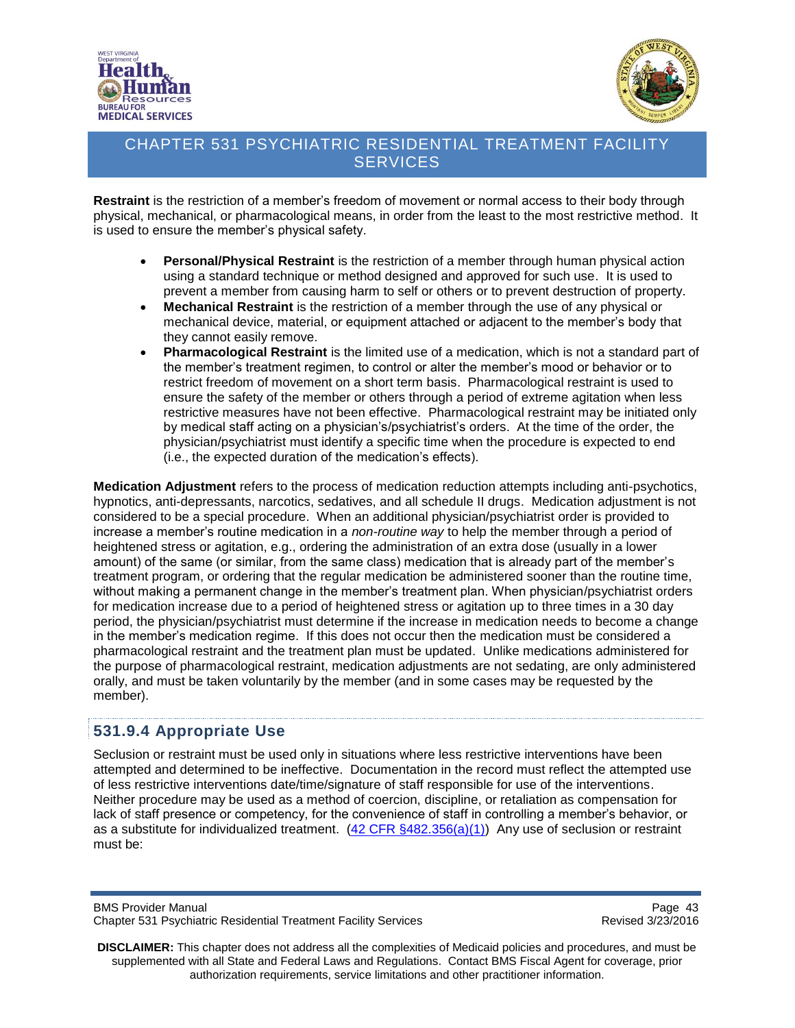**Restraint** is the restriction of a member's freedom of movement or normal access to their body through physical, mechanical, or pharmacological means, in order from the least to the most restrictive method. It is used to ensure the member's physical safety.

- **Personal/Physical Restraint** is the restriction of a member through human physical action using a standard technique or method designed and approved for such use. It is used to prevent a member from causing harm to self or others or to prevent destruction of property.
- **Mechanical Restraint** is the restriction of a member through the use of any physical or mechanical device, material, or equipment attached or adjacent to the member's body that they cannot easily remove.
- **Pharmacological Restraint** is the limited use of a medication, which is not a standard part of the member's treatment regimen, to control or alter the member's mood or behavior or to restrict freedom of movement on a short term basis. Pharmacological restraint is used to ensure the safety of the member or others through a period of extreme agitation when less restrictive measures have not been effective. Pharmacological restraint may be initiated only by medical staff acting on a physician's/psychiatrist's orders. At the time of the order, the physician/psychiatrist must identify a specific time when the procedure is expected to end (i.e., the expected duration of the medication's effects).

**Medication Adjustment** refers to the process of medication reduction attempts including anti-psychotics, hypnotics, anti-depressants, narcotics, sedatives, and all schedule II drugs. Medication adjustment is not considered to be a special procedure. When an additional physician/psychiatrist order is provided to increase a member's routine medication in a *non-routine way* to help the member through a period of heightened stress or agitation, e.g., ordering the administration of an extra dose (usually in a lower amount) of the same (or similar, from the same class) medication that is already part of the member's treatment program, or ordering that the regular medication be administered sooner than the routine time, without making a permanent change in the member's treatment plan. When physician/psychiatrist orders for medication increase due to a period of heightened stress or agitation up to three times in a 30 day period, the physician/psychiatrist must determine if the increase in medication needs to become a change in the member's medication regime. If this does not occur then the medication must be considered a pharmacological restraint and the treatment plan must be updated. Unlike medications administered for the purpose of pharmacological restraint, medication adjustments are not sedating, are only administered orally, and must be taken voluntarily by the member (and in some cases may be requested by the member).

## 531.9.4 Appropriate Use

Seclusion or restraint must be used only in situations where less restrictive interventions have been attempted and determined to be ineffective. Documentation in the record must reflect the attempted use of less restrictive interventions date/time/signature of staff responsible for use of the interventions. Neither procedure may be used as a method of coercion, discipline, or retaliation as compensation for lack of staff presence or competency, for the convenience of staff in controlling a member's behavior, or as a substitute for individualized treatment. (42 CFR §482.356(a)(1)) Any use of seclusion or restraint must be: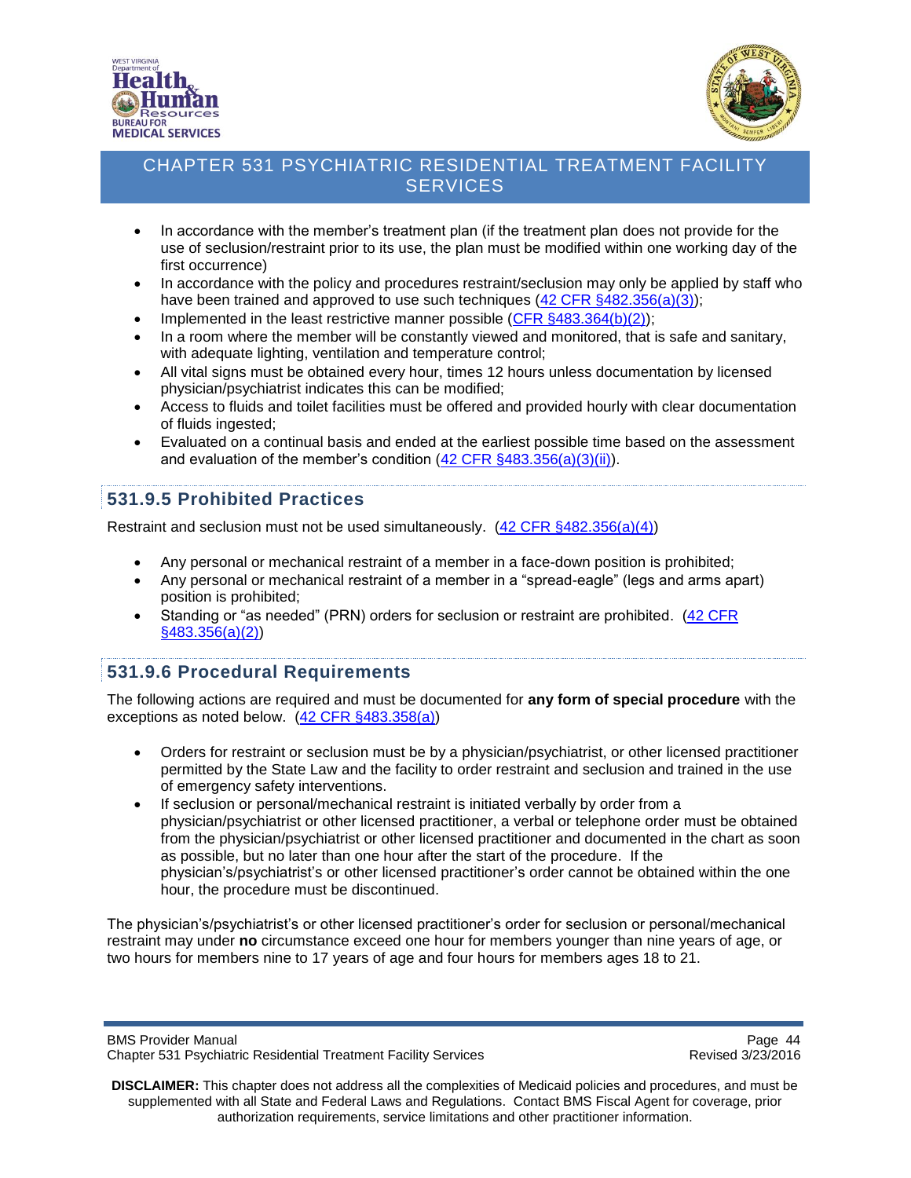- In accordance with the member's treatment plan (if the treatment plan does not provide for the use of seclusion/restraint prior to its use, the plan must be modified within one working day of the first occurrence)
- In accordance with the policy and procedures restraint/seclusion may only be applied by staff who have been trained and approved to use such techniques ([42 CFR §482.356(a)(3)]);
- Implemented in the least restrictive manner possible ([CFR §483.364(b)(2)]);
- In a room where the member will be constantly viewed and monitored, that is safe and sanitary, with adequate lighting, ventilation and temperature control;
- All vital signs must be obtained every hour, times 12 hours unless documentation by licensed physician/psychiatrist indicates this can be modified;
- Access to fluids and toilet facilities must be offered and provided hourly with clear documentation of fluids ingested;
- Evaluated on a continual basis and ended at the earliest possible time based on the assessment and evaluation of the member's condition ([42 CFR §483.356(a)(3)(ii)]).

## 531.9.5 Prohibited Practices

Restraint and seclusion must not be used simultaneously. ([42 CFR §482.356(a)(4)])

- Any personal or mechanical restraint of a member in a face-down position is prohibited;
- Any personal or mechanical restraint of a member in a "spread-eagle" (legs and arms apart) position is prohibited;
- Standing or "as needed" (PRN) orders for seclusion or restraint are prohibited. ([42 CFR §483.356(a)(2)])

## 531.9.6 Procedural Requirements

The following actions are required and must be documented for **any form of special procedure** with the exceptions as noted below. ([42 CFR §483.358(a)])

- Orders for restraint or seclusion must be by a physician/psychiatrist, or other licensed practitioner permitted by the State Law and the facility to order restraint and seclusion and trained in the use of emergency safety interventions.
- If seclusion or personal/mechanical restraint is initiated verbally by order from a physician/psychiatrist or other licensed practitioner, a verbal or telephone order must be obtained from the physician/psychiatrist or other licensed practitioner and documented in the chart as soon as possible, but no later than one hour after the start of the procedure. If the physician's/psychiatrist's or other licensed practitioner's order cannot be obtained within the one hour, the procedure must be discontinued.

The physician's/psychiatrist's or other licensed practitioner's order for seclusion or personal/mechanical restraint may under **no** circumstance exceed one hour for members younger than nine years of age, or two hours for members nine to 17 years of age and four hours for members ages 18 to 21.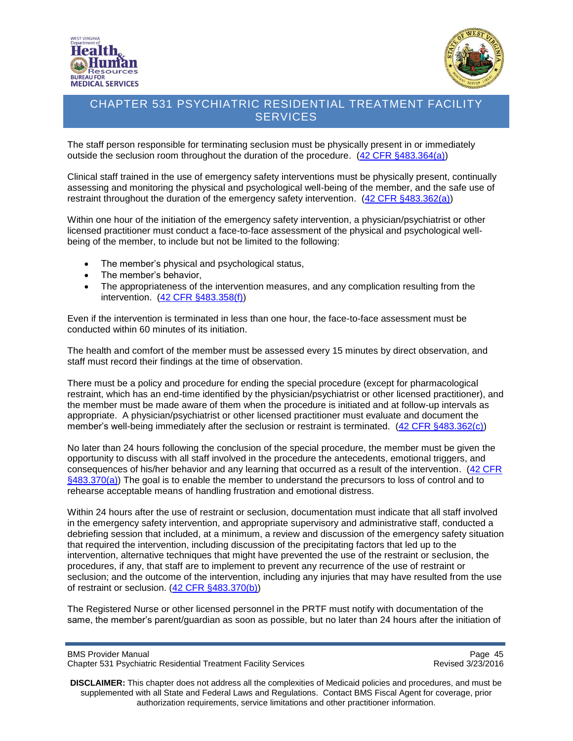The staff person responsible for terminating seclusion must be physically present in or immediately outside the seclusion room throughout the duration of the procedure. (42 CFR §483.364(a))

Clinical staff trained in the use of emergency safety interventions must be physically present, continually assessing and monitoring the physical and psychological well-being of the member, and the safe use of restraint throughout the duration of the emergency safety intervention. (42 CFR §483.362(a))

Within one hour of the initiation of the emergency safety intervention, a physician/psychiatrist or other licensed practitioner must conduct a face-to-face assessment of the physical and psychological well-being of the member, to include but not be limited to the following:

- The member's physical and psychological status,
- The member's behavior,
- The appropriateness of the intervention measures, and any complication resulting from the intervention. (42 CFR §483.358(f))

Even if the intervention is terminated in less than one hour, the face-to-face assessment must be conducted within 60 minutes of its initiation.

The health and comfort of the member must be assessed every 15 minutes by direct observation, and staff must record their findings at the time of observation.

There must be a policy and procedure for ending the special procedure (except for pharmacological restraint, which has an end-time identified by the physician/psychiatrist or other licensed practitioner), and the member must be made aware of them when the procedure is initiated and at follow-up intervals as appropriate. A physician/psychiatrist or other licensed practitioner must evaluate and document the member's well-being immediately after the seclusion or restraint is terminated. (42 CFR §483.362(c))

No later than 24 hours following the conclusion of the special procedure, the member must be given the opportunity to discuss with all staff involved in the procedure the antecedents, emotional triggers, and consequences of his/her behavior and any learning that occurred as a result of the intervention. (42 CFR §483.370(a)) The goal is to enable the member to understand the precursors to loss of control and to rehearse acceptable means of handling frustration and emotional distress.

Within 24 hours after the use of restraint or seclusion, documentation must indicate that all staff involved in the emergency safety intervention, and appropriate supervisory and administrative staff, conducted a debriefing session that included, at a minimum, a review and discussion of the emergency safety situation that required the intervention, including discussion of the precipitating factors that led up to the intervention, alternative techniques that might have prevented the use of the restraint or seclusion, the procedures, if any, that staff are to implement to prevent any recurrence of the use of restraint or seclusion; and the outcome of the intervention, including any injuries that may have resulted from the use of restraint or seclusion. (42 CFR §483.370(b))

The Registered Nurse or other licensed personnel in the PRTF must notify with documentation of the same, the member's parent/guardian as soon as possible, but no later than 24 hours after the initiation of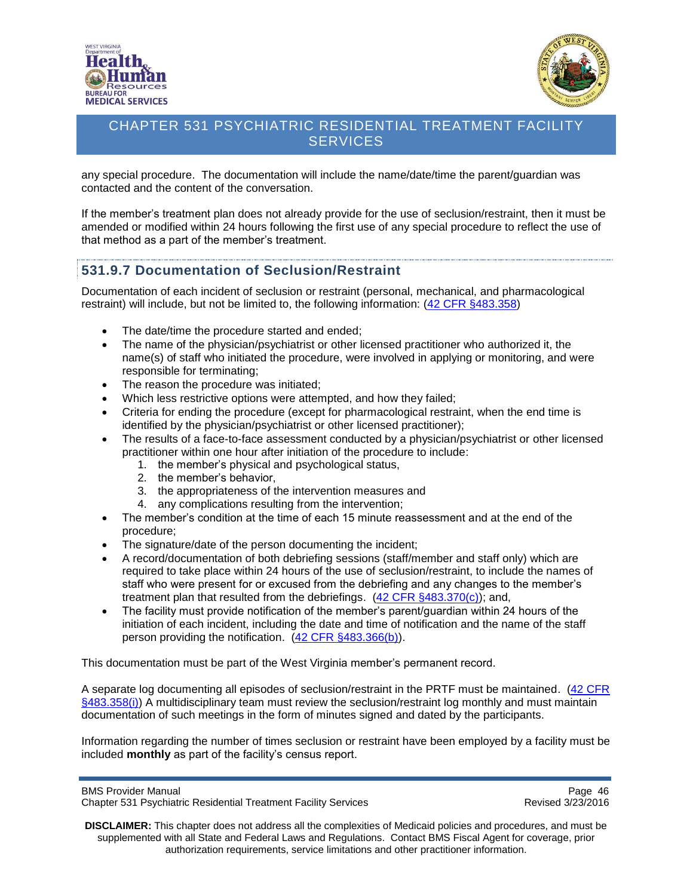any special procedure. The documentation will include the name/date/time the parent/guardian was contacted and the content of the conversation.

If the member's treatment plan does not already provide for the use of seclusion/restraint, then it must be amended or modified within 24 hours following the first use of any special procedure to reflect the use of that method as a part of the member's treatment.

## 531.9.7 Documentation of Seclusion/Restraint

Documentation of each incident of seclusion or restraint (personal, mechanical, and pharmacological restraint) will include, but not be limited to, the following information: (42 CFR §483.358)

- The date/time the procedure started and ended;
- The name of the physician/psychiatrist or other licensed practitioner who authorized it, the name(s) of staff who initiated the procedure, were involved in applying or monitoring, and were responsible for terminating;
- The reason the procedure was initiated;
- Which less restrictive options were attempted, and how they failed;
- Criteria for ending the procedure (except for pharmacological restraint, when the end time is identified by the physician/psychiatrist or other licensed practitioner);
- The results of a face-to-face assessment conducted by a physician/psychiatrist or other licensed practitioner within one hour after initiation of the procedure to include:
    1. the member's physical and psychological status,
    2. the member's behavior,
    3. the appropriateness of the intervention measures and
    4. any complications resulting from the intervention;
- The member's condition at the time of each 15 minute reassessment and at the end of the procedure;
- The signature/date of the person documenting the incident;
- A record/documentation of both debriefing sessions (staff/member and staff only) which are required to take place within 24 hours of the use of seclusion/restraint, to include the names of staff who were present for or excused from the debriefing and any changes to the member's treatment plan that resulted from the debriefings. (42 CFR §483.370(c)); and,
- The facility must provide notification of the member's parent/guardian within 24 hours of the initiation of each incident, including the date and time of notification and the name of the staff person providing the notification. (42 CFR §483.366(b)).

This documentation must be part of the West Virginia member's permanent record.

A separate log documenting all episodes of seclusion/restraint in the PRTF must be maintained. (42 CFR §483.358(i)) A multidisciplinary team must review the seclusion/restraint log monthly and must maintain documentation of such meetings in the form of minutes signed and dated by the participants.

Information regarding the number of times seclusion or restraint have been employed by a facility must be included **monthly** as part of the facility's census report.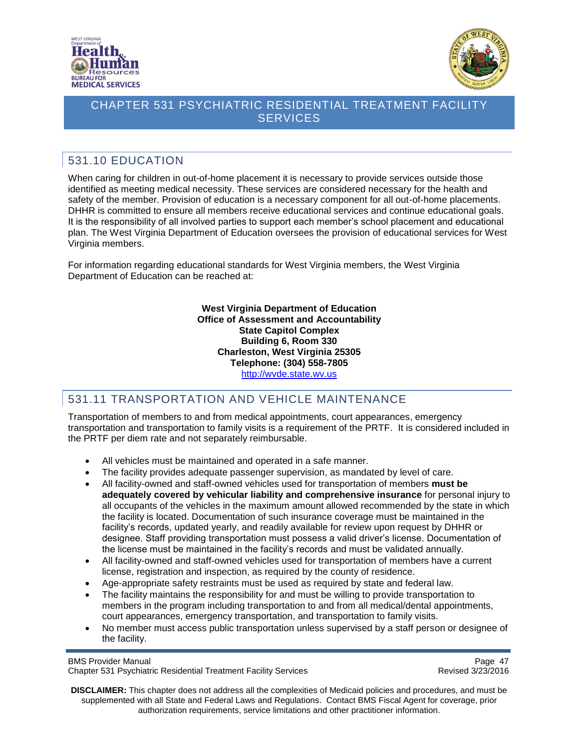## 531.10 EDUCATION

When caring for children in out-of-home placement it is necessary to provide services outside those identified as meeting medical necessity. These services are considered necessary for the health and safety of the member. Provision of education is a necessary component for all out-of-home placements. DHHR is committed to ensure all members receive educational services and continue educational goals. It is the responsibility of all involved parties to support each member's school placement and educational plan. The West Virginia Department of Education oversees the provision of educational services for West Virginia members.

For information regarding educational standards for West Virginia members, the West Virginia Department of Education can be reached at:

**West Virginia Department of Education**
**Office of Assessment and Accountability**
**State Capitol Complex**
**Building 6, Room 330**
**Charleston, West Virginia 25305**
**Telephone: (304) 558-7805**
http://wvde.state.wv.us

## 531.11 TRANSPORTATION AND VEHICLE MAINTENANCE

Transportation of members to and from medical appointments, court appearances, emergency transportation and transportation to family visits is a requirement of the PRTF. It is considered included in the PRTF per diem rate and not separately reimbursable.

- All vehicles must be maintained and operated in a safe manner.
- The facility provides adequate passenger supervision, as mandated by level of care.
- All facility-owned and staff-owned vehicles used for transportation of members **must be adequately covered by vehicular liability and comprehensive insurance** for personal injury to all occupants of the vehicles in the maximum amount allowed recommended by the state in which the facility is located. Documentation of such insurance coverage must be maintained in the facility's records, updated yearly, and readily available for review upon request by DHHR or designee. Staff providing transportation must possess a valid driver's license. Documentation of the license must be maintained in the facility's records and must be validated annually.
- All facility-owned and staff-owned vehicles used for transportation of members have a current license, registration and inspection, as required by the county of residence.
- Age-appropriate safety restraints must be used as required by state and federal law.
- The facility maintains the responsibility for and must be willing to provide transportation to members in the program including transportation to and from all medical/dental appointments, court appearances, emergency transportation, and transportation to family visits.
- No member must access public transportation unless supervised by a staff person or designee of the facility.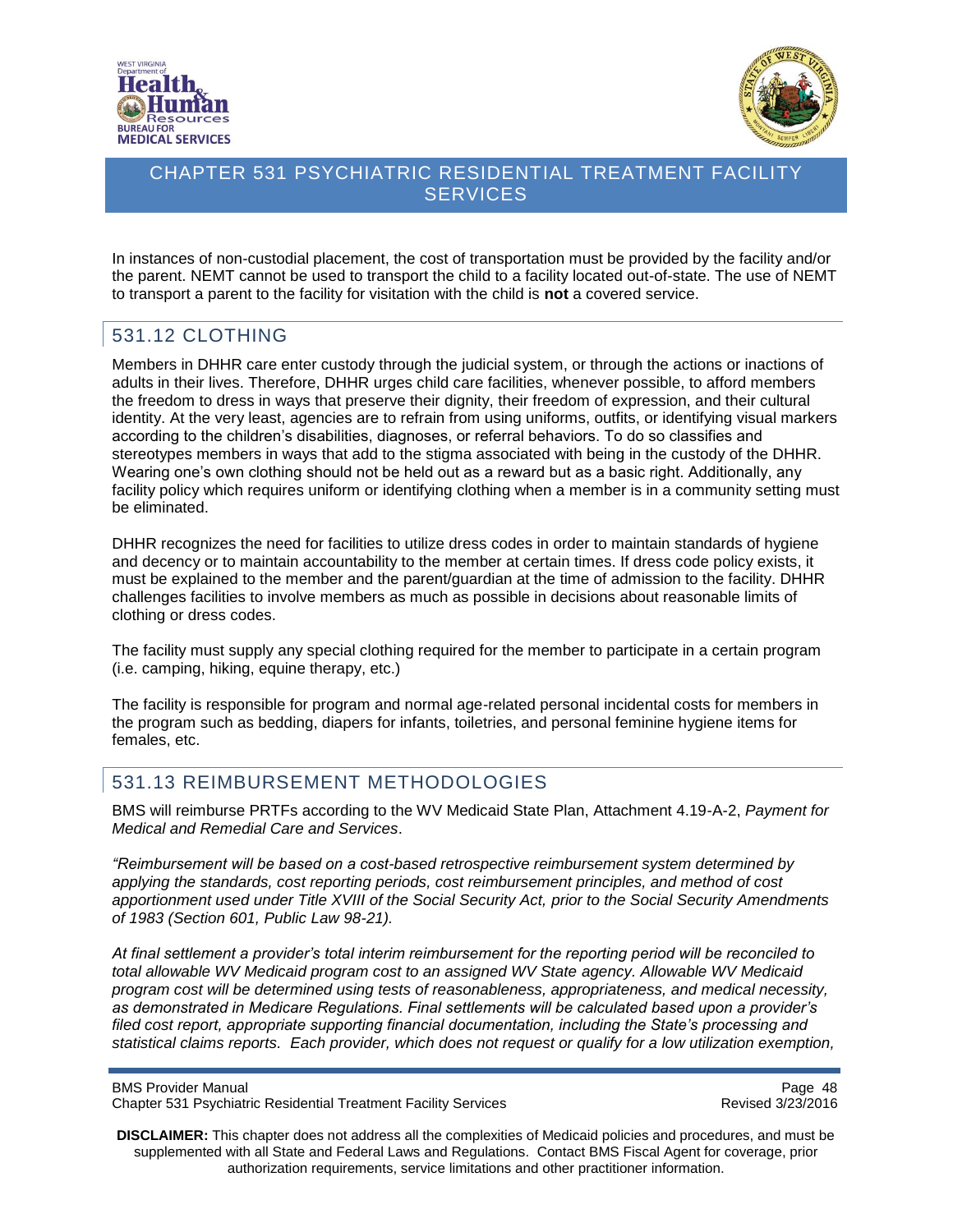In instances of non-custodial placement, the cost of transportation must be provided by the facility and/or the parent. NEMT cannot be used to transport the child to a facility located out-of-state. The use of NEMT to transport a parent to the facility for visitation with the child is **not** a covered service.

## 531.12 CLOTHING

Members in DHHR care enter custody through the judicial system, or through the actions or inactions of adults in their lives. Therefore, DHHR urges child care facilities, whenever possible, to afford members the freedom to dress in ways that preserve their dignity, their freedom of expression, and their cultural identity. At the very least, agencies are to refrain from using uniforms, outfits, or identifying visual markers according to the children's disabilities, diagnoses, or referral behaviors. To do so classifies and stereotypes members in ways that add to the stigma associated with being in the custody of the DHHR. Wearing one's own clothing should not be held out as a reward but as a basic right. Additionally, any facility policy which requires uniform or identifying clothing when a member is in a community setting must be eliminated.

DHHR recognizes the need for facilities to utilize dress codes in order to maintain standards of hygiene and decency or to maintain accountability to the member at certain times. If dress code policy exists, it must be explained to the member and the parent/guardian at the time of admission to the facility. DHHR challenges facilities to involve members as much as possible in decisions about reasonable limits of clothing or dress codes.

The facility must supply any special clothing required for the member to participate in a certain program (i.e. camping, hiking, equine therapy, etc.)

The facility is responsible for program and normal age-related personal incidental costs for members in the program such as bedding, diapers for infants, toiletries, and personal feminine hygiene items for females, etc.

## 531.13 REIMBURSEMENT METHODOLOGIES

BMS will reimburse PRTFs according to the WV Medicaid State Plan, Attachment 4.19-A-2, *Payment for Medical and Remedial Care and Services*.

*"Reimbursement will be based on a cost-based retrospective reimbursement system determined by applying the standards, cost reporting periods, cost reimbursement principles, and method of cost apportionment used under Title XVIII of the Social Security Act, prior to the Social Security Amendments of 1983 (Section 601, Public Law 98-21).*

*At final settlement a provider's total interim reimbursement for the reporting period will be reconciled to total allowable WV Medicaid program cost to an assigned WV State agency. Allowable WV Medicaid program cost will be determined using tests of reasonableness, appropriateness, and medical necessity, as demonstrated in Medicare Regulations. Final settlements will be calculated based upon a provider's filed cost report, appropriate supporting financial documentation, including the State's processing and statistical claims reports. Each provider, which does not request or qualify for a low utilization exemption,*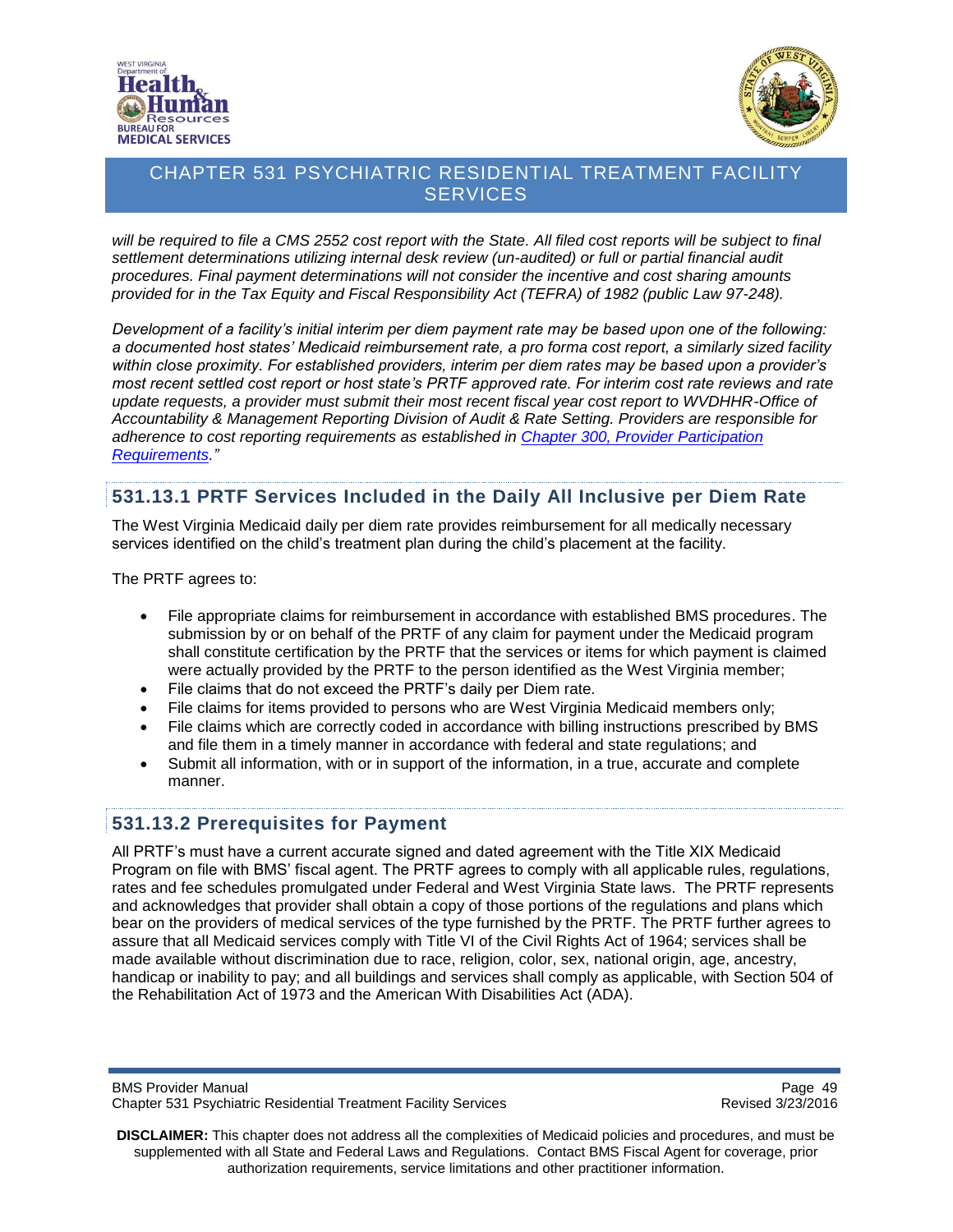*will be required to file a CMS 2552 cost report with the State. All filed cost reports will be subject to final settlement determinations utilizing internal desk review (un-audited) or full or partial financial audit procedures. Final payment determinations will not consider the incentive and cost sharing amounts provided for in the Tax Equity and Fiscal Responsibility Act (TEFRA) of 1982 (public Law 97-248).*

*Development of a facility's initial interim per diem payment rate may be based upon one of the following: a documented host states' Medicaid reimbursement rate, a pro forma cost report, a similarly sized facility within close proximity. For established providers, interim per diem rates may be based upon a provider's most recent settled cost report or host state's PRTF approved rate. For interim cost rate reviews and rate update requests, a provider must submit their most recent fiscal year cost report to WVDHHR-Office of Accountability & Management Reporting Division of Audit & Rate Setting. Providers are responsible for adherence to cost reporting requirements as established in [Chapter 300, Provider Participation Requirements](Chapter 300, Provider Participation Requirements)."*

## 531.13.1 PRTF Services Included in the Daily All Inclusive per Diem Rate

The West Virginia Medicaid daily per diem rate provides reimbursement for all medically necessary services identified on the child's treatment plan during the child's placement at the facility.

The PRTF agrees to:

- File appropriate claims for reimbursement in accordance with established BMS procedures. The submission by or on behalf of the PRTF of any claim for payment under the Medicaid program shall constitute certification by the PRTF that the services or items for which payment is claimed were actually provided by the PRTF to the person identified as the West Virginia member;
- File claims that do not exceed the PRTF's daily per Diem rate.
- File claims for items provided to persons who are West Virginia Medicaid members only;
- File claims which are correctly coded in accordance with billing instructions prescribed by BMS and file them in a timely manner in accordance with federal and state regulations; and
- Submit all information, with or in support of the information, in a true, accurate and complete manner.

## 531.13.2 Prerequisites for Payment

All PRTF's must have a current accurate signed and dated agreement with the Title XIX Medicaid Program on file with BMS' fiscal agent. The PRTF agrees to comply with all applicable rules, regulations, rates and fee schedules promulgated under Federal and West Virginia State laws. The PRTF represents and acknowledges that provider shall obtain a copy of those portions of the regulations and plans which bear on the providers of medical services of the type furnished by the PRTF. The PRTF further agrees to assure that all Medicaid services comply with Title VI of the Civil Rights Act of 1964; services shall be made available without discrimination due to race, religion, color, sex, national origin, age, ancestry, handicap or inability to pay; and all buildings and services shall comply as applicable, with Section 504 of the Rehabilitation Act of 1973 and the American With Disabilities Act (ADA).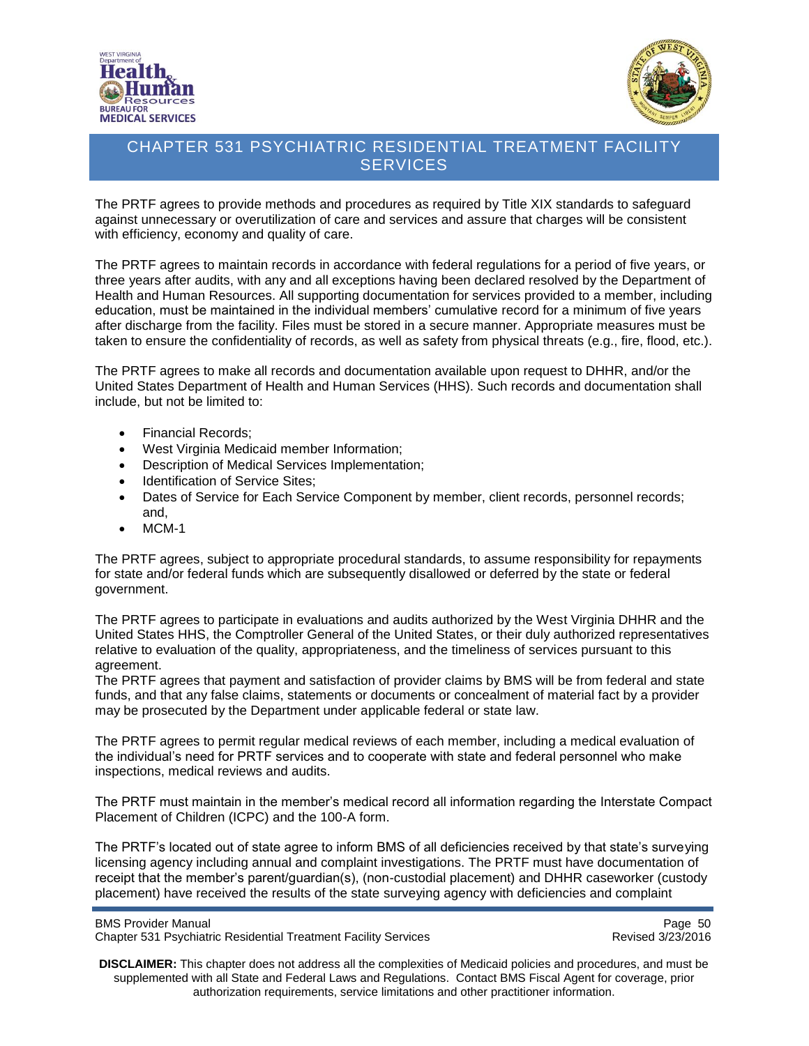The PRTF agrees to provide methods and procedures as required by Title XIX standards to safeguard against unnecessary or overutilization of care and services and assure that charges will be consistent with efficiency, economy and quality of care.

The PRTF agrees to maintain records in accordance with federal regulations for a period of five years, or three years after audits, with any and all exceptions having been declared resolved by the Department of Health and Human Resources. All supporting documentation for services provided to a member, including education, must be maintained in the individual members' cumulative record for a minimum of five years after discharge from the facility. Files must be stored in a secure manner. Appropriate measures must be taken to ensure the confidentiality of records, as well as safety from physical threats (e.g., fire, flood, etc.).

The PRTF agrees to make all records and documentation available upon request to DHHR, and/or the United States Department of Health and Human Services (HHS). Such records and documentation shall include, but not be limited to:

- Financial Records;
- West Virginia Medicaid member Information;
- Description of Medical Services Implementation;
- Identification of Service Sites;
- Dates of Service for Each Service Component by member, client records, personnel records; and,
- MCM-1

The PRTF agrees, subject to appropriate procedural standards, to assume responsibility for repayments for state and/or federal funds which are subsequently disallowed or deferred by the state or federal government.

The PRTF agrees to participate in evaluations and audits authorized by the West Virginia DHHR and the United States HHS, the Comptroller General of the United States, or their duly authorized representatives relative to evaluation of the quality, appropriateness, and the timeliness of services pursuant to this agreement.
The PRTF agrees that payment and satisfaction of provider claims by BMS will be from federal and state funds, and that any false claims, statements or documents or concealment of material fact by a provider may be prosecuted by the Department under applicable federal or state law.

The PRTF agrees to permit regular medical reviews of each member, including a medical evaluation of the individual's need for PRTF services and to cooperate with state and federal personnel who make inspections, medical reviews and audits.

The PRTF must maintain in the member's medical record all information regarding the Interstate Compact Placement of Children (ICPC) and the 100-A form.

The PRTF's located out of state agree to inform BMS of all deficiencies received by that state's surveying licensing agency including annual and complaint investigations. The PRTF must have documentation of receipt that the member's parent/guardian(s), (non-custodial placement) and DHHR caseworker (custody placement) have received the results of the state surveying agency with deficiencies and complaint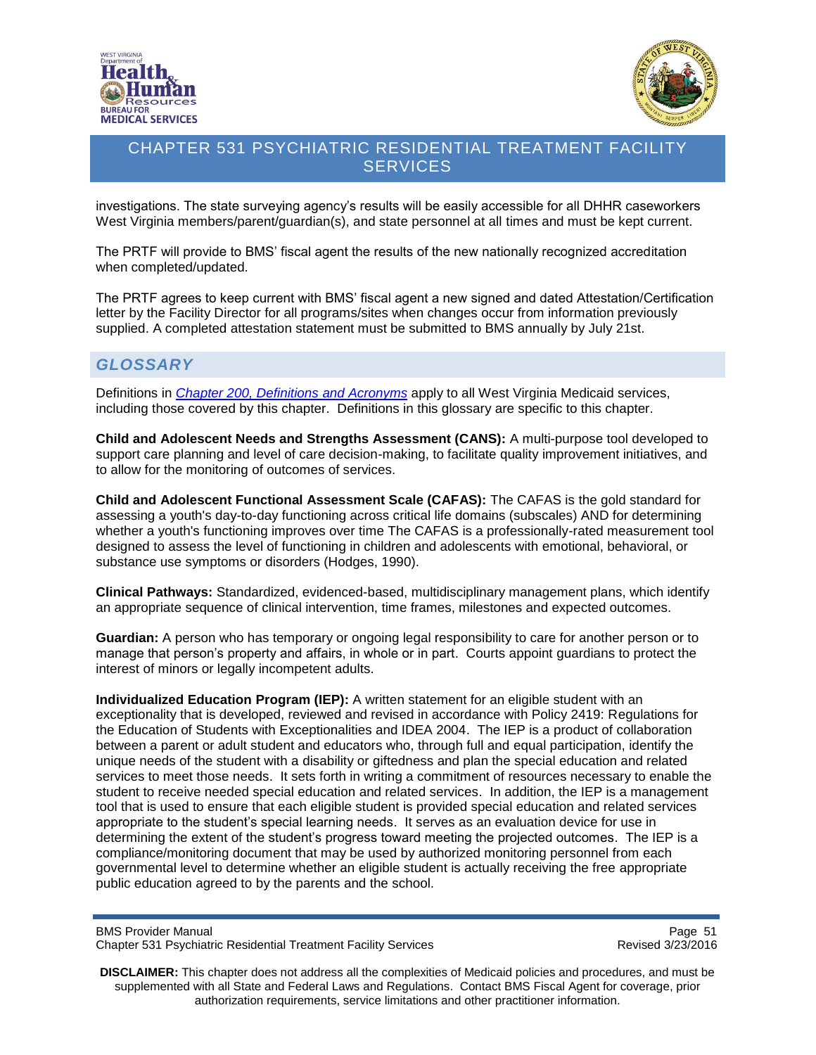investigations. The state surveying agency's results will be easily accessible for all DHHR caseworkers West Virginia members/parent/guardian(s), and state personnel at all times and must be kept current.

The PRTF will provide to BMS' fiscal agent the results of the new nationally recognized accreditation when completed/updated.

The PRTF agrees to keep current with BMS' fiscal agent a new signed and dated Attestation/Certification letter by the Facility Director for all programs/sites when changes occur from information previously supplied. A completed attestation statement must be submitted to BMS annually by July 21st.

## GLOSSARY

Definitions in *Chapter 200, Definitions and Acronyms* apply to all West Virginia Medicaid services, including those covered by this chapter. Definitions in this glossary are specific to this chapter.

**Child and Adolescent Needs and Strengths Assessment (CANS):** A multi-purpose tool developed to support care planning and level of care decision-making, to facilitate quality improvement initiatives, and to allow for the monitoring of outcomes of services.

**Child and Adolescent Functional Assessment Scale (CAFAS):** The CAFAS is the gold standard for assessing a youth's day-to-day functioning across critical life domains (subscales) AND for determining whether a youth's functioning improves over time The CAFAS is a professionally-rated measurement tool designed to assess the level of functioning in children and adolescents with emotional, behavioral, or substance use symptoms or disorders (Hodges, 1990).

**Clinical Pathways:** Standardized, evidenced-based, multidisciplinary management plans, which identify an appropriate sequence of clinical intervention, time frames, milestones and expected outcomes.

**Guardian:** A person who has temporary or ongoing legal responsibility to care for another person or to manage that person's property and affairs, in whole or in part. Courts appoint guardians to protect the interest of minors or legally incompetent adults.

**Individualized Education Program (IEP):** A written statement for an eligible student with an exceptionality that is developed, reviewed and revised in accordance with Policy 2419: Regulations for the Education of Students with Exceptionalities and IDEA 2004. The IEP is a product of collaboration between a parent or adult student and educators who, through full and equal participation, identify the unique needs of the student with a disability or giftedness and plan the special education and related services to meet those needs. It sets forth in writing a commitment of resources necessary to enable the student to receive needed special education and related services. In addition, the IEP is a management tool that is used to ensure that each eligible student is provided special education and related services appropriate to the student's special learning needs. It serves as an evaluation device for use in determining the extent of the student's progress toward meeting the projected outcomes. The IEP is a compliance/monitoring document that may be used by authorized monitoring personnel from each governmental level to determine whether an eligible student is actually receiving the free appropriate public education agreed to by the parents and the school.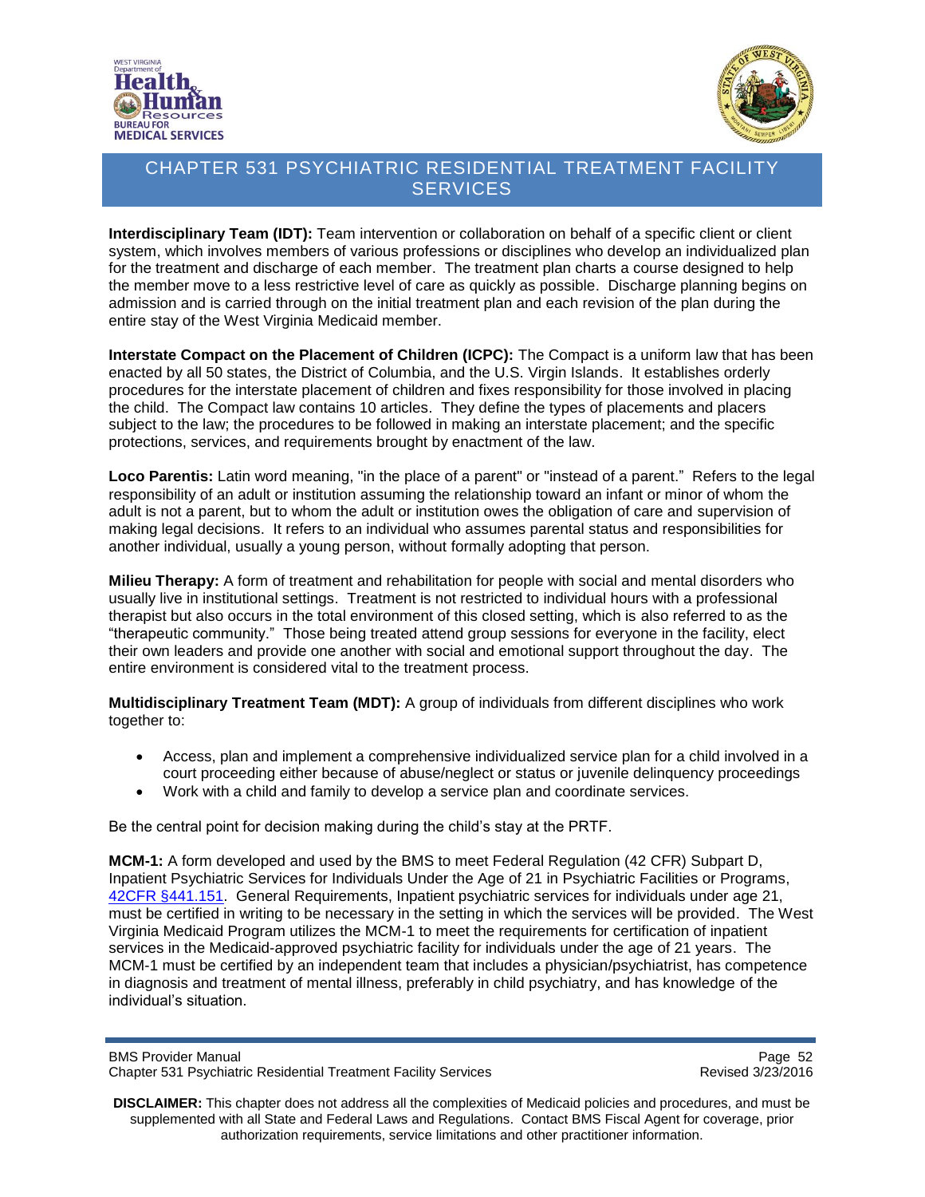**Interdisciplinary Team (IDT):** Team intervention or collaboration on behalf of a specific client or client system, which involves members of various professions or disciplines who develop an individualized plan for the treatment and discharge of each member. The treatment plan charts a course designed to help the member move to a less restrictive level of care as quickly as possible. Discharge planning begins on admission and is carried through on the initial treatment plan and each revision of the plan during the entire stay of the West Virginia Medicaid member.

**Interstate Compact on the Placement of Children (ICPC):** The Compact is a uniform law that has been enacted by all 50 states, the District of Columbia, and the U.S. Virgin Islands. It establishes orderly procedures for the interstate placement of children and fixes responsibility for those involved in placing the child. The Compact law contains 10 articles. They define the types of placements and placers subject to the law; the procedures to be followed in making an interstate placement; and the specific protections, services, and requirements brought by enactment of the law.

**Loco Parentis:** Latin word meaning, "in the place of a parent" or "instead of a parent." Refers to the legal responsibility of an adult or institution assuming the relationship toward an infant or minor of whom the adult is not a parent, but to whom the adult or institution owes the obligation of care and supervision of making legal decisions. It refers to an individual who assumes parental status and responsibilities for another individual, usually a young person, without formally adopting that person.

**Milieu Therapy:** A form of treatment and rehabilitation for people with social and mental disorders who usually live in institutional settings. Treatment is not restricted to individual hours with a professional therapist but also occurs in the total environment of this closed setting, which is also referred to as the "therapeutic community." Those being treated attend group sessions for everyone in the facility, elect their own leaders and provide one another with social and emotional support throughout the day. The entire environment is considered vital to the treatment process.

**Multidisciplinary Treatment Team (MDT):** A group of individuals from different disciplines who work together to:

- Access, plan and implement a comprehensive individualized service plan for a child involved in a court proceeding either because of abuse/neglect or status or juvenile delinquency proceedings
- Work with a child and family to develop a service plan and coordinate services.

Be the central point for decision making during the child's stay at the PRTF.

**MCM-1:** A form developed and used by the BMS to meet Federal Regulation (42 CFR) Subpart D, Inpatient Psychiatric Services for Individuals Under the Age of 21 in Psychiatric Facilities or Programs, 42CFR §441.151. General Requirements, Inpatient psychiatric services for individuals under age 21, must be certified in writing to be necessary in the setting in which the services will be provided. The West Virginia Medicaid Program utilizes the MCM-1 to meet the requirements for certification of inpatient services in the Medicaid-approved psychiatric facility for individuals under the age of 21 years. The MCM-1 must be certified by an independent team that includes a physician/psychiatrist, has competence in diagnosis and treatment of mental illness, preferably in child psychiatry, and has knowledge of the individual's situation.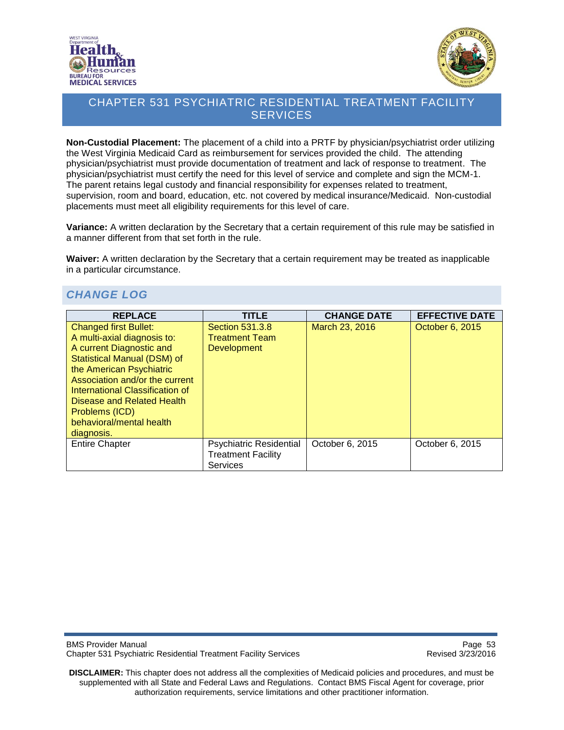**Non-Custodial Placement:** The placement of a child into a PRTF by physician/psychiatrist order utilizing the West Virginia Medicaid Card as reimbursement for services provided the child. The attending physician/psychiatrist must provide documentation of treatment and lack of response to treatment. The physician/psychiatrist must certify the need for this level of service and complete and sign the MCM-1. The parent retains legal custody and financial responsibility for expenses related to treatment, supervision, room and board, education, etc. not covered by medical insurance/Medicaid. Non-custodial placements must meet all eligibility requirements for this level of care.

**Variance:** A written declaration by the Secretary that a certain requirement of this rule may be satisfied in a manner different from that set forth in the rule.

**Waiver:** A written declaration by the Secretary that a certain requirement may be treated as inapplicable in a particular circumstance.

## CHANGE LOG

| REPLACE | TITLE | CHANGE DATE | EFFECTIVE DATE |
| --- | --- | --- | --- |
| Changed first Bullet: A multi-axial diagnosis to: A current Diagnostic and Statistical Manual (DSM) of the American Psychiatric Association and/or the current International Classification of Disease and Related Health Problems (ICD) behavioral/mental health diagnosis. | Section 531.3.8 Treatment Team Development | March 23, 2016 | October 6, 2015 |
| Entire Chapter | Psychiatric Residential Treatment Facility Services | October 6, 2015 | October 6, 2015 |